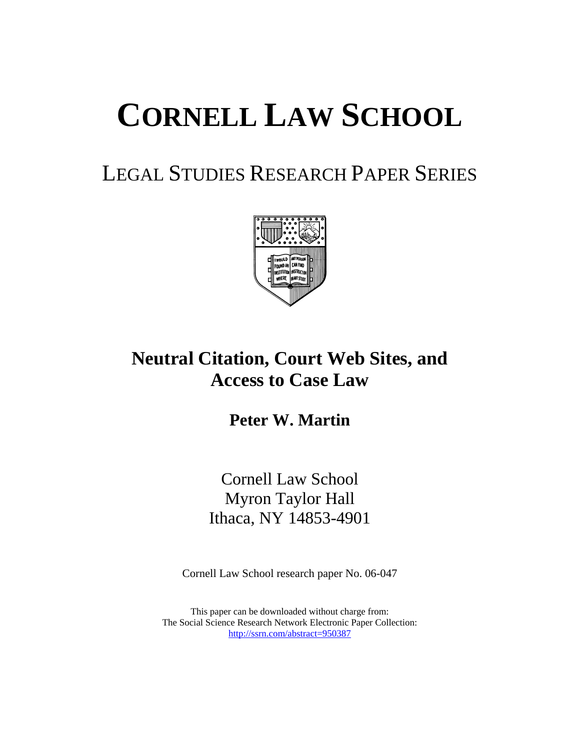# CORNELL LAW SCHOOL

## LEGAL STUDIES RESEARCH PAPER SERIES

## Neutral Citation, Court Web Sites, and Access to Case Law

**Peter W. Martin**

Cornell Law School
Myron Taylor Hall
Ithaca, NY 14853-4901

Cornell Law School research paper No. 06-047

This paper can be downloaded without charge from:
The Social Science Research Network Electronic Paper Collection:
http://ssrn.com/abstract=950387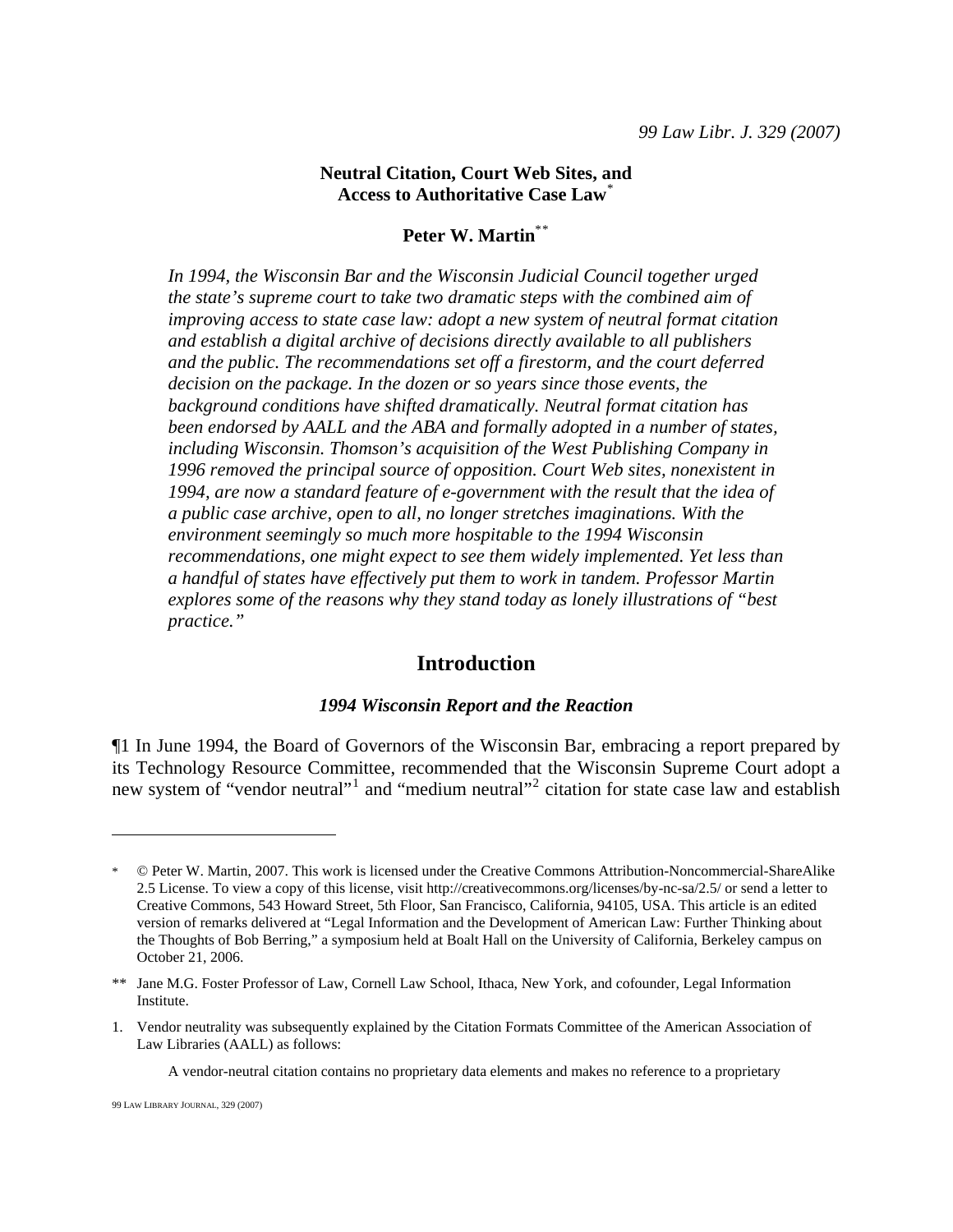# Neutral Citation, Court Web Sites, and Access to Authoritative Case Law[*]

## Peter W. Martin[**]

*In 1994, the Wisconsin Bar and the Wisconsin Judicial Council together urged the state's supreme court to take two dramatic steps with the combined aim of improving access to state case law: adopt a new system of neutral format citation and establish a digital archive of decisions directly available to all publishers and the public. The recommendations set off a firestorm, and the court deferred decision on the package. In the dozen or so years since those events, the background conditions have shifted dramatically. Neutral format citation has been endorsed by AALL and the ABA and formally adopted in a number of states, including Wisconsin. Thomson's acquisition of the West Publishing Company in 1996 removed the principal source of opposition. Court Web sites, nonexistent in 1994, are now a standard feature of e-government with the result that the idea of a public case archive, open to all, no longer stretches imaginations. With the environment seemingly so much more hospitable to the 1994 Wisconsin recommendations, one might expect to see them widely implemented. Yet less than a handful of states have effectively put them to work in tandem. Professor Martin explores some of the reasons why they stand today as lonely illustrations of "best practice."*

## Introduction

### *1994 Wisconsin Report and the Reaction*

¶1 In June 1994, the Board of Governors of the Wisconsin Bar, embracing a report prepared by its Technology Resource Committee, recommended that the Wisconsin Supreme Court adopt a new system of "vendor neutral"[1] and "medium neutral"[2] citation for state case law and establish

---

\* © Peter W. Martin, 2007. This work is licensed under the Creative Commons Attribution-Noncommercial-ShareAlike 2.5 License. To view a copy of this license, visit http://creativecommons.org/licenses/by-nc-sa/2.5/ or send a letter to Creative Commons, 543 Howard Street, 5th Floor, San Francisco, California, 94105, USA. This article is an edited version of remarks delivered at "Legal Information and the Development of American Law: Further Thinking about the Thoughts of Bob Berring," a symposium held at Boalt Hall on the University of California, Berkeley campus on October 21, 2006.

\*\* Jane M.G. Foster Professor of Law, Cornell Law School, Ithaca, New York, and cofounder, Legal Information Institute.

1. Vendor neutrality was subsequently explained by the Citation Formats Committee of the American Association of Law Libraries (AALL) as follows:

   A vendor-neutral citation contains no proprietary data elements and makes no reference to a proprietary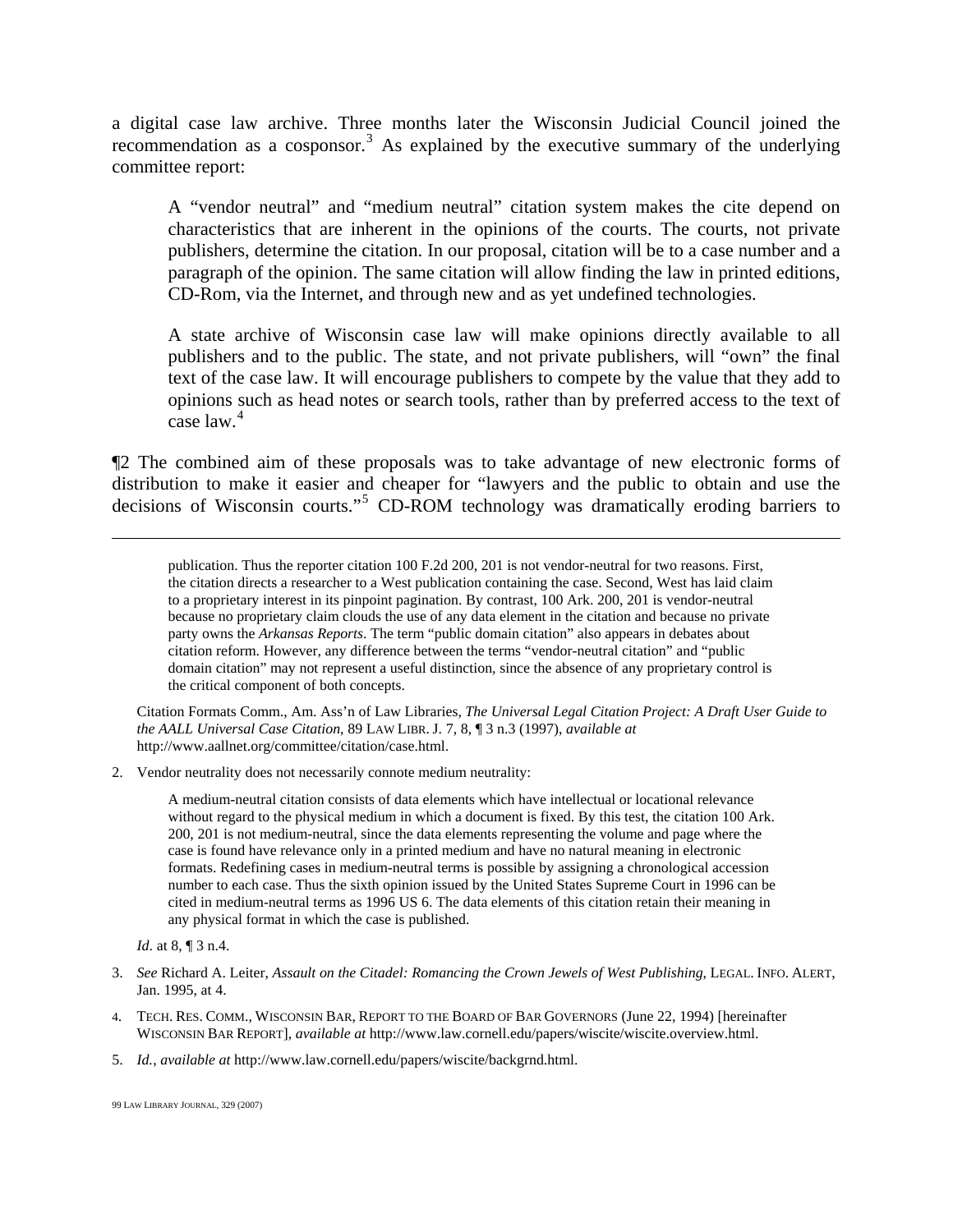a digital case law archive. Three months later the Wisconsin Judicial Council joined the recommendation as a cosponsor.[3] As explained by the executive summary of the underlying committee report:

> A "vendor neutral" and "medium neutral" citation system makes the cite depend on characteristics that are inherent in the opinions of the courts. The courts, not private publishers, determine the citation. In our proposal, citation will be to a case number and a paragraph of the opinion. The same citation will allow finding the law in printed editions, CD-Rom, via the Internet, and through new and as yet undefined technologies.
>
> A state archive of Wisconsin case law will make opinions directly available to all publishers and to the public. The state, and not private publishers, will "own" the final text of the case law. It will encourage publishers to compete by the value that they add to opinions such as head notes or search tools, rather than by preferred access to the text of case law.[4]

¶2 The combined aim of these proposals was to take advantage of new electronic forms of distribution to make it easier and cheaper for "lawyers and the public to obtain and use the decisions of Wisconsin courts."[5] CD-ROM technology was dramatically eroding barriers to

---

> publication. Thus the reporter citation 100 F.2d 200, 201 is not vendor-neutral for two reasons. First, the citation directs a researcher to a West publication containing the case. Second, West has laid claim to a proprietary interest in its pinpoint pagination. By contrast, 100 Ark. 200, 201 is vendor-neutral because no proprietary claim clouds the use of any data element in the citation and because no private party owns the *Arkansas Reports*. The term "public domain citation" also appears in debates about citation reform. However, any difference between the terms "vendor-neutral citation" and "public domain citation" may not represent a useful distinction, since the absence of any proprietary control is the critical component of both concepts.

Citation Formats Comm., Am. Ass'n of Law Libraries, *The Universal Legal Citation Project: A Draft User Guide to the AALL Universal Case Citation*, 89 LAW LIBR. J. 7, 8, ¶ 3 n.3 (1997), *available at* http://www.aallnet.org/committee/citation/case.html.

2. Vendor neutrality does not necessarily connote medium neutrality:

> A medium-neutral citation consists of data elements which have intellectual or locational relevance without regard to the physical medium in which a document is fixed. By this test, the citation 100 Ark. 200, 201 is not medium-neutral, since the data elements representing the volume and page where the case is found have relevance only in a printed medium and have no natural meaning in electronic formats. Redefining cases in medium-neutral terms is possible by assigning a chronological accession number to each case. Thus the sixth opinion issued by the United States Supreme Court in 1996 can be cited in medium-neutral terms as 1996 US 6. The data elements of this citation retain their meaning in any physical format in which the case is published.

*Id*. at 8, ¶ 3 n.4.

3. *See* Richard A. Leiter, *Assault on the Citadel: Romancing the Crown Jewels of West Publishing*, LEGAL. INFO. ALERT, Jan. 1995, at 4.

4. TECH. RES. COMM., WISCONSIN BAR, REPORT TO THE BOARD OF BAR GOVERNORS (June 22, 1994) [hereinafter WISCONSIN BAR REPORT], *available at* http://www.law.cornell.edu/papers/wiscite/wiscite.overview.html.

5. *Id.*, *available at* http://www.law.cornell.edu/papers/wiscite/backgrnd.html.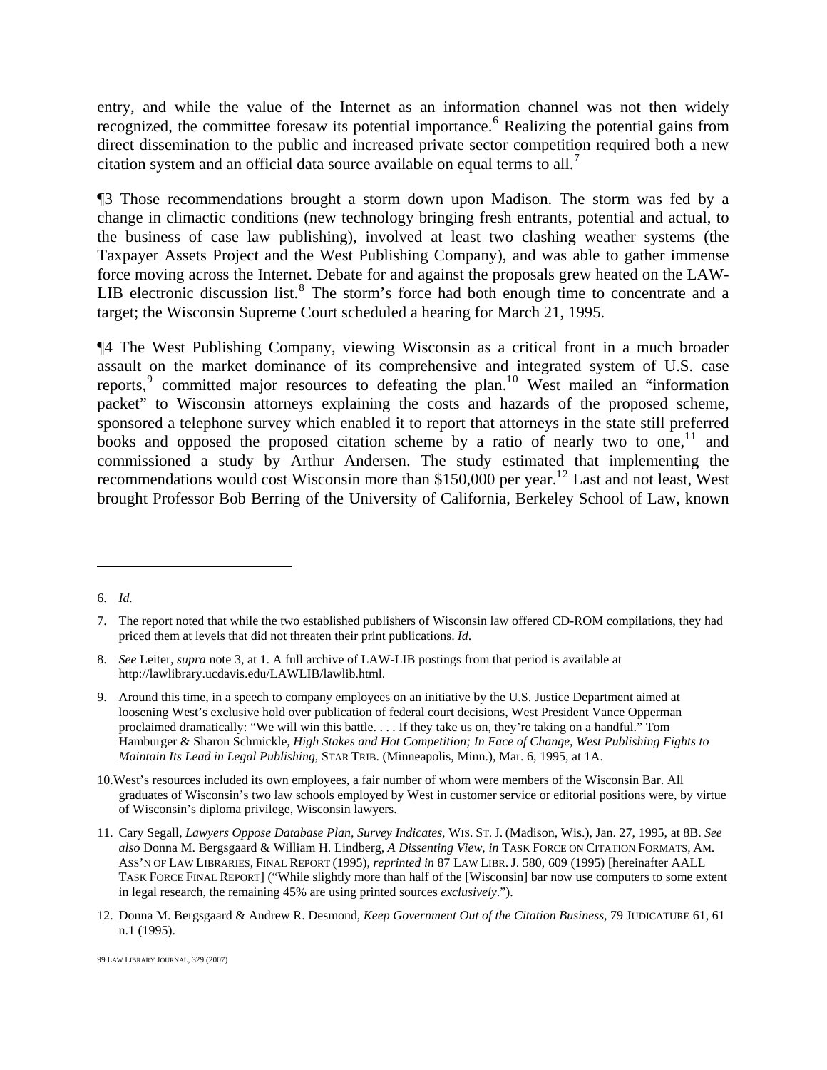entry, and while the value of the Internet as an information channel was not then widely recognized, the committee foresaw its potential importance.[6] Realizing the potential gains from direct dissemination to the public and increased private sector competition required both a new citation system and an official data source available on equal terms to all.[7]

¶3 Those recommendations brought a storm down upon Madison. The storm was fed by a change in climactic conditions (new technology bringing fresh entrants, potential and actual, to the business of case law publishing), involved at least two clashing weather systems (the Taxpayer Assets Project and the West Publishing Company), and was able to gather immense force moving across the Internet. Debate for and against the proposals grew heated on the LAW-LIB electronic discussion list.[8] The storm's force had both enough time to concentrate and a target; the Wisconsin Supreme Court scheduled a hearing for March 21, 1995.

¶4 The West Publishing Company, viewing Wisconsin as a critical front in a much broader assault on the market dominance of its comprehensive and integrated system of U.S. case reports,[9] committed major resources to defeating the plan.[10] West mailed an "information packet" to Wisconsin attorneys explaining the costs and hazards of the proposed scheme, sponsored a telephone survey which enabled it to report that attorneys in the state still preferred books and opposed the proposed citation scheme by a ratio of nearly two to one,[11] and commissioned a study by Arthur Andersen. The study estimated that implementing the recommendations would cost Wisconsin more than $150,000 per year.[12] Last and not least, West brought Professor Bob Berring of the University of California, Berkeley School of Law, known

---

6. *Id.*

7. The report noted that while the two established publishers of Wisconsin law offered CD-ROM compilations, they had priced them at levels that did not threaten their print publications. *Id*.

8. *See* Leiter, *supra* note 3, at 1. A full archive of LAW-LIB postings from that period is available at http://lawlibrary.ucdavis.edu/LAWLIB/lawlib.html.

9. Around this time, in a speech to company employees on an initiative by the U.S. Justice Department aimed at loosening West's exclusive hold over publication of federal court decisions, West President Vance Opperman proclaimed dramatically: "We will win this battle. . . . If they take us on, they're taking on a handful." Tom Hamburger & Sharon Schmickle, *High Stakes and Hot Competition; In Face of Change, West Publishing Fights to Maintain Its Lead in Legal Publishing,* STAR TRIB. (Minneapolis, Minn.), Mar. 6, 1995, at 1A.

10. West's resources included its own employees, a fair number of whom were members of the Wisconsin Bar. All graduates of Wisconsin's two law schools employed by West in customer service or editorial positions were, by virtue of Wisconsin's diploma privilege, Wisconsin lawyers.

11. Cary Segall, *Lawyers Oppose Database Plan, Survey Indicates*, WIS. ST. J. (Madison, Wis.), Jan. 27, 1995, at 8B. *See also* Donna M. Bergsgaard & William H. Lindberg, *A Dissenting View*, *in* TASK FORCE ON CITATION FORMATS, AM. ASS'N OF LAW LIBRARIES, FINAL REPORT (1995), *reprinted in* 87 LAW LIBR. J. 580, 609 (1995) [hereinafter AALL TASK FORCE FINAL REPORT] ("While slightly more than half of the [Wisconsin] bar now use computers to some extent in legal research, the remaining 45% are using printed sources *exclusively*.").

12. Donna M. Bergsgaard & Andrew R. Desmond, *Keep Government Out of the Citation Business*, 79 JUDICATURE 61, 61 n.1 (1995).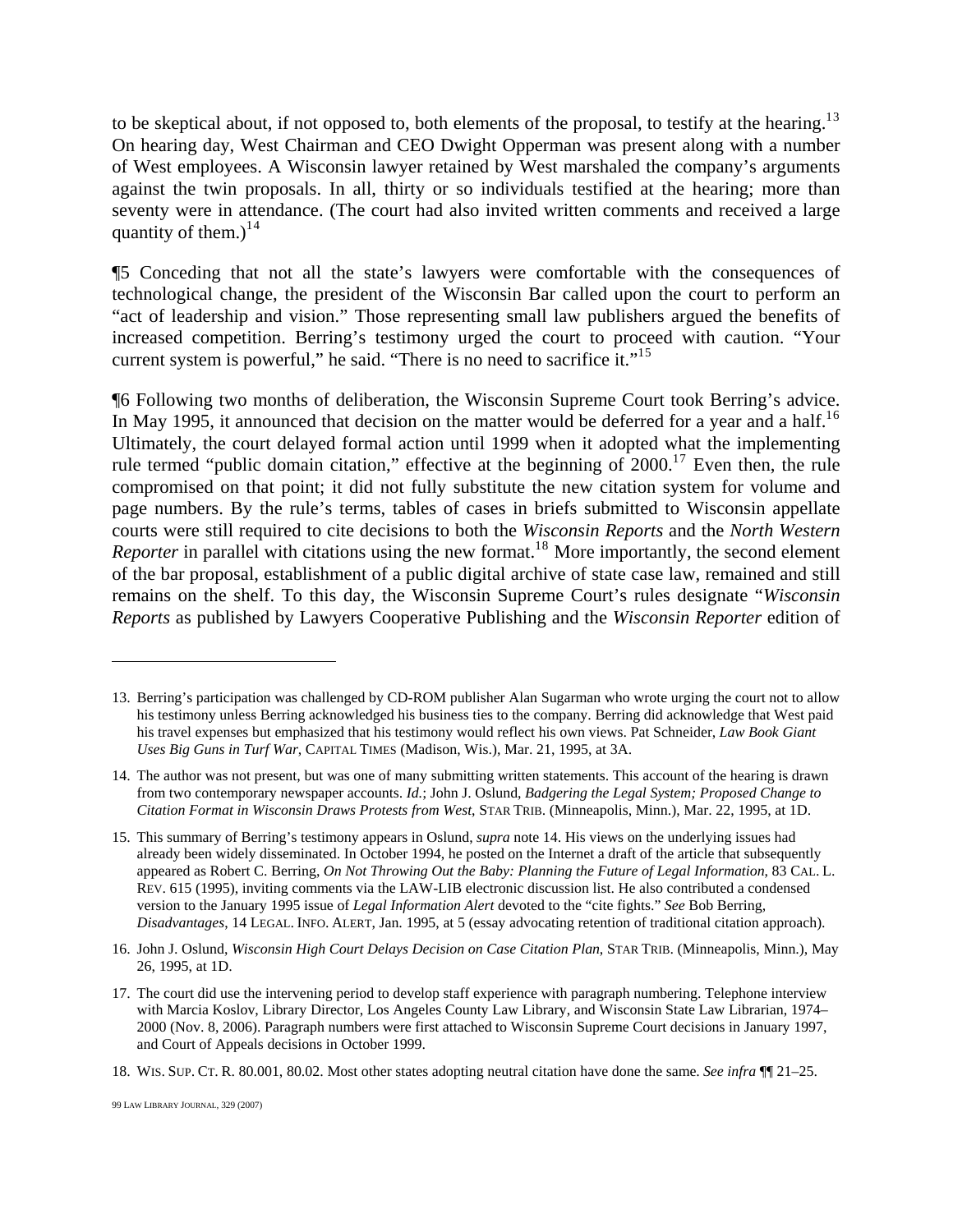to be skeptical about, if not opposed to, both elements of the proposal, to testify at the hearing.[13] On hearing day, West Chairman and CEO Dwight Opperman was present along with a number of West employees. A Wisconsin lawyer retained by West marshaled the company's arguments against the twin proposals. In all, thirty or so individuals testified at the hearing; more than seventy were in attendance. (The court had also invited written comments and received a large quantity of them.)[14]

¶5 Conceding that not all the state's lawyers were comfortable with the consequences of technological change, the president of the Wisconsin Bar called upon the court to perform an "act of leadership and vision." Those representing small law publishers argued the benefits of increased competition. Berring's testimony urged the court to proceed with caution. "Your current system is powerful," he said. "There is no need to sacrifice it."[15]

¶6 Following two months of deliberation, the Wisconsin Supreme Court took Berring's advice. In May 1995, it announced that decision on the matter would be deferred for a year and a half.[16] Ultimately, the court delayed formal action until 1999 when it adopted what the implementing rule termed "public domain citation," effective at the beginning of 2000.[17] Even then, the rule compromised on that point; it did not fully substitute the new citation system for volume and page numbers. By the rule's terms, tables of cases in briefs submitted to Wisconsin appellate courts were still required to cite decisions to both the *Wisconsin Reports* and the *North Western Reporter* in parallel with citations using the new format.[18] More importantly, the second element of the bar proposal, establishment of a public digital archive of state case law, remained and still remains on the shelf. To this day, the Wisconsin Supreme Court's rules designate "*Wisconsin Reports* as published by Lawyers Cooperative Publishing and the *Wisconsin Reporter* edition of

---

13. Berring's participation was challenged by CD-ROM publisher Alan Sugarman who wrote urging the court not to allow his testimony unless Berring acknowledged his business ties to the company. Berring did acknowledge that West paid his travel expenses but emphasized that his testimony would reflect his own views. Pat Schneider, *Law Book Giant Uses Big Guns in Turf War*, CAPITAL TIMES (Madison, Wis.), Mar. 21, 1995, at 3A.

14. The author was not present, but was one of many submitting written statements. This account of the hearing is drawn from two contemporary newspaper accounts. *Id.*; John J. Oslund, *Badgering the Legal System; Proposed Change to Citation Format in Wisconsin Draws Protests from West*, STAR TRIB. (Minneapolis, Minn.), Mar. 22, 1995, at 1D.

15. This summary of Berring's testimony appears in Oslund, *supra* note 14. His views on the underlying issues had already been widely disseminated. In October 1994, he posted on the Internet a draft of the article that subsequently appeared as Robert C. Berring, *On Not Throwing Out the Baby: Planning the Future of Legal Information*, 83 CAL. L. REV. 615 (1995), inviting comments via the LAW-LIB electronic discussion list. He also contributed a condensed version to the January 1995 issue of *Legal Information Alert* devoted to the "cite fights." *See* Bob Berring, *Disadvantages*, 14 LEGAL. INFO. ALERT, Jan. 1995, at 5 (essay advocating retention of traditional citation approach).

16. John J. Oslund, *Wisconsin High Court Delays Decision on Case Citation Plan*, STAR TRIB. (Minneapolis, Minn.), May 26, 1995, at 1D.

17. The court did use the intervening period to develop staff experience with paragraph numbering. Telephone interview with Marcia Koslov, Library Director, Los Angeles County Law Library, and Wisconsin State Law Librarian, 1974–2000 (Nov. 8, 2006). Paragraph numbers were first attached to Wisconsin Supreme Court decisions in January 1997, and Court of Appeals decisions in October 1999.

18. WIS. SUP. CT. R. 80.001, 80.02. Most other states adopting neutral citation have done the same. *See infra* ¶¶ 21–25.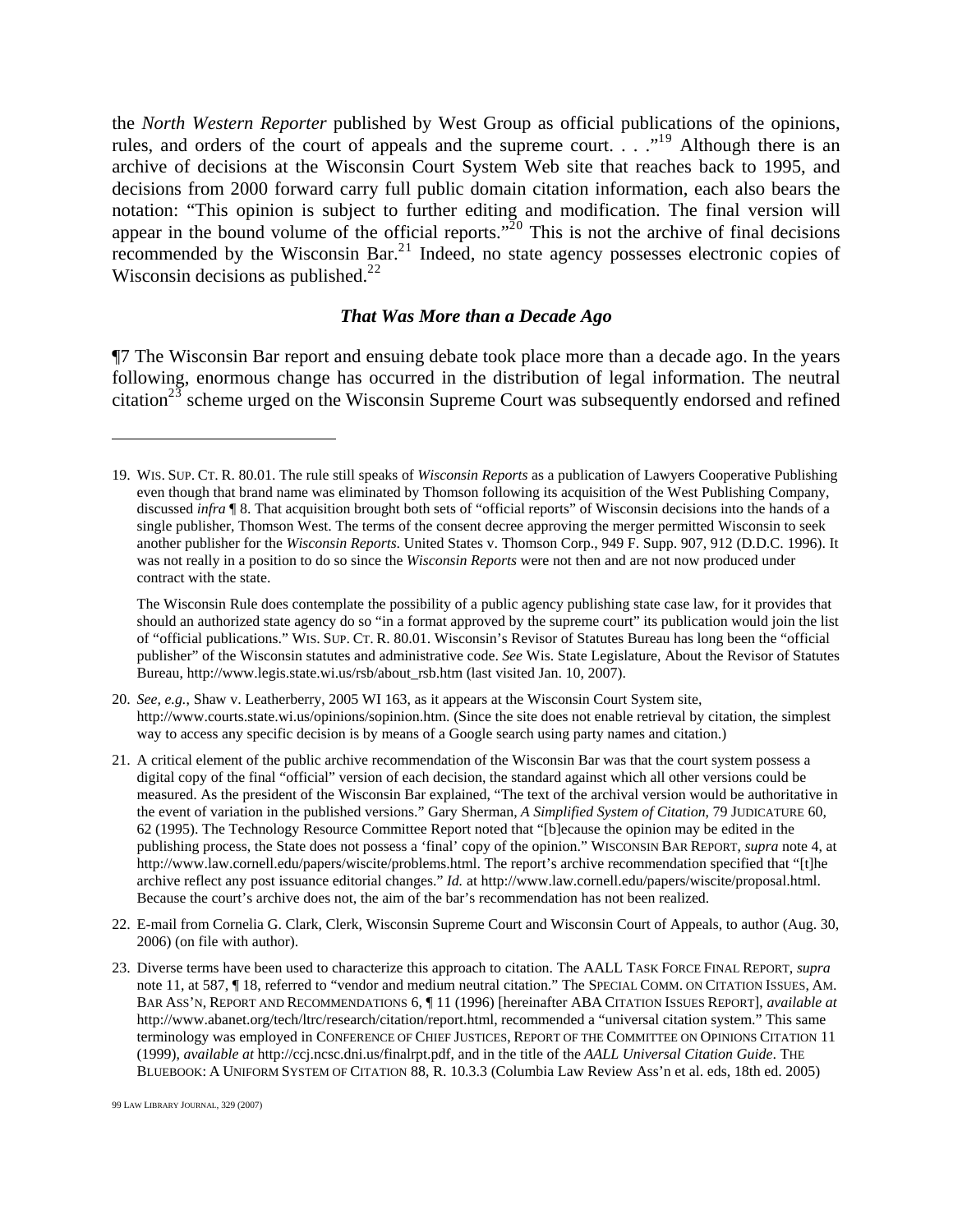the *North Western Reporter* published by West Group as official publications of the opinions, rules, and orders of the court of appeals and the supreme court. . . ."[19] Although there is an archive of decisions at the Wisconsin Court System Web site that reaches back to 1995, and decisions from 2000 forward carry full public domain citation information, each also bears the notation: "This opinion is subject to further editing and modification. The final version will appear in the bound volume of the official reports."[20] This is not the archive of final decisions recommended by the Wisconsin Bar.[21] Indeed, no state agency possesses electronic copies of Wisconsin decisions as published.[22]

### *That Was More than a Decade Ago*

¶7 The Wisconsin Bar report and ensuing debate took place more than a decade ago. In the years following, enormous change has occurred in the distribution of legal information. The neutral citation[23] scheme urged on the Wisconsin Supreme Court was subsequently endorsed and refined

---

19. WIS. SUP. CT. R. 80.01. The rule still speaks of *Wisconsin Reports* as a publication of Lawyers Cooperative Publishing even though that brand name was eliminated by Thomson following its acquisition of the West Publishing Company, discussed *infra* ¶ 8. That acquisition brought both sets of "official reports" of Wisconsin decisions into the hands of a single publisher, Thomson West. The terms of the consent decree approving the merger permitted Wisconsin to seek another publisher for the *Wisconsin Reports*. United States v. Thomson Corp., 949 F. Supp. 907, 912 (D.D.C. 1996). It was not really in a position to do so since the *Wisconsin Reports* were not then and are not now produced under contract with the state.

    The Wisconsin Rule does contemplate the possibility of a public agency publishing state case law, for it provides that should an authorized state agency do so "in a format approved by the supreme court" its publication would join the list of "official publications." WIS. SUP. CT. R. 80.01. Wisconsin's Revisor of Statutes Bureau has long been the "official publisher" of the Wisconsin statutes and administrative code. *See* Wis. State Legislature, About the Revisor of Statutes Bureau, http://www.legis.state.wi.us/rsb/about_rsb.htm (last visited Jan. 10, 2007).

20. *See, e.g.*, Shaw v. Leatherberry, 2005 WI 163, as it appears at the Wisconsin Court System site, http://www.courts.state.wi.us/opinions/sopinion.htm. (Since the site does not enable retrieval by citation, the simplest way to access any specific decision is by means of a Google search using party names and citation.)

21. A critical element of the public archive recommendation of the Wisconsin Bar was that the court system possess a digital copy of the final "official" version of each decision, the standard against which all other versions could be measured. As the president of the Wisconsin Bar explained, "The text of the archival version would be authoritative in the event of variation in the published versions." Gary Sherman, *A Simplified System of Citation*, 79 JUDICATURE 60, 62 (1995). The Technology Resource Committee Report noted that "[b]ecause the opinion may be edited in the publishing process, the State does not possess a 'final' copy of the opinion." WISCONSIN BAR REPORT, *supra* note 4, at http://www.law.cornell.edu/papers/wiscite/problems.html. The report's archive recommendation specified that "[t]he archive reflect any post issuance editorial changes." *Id.* at http://www.law.cornell.edu/papers/wiscite/proposal.html. Because the court's archive does not, the aim of the bar's recommendation has not been realized.

22. E-mail from Cornelia G. Clark, Clerk, Wisconsin Supreme Court and Wisconsin Court of Appeals, to author (Aug. 30, 2006) (on file with author).

23. Diverse terms have been used to characterize this approach to citation. The AALL TASK FORCE FINAL REPORT, *supra* note 11, at 587, ¶ 18, referred to "vendor and medium neutral citation." The SPECIAL COMM. ON CITATION ISSUES, AM. BAR ASS'N, REPORT AND RECOMMENDATIONS 6, ¶ 11 (1996) [hereinafter ABA CITATION ISSUES REPORT], *available at* http://www.abanet.org/tech/ltrc/research/citation/report.html, recommended a "universal citation system." This same terminology was employed in CONFERENCE OF CHIEF JUSTICES, REPORT OF THE COMMITTEE ON OPINIONS CITATION 11 (1999), *available at* http://ccj.ncsc.dni.us/finalrpt.pdf, and in the title of the *AALL Universal Citation Guide*. THE BLUEBOOK: A UNIFORM SYSTEM OF CITATION 88, R. 10.3.3 (Columbia Law Review Ass'n et al. eds, 18th ed. 2005)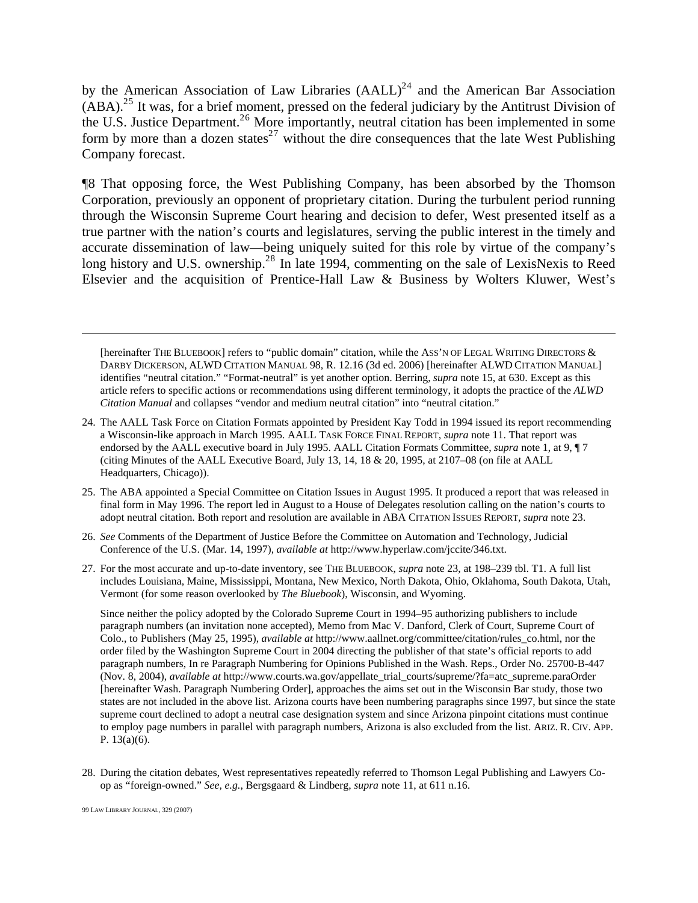by the American Association of Law Libraries (AALL)[24] and the American Bar Association (ABA).[25] It was, for a brief moment, pressed on the federal judiciary by the Antitrust Division of the U.S. Justice Department.[26] More importantly, neutral citation has been implemented in some form by more than a dozen states[27] without the dire consequences that the late West Publishing Company forecast.

¶8 That opposing force, the West Publishing Company, has been absorbed by the Thomson Corporation, previously an opponent of proprietary citation. During the turbulent period running through the Wisconsin Supreme Court hearing and decision to defer, West presented itself as a true partner with the nation's courts and legislatures, serving the public interest in the timely and accurate dissemination of law—being uniquely suited for this role by virtue of the company's long history and U.S. ownership.[28] In late 1994, commenting on the sale of LexisNexis to Reed Elsevier and the acquisition of Prentice-Hall Law & Business by Wolters Kluwer, West's

---

[hereinafter THE BLUEBOOK] refers to "public domain" citation, while the ASS'N OF LEGAL WRITING DIRECTORS & DARBY DICKERSON, ALWD CITATION MANUAL 98, R. 12.16 (3d ed. 2006) [hereinafter ALWD CITATION MANUAL] identifies "neutral citation." "Format-neutral" is yet another option. Berring, *supra* note 15, at 630. Except as this article refers to specific actions or recommendations using different terminology, it adopts the practice of the *ALWD Citation Manual* and collapses "vendor and medium neutral citation" into "neutral citation."

24. The AALL Task Force on Citation Formats appointed by President Kay Todd in 1994 issued its report recommending a Wisconsin-like approach in March 1995. AALL TASK FORCE FINAL REPORT, *supra* note 11. That report was endorsed by the AALL executive board in July 1995. AALL Citation Formats Committee, *supra* note 1, at 9, ¶ 7 (citing Minutes of the AALL Executive Board, July 13, 14, 18 & 20, 1995, at 2107–08 (on file at AALL Headquarters, Chicago)).

25. The ABA appointed a Special Committee on Citation Issues in August 1995. It produced a report that was released in final form in May 1996. The report led in August to a House of Delegates resolution calling on the nation's courts to adopt neutral citation. Both report and resolution are available in ABA CITATION ISSUES REPORT, *supra* note 23.

26. *See* Comments of the Department of Justice Before the Committee on Automation and Technology, Judicial Conference of the U.S. (Mar. 14, 1997), *available at* http://www.hyperlaw.com/jccite/346.txt.

27. For the most accurate and up-to-date inventory, see THE BLUEBOOK, *supra* note 23, at 198–239 tbl. T1. A full list includes Louisiana, Maine, Mississippi, Montana, New Mexico, North Dakota, Ohio, Oklahoma, South Dakota, Utah, Vermont (for some reason overlooked by *The Bluebook*), Wisconsin, and Wyoming.

Since neither the policy adopted by the Colorado Supreme Court in 1994–95 authorizing publishers to include paragraph numbers (an invitation none accepted), Memo from Mac V. Danford, Clerk of Court, Supreme Court of Colo., to Publishers (May 25, 1995), *available at* http://www.aallnet.org/committee/citation/rules_co.html, nor the order filed by the Washington Supreme Court in 2004 directing the publisher of that state's official reports to add paragraph numbers, In re Paragraph Numbering for Opinions Published in the Wash. Reps., Order No. 25700-B-447 (Nov. 8, 2004), *available at* http://www.courts.wa.gov/appellate_trial_courts/supreme/?fa=atc_supreme.paraOrder [hereinafter Wash. Paragraph Numbering Order], approaches the aims set out in the Wisconsin Bar study, those two states are not included in the above list. Arizona courts have been numbering paragraphs since 1997, but since the state supreme court declined to adopt a neutral case designation system and since Arizona pinpoint citations must continue to employ page numbers in parallel with paragraph numbers, Arizona is also excluded from the list. ARIZ. R. CIV. APP. P. 13(a)(6).

28. During the citation debates, West representatives repeatedly referred to Thomson Legal Publishing and Lawyers Co-op as "foreign-owned." *See, e.g.*, Bergsgaard & Lindberg, *supra* note 11, at 611 n.16.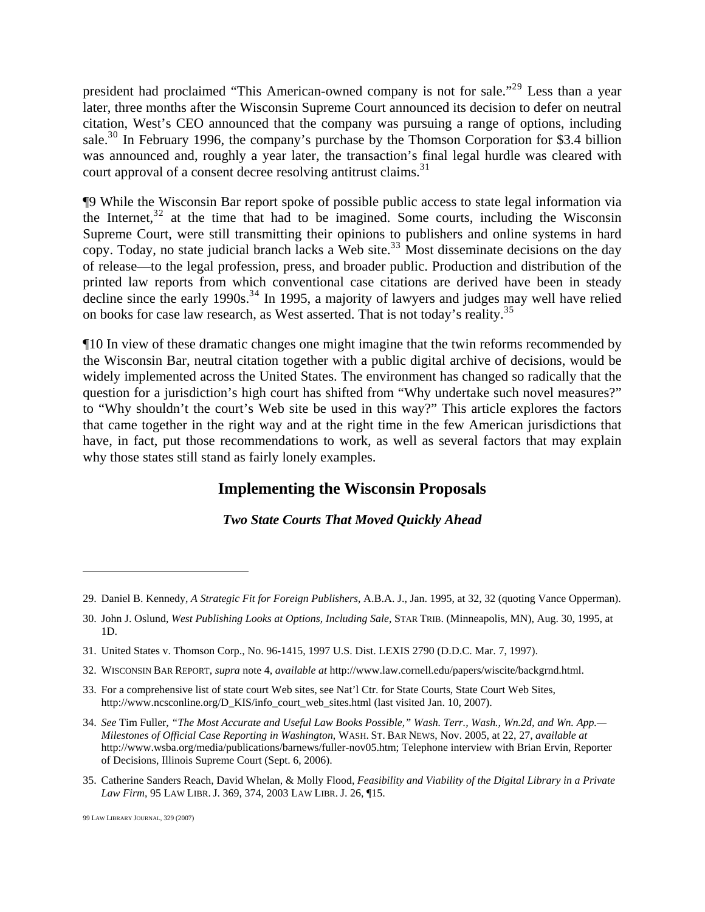president had proclaimed "This American-owned company is not for sale."[29] Less than a year later, three months after the Wisconsin Supreme Court announced its decision to defer on neutral citation, West's CEO announced that the company was pursuing a range of options, including sale.[30] In February 1996, the company's purchase by the Thomson Corporation for $3.4 billion was announced and, roughly a year later, the transaction's final legal hurdle was cleared with court approval of a consent decree resolving antitrust claims.[31]

¶9 While the Wisconsin Bar report spoke of possible public access to state legal information via the Internet,[32] at the time that had to be imagined. Some courts, including the Wisconsin Supreme Court, were still transmitting their opinions to publishers and online systems in hard copy. Today, no state judicial branch lacks a Web site.[33] Most disseminate decisions on the day of release—to the legal profession, press, and broader public. Production and distribution of the printed law reports from which conventional case citations are derived have been in steady decline since the early 1990s.[34] In 1995, a majority of lawyers and judges may well have relied on books for case law research, as West asserted. That is not today's reality.[35]

¶10 In view of these dramatic changes one might imagine that the twin reforms recommended by the Wisconsin Bar, neutral citation together with a public digital archive of decisions, would be widely implemented across the United States. The environment has changed so radically that the question for a jurisdiction's high court has shifted from "Why undertake such novel measures?" to "Why shouldn't the court's Web site be used in this way?" This article explores the factors that came together in the right way and at the right time in the few American jurisdictions that have, in fact, put those recommendations to work, as well as several factors that may explain why those states still stand as fairly lonely examples.

## Implementing the Wisconsin Proposals

### *Two State Courts That Moved Quickly Ahead*

---

29. Daniel B. Kennedy, *A Strategic Fit for Foreign Publishers*, A.B.A. J., Jan. 1995, at 32, 32 (quoting Vance Opperman).

30. John J. Oslund, *West Publishing Looks at Options, Including Sale*, STAR TRIB. (Minneapolis, MN), Aug. 30, 1995, at 1D.

31. United States v. Thomson Corp., No. 96-1415, 1997 U.S. Dist. LEXIS 2790 (D.D.C. Mar. 7, 1997).

32. WISCONSIN BAR REPORT, *supra* note 4, *available at* http://www.law.cornell.edu/papers/wiscite/backgrnd.html.

33. For a comprehensive list of state court Web sites, see Nat'l Ctr. for State Courts, State Court Web Sites, http://www.ncsconline.org/D_KIS/info_court_web_sites.html (last visited Jan. 10, 2007).

34. *See* Tim Fuller, *"The Most Accurate and Useful Law Books Possible," Wash. Terr., Wash., Wn.2d, and Wn. App.—Milestones of Official Case Reporting in Washington*, WASH. ST. BAR NEWS, Nov. 2005, at 22, 27, *available at* http://www.wsba.org/media/publications/barnews/fuller-nov05.htm; Telephone interview with Brian Ervin, Reporter of Decisions, Illinois Supreme Court (Sept. 6, 2006).

35. Catherine Sanders Reach, David Whelan, & Molly Flood, *Feasibility and Viability of the Digital Library in a Private Law Firm*, 95 LAW LIBR. J. 369, 374, 2003 LAW LIBR. J. 26, ¶15.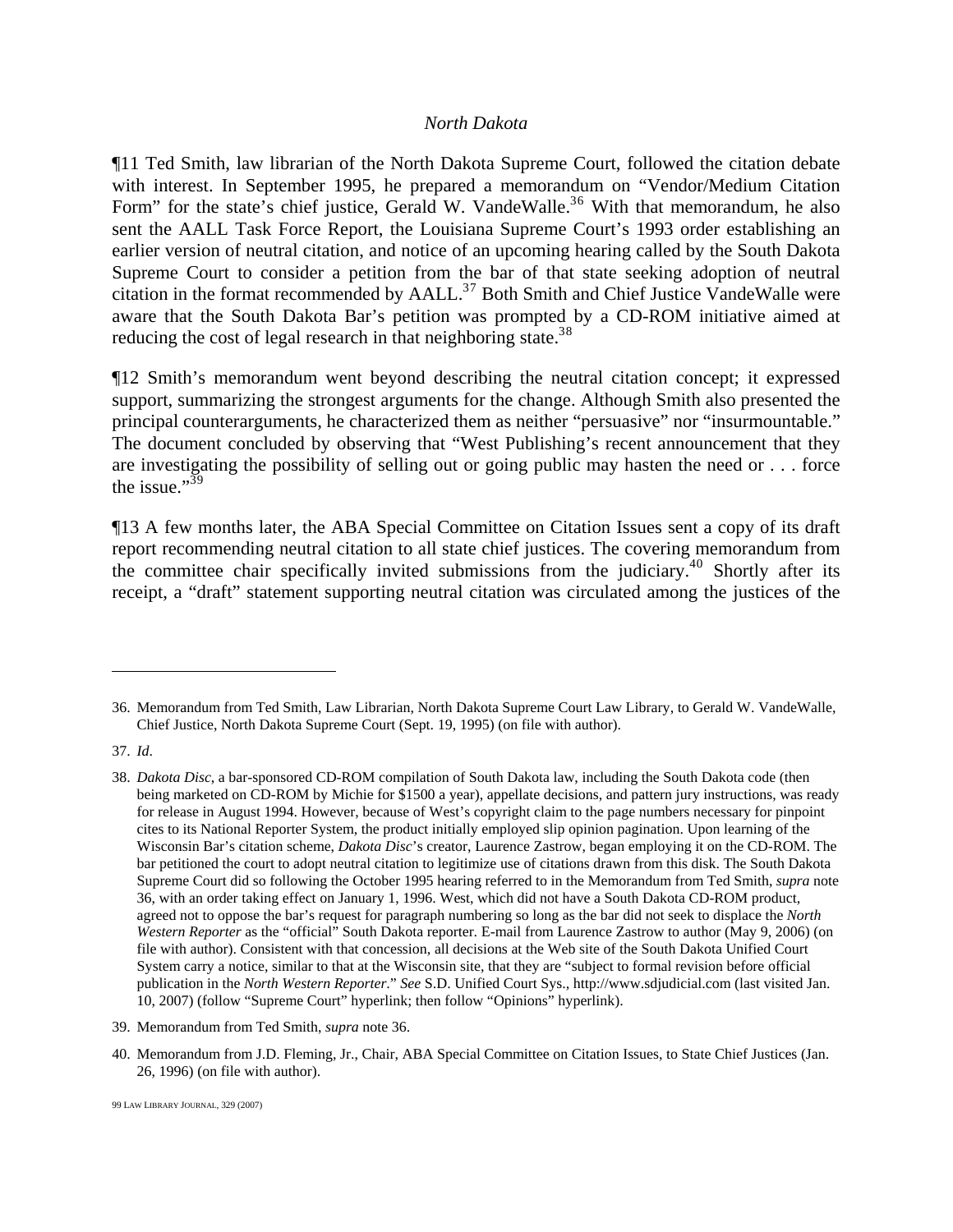### *North Dakota*

¶11 Ted Smith, law librarian of the North Dakota Supreme Court, followed the citation debate with interest. In September 1995, he prepared a memorandum on "Vendor/Medium Citation Form" for the state's chief justice, Gerald W. VandeWalle.[36] With that memorandum, he also sent the AALL Task Force Report, the Louisiana Supreme Court's 1993 order establishing an earlier version of neutral citation, and notice of an upcoming hearing called by the South Dakota Supreme Court to consider a petition from the bar of that state seeking adoption of neutral citation in the format recommended by AALL.[37] Both Smith and Chief Justice VandeWalle were aware that the South Dakota Bar's petition was prompted by a CD-ROM initiative aimed at reducing the cost of legal research in that neighboring state.[38]

¶12 Smith's memorandum went beyond describing the neutral citation concept; it expressed support, summarizing the strongest arguments for the change. Although Smith also presented the principal counterarguments, he characterized them as neither "persuasive" nor "insurmountable." The document concluded by observing that "West Publishing's recent announcement that they are investigating the possibility of selling out or going public may hasten the need or . . . force the issue."[39]

¶13 A few months later, the ABA Special Committee on Citation Issues sent a copy of its draft report recommending neutral citation to all state chief justices. The covering memorandum from the committee chair specifically invited submissions from the judiciary.[40] Shortly after its receipt, a "draft" statement supporting neutral citation was circulated among the justices of the

---

36. Memorandum from Ted Smith, Law Librarian, North Dakota Supreme Court Law Library, to Gerald W. VandeWalle, Chief Justice, North Dakota Supreme Court (Sept. 19, 1995) (on file with author).

37. *Id*.

38. *Dakota Disc*, a bar-sponsored CD-ROM compilation of South Dakota law, including the South Dakota code (then being marketed on CD-ROM by Michie for $1500 a year), appellate decisions, and pattern jury instructions, was ready for release in August 1994. However, because of West's copyright claim to the page numbers necessary for pinpoint cites to its National Reporter System, the product initially employed slip opinion pagination. Upon learning of the Wisconsin Bar's citation scheme, *Dakota Disc*'s creator, Laurence Zastrow, began employing it on the CD-ROM. The bar petitioned the court to adopt neutral citation to legitimize use of citations drawn from this disk. The South Dakota Supreme Court did so following the October 1995 hearing referred to in the Memorandum from Ted Smith, *supra* note 36, with an order taking effect on January 1, 1996. West, which did not have a South Dakota CD-ROM product, agreed not to oppose the bar's request for paragraph numbering so long as the bar did not seek to displace the *North Western Reporter* as the "official" South Dakota reporter. E-mail from Laurence Zastrow to author (May 9, 2006) (on file with author). Consistent with that concession, all decisions at the Web site of the South Dakota Unified Court System carry a notice, similar to that at the Wisconsin site, that they are "subject to formal revision before official publication in the *North Western Reporter*." *See* S.D. Unified Court Sys., http://www.sdjudicial.com (last visited Jan. 10, 2007) (follow "Supreme Court" hyperlink; then follow "Opinions" hyperlink).

39. Memorandum from Ted Smith, *supra* note 36.

40. Memorandum from J.D. Fleming, Jr., Chair, ABA Special Committee on Citation Issues, to State Chief Justices (Jan. 26, 1996) (on file with author).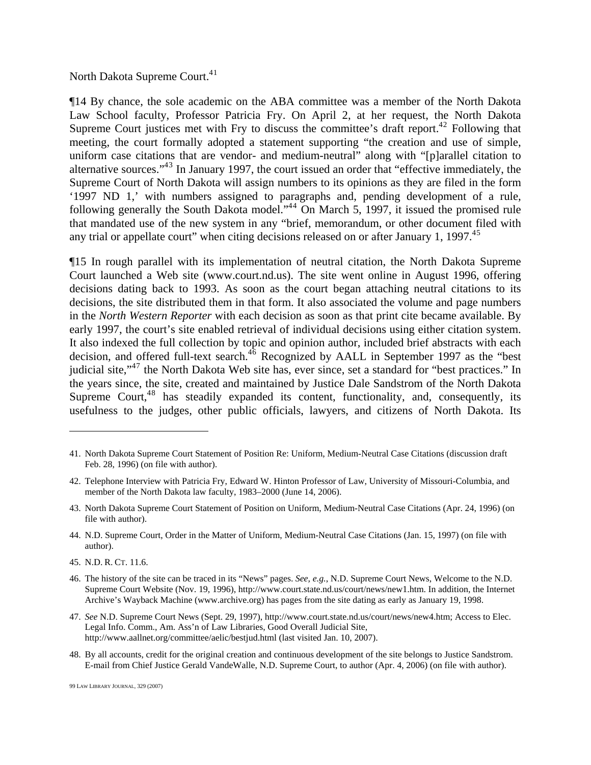North Dakota Supreme Court.[41]

¶14 By chance, the sole academic on the ABA committee was a member of the North Dakota Law School faculty, Professor Patricia Fry. On April 2, at her request, the North Dakota Supreme Court justices met with Fry to discuss the committee's draft report.[42] Following that meeting, the court formally adopted a statement supporting "the creation and use of simple, uniform case citations that are vendor- and medium-neutral" along with "[p]arallel citation to alternative sources."[43] In January 1997, the court issued an order that "effective immediately, the Supreme Court of North Dakota will assign numbers to its opinions as they are filed in the form '1997 ND 1,' with numbers assigned to paragraphs and, pending development of a rule, following generally the South Dakota model."[44] On March 5, 1997, it issued the promised rule that mandated use of the new system in any "brief, memorandum, or other document filed with any trial or appellate court" when citing decisions released on or after January 1, 1997.[45]

¶15 In rough parallel with its implementation of neutral citation, the North Dakota Supreme Court launched a Web site (www.court.nd.us). The site went online in August 1996, offering decisions dating back to 1993. As soon as the court began attaching neutral citations to its decisions, the site distributed them in that form. It also associated the volume and page numbers in the *North Western Reporter* with each decision as soon as that print cite became available. By early 1997, the court's site enabled retrieval of individual decisions using either citation system. It also indexed the full collection by topic and opinion author, included brief abstracts with each decision, and offered full-text search.[46] Recognized by AALL in September 1997 as the "best judicial site,"[47] the North Dakota Web site has, ever since, set a standard for "best practices." In the years since, the site, created and maintained by Justice Dale Sandstrom of the North Dakota Supreme Court,[48] has steadily expanded its content, functionality, and, consequently, its usefulness to the judges, other public officials, lawyers, and citizens of North Dakota. Its

---

41. North Dakota Supreme Court Statement of Position Re: Uniform, Medium-Neutral Case Citations (discussion draft Feb. 28, 1996) (on file with author).

42. Telephone Interview with Patricia Fry, Edward W. Hinton Professor of Law, University of Missouri-Columbia, and member of the North Dakota law faculty, 1983–2000 (June 14, 2006).

43. North Dakota Supreme Court Statement of Position on Uniform, Medium-Neutral Case Citations (Apr. 24, 1996) (on file with author).

44. N.D. Supreme Court, Order in the Matter of Uniform, Medium-Neutral Case Citations (Jan. 15, 1997) (on file with author).

45. N.D. R. CT. 11.6.

46. The history of the site can be traced in its "News" pages. *See, e.g.*, N.D. Supreme Court News, Welcome to the N.D. Supreme Court Website (Nov. 19, 1996), http://www.court.state.nd.us/court/news/new1.htm. In addition, the Internet Archive's Wayback Machine (www.archive.org) has pages from the site dating as early as January 19, 1998.

47. *See* N.D. Supreme Court News (Sept. 29, 1997), http://www.court.state.nd.us/court/news/new4.htm; Access to Elec. Legal Info. Comm., Am. Ass'n of Law Libraries, Good Overall Judicial Site, http://www.aallnet.org/committee/aelic/bestjud.html (last visited Jan. 10, 2007).

48. By all accounts, credit for the original creation and continuous development of the site belongs to Justice Sandstrom. E-mail from Chief Justice Gerald VandeWalle, N.D. Supreme Court, to author (Apr. 4, 2006) (on file with author).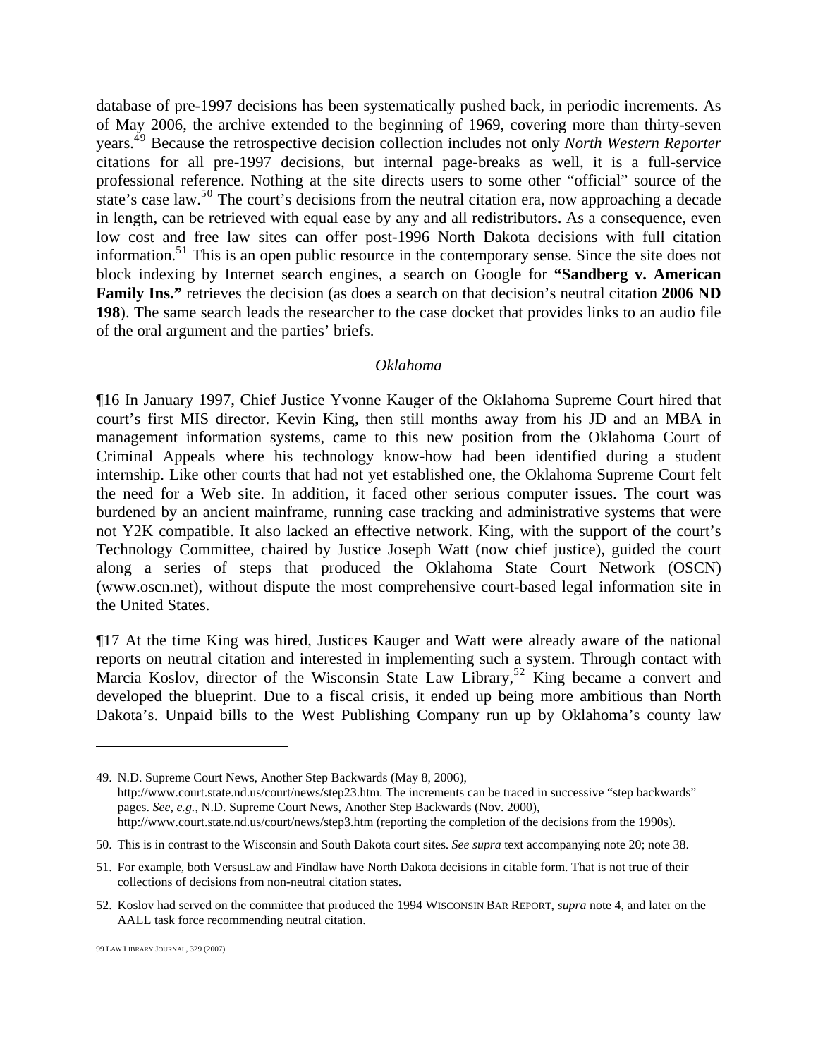database of pre-1997 decisions has been systematically pushed back, in periodic increments. As of May 2006, the archive extended to the beginning of 1969, covering more than thirty-seven years.[49] Because the retrospective decision collection includes not only *North Western Reporter* citations for all pre-1997 decisions, but internal page-breaks as well, it is a full-service professional reference. Nothing at the site directs users to some other "official" source of the state's case law.[50] The court's decisions from the neutral citation era, now approaching a decade in length, can be retrieved with equal ease by any and all redistributors. As a consequence, even low cost and free law sites can offer post-1996 North Dakota decisions with full citation information.[51] This is an open public resource in the contemporary sense. Since the site does not block indexing by Internet search engines, a search on Google for **"Sandberg v. American Family Ins."** retrieves the decision (as does a search on that decision's neutral citation **2006 ND 198**). The same search leads the researcher to the case docket that provides links to an audio file of the oral argument and the parties' briefs.

*Oklahoma*

¶16 In January 1997, Chief Justice Yvonne Kauger of the Oklahoma Supreme Court hired that court's first MIS director. Kevin King, then still months away from his JD and an MBA in management information systems, came to this new position from the Oklahoma Court of Criminal Appeals where his technology know-how had been identified during a student internship. Like other courts that had not yet established one, the Oklahoma Supreme Court felt the need for a Web site. In addition, it faced other serious computer issues. The court was burdened by an ancient mainframe, running case tracking and administrative systems that were not Y2K compatible. It also lacked an effective network. King, with the support of the court's Technology Committee, chaired by Justice Joseph Watt (now chief justice), guided the court along a series of steps that produced the Oklahoma State Court Network (OSCN) (www.oscn.net), without dispute the most comprehensive court-based legal information site in the United States.

¶17 At the time King was hired, Justices Kauger and Watt were already aware of the national reports on neutral citation and interested in implementing such a system. Through contact with Marcia Koslov, director of the Wisconsin State Law Library,[52] King became a convert and developed the blueprint. Due to a fiscal crisis, it ended up being more ambitious than North Dakota's. Unpaid bills to the West Publishing Company run up by Oklahoma's county law

---

49. N.D. Supreme Court News, Another Step Backwards (May 8, 2006), http://www.court.state.nd.us/court/news/step23.htm. The increments can be traced in successive "step backwards" pages. *See, e.g.*, N.D. Supreme Court News, Another Step Backwards (Nov. 2000), http://www.court.state.nd.us/court/news/step3.htm (reporting the completion of the decisions from the 1990s).

50. This is in contrast to the Wisconsin and South Dakota court sites. *See supra* text accompanying note 20; note 38.

51. For example, both VersusLaw and Findlaw have North Dakota decisions in citable form. That is not true of their collections of decisions from non-neutral citation states.

52. Koslov had served on the committee that produced the 1994 WISCONSIN BAR REPORT, *supra* note 4, and later on the AALL task force recommending neutral citation.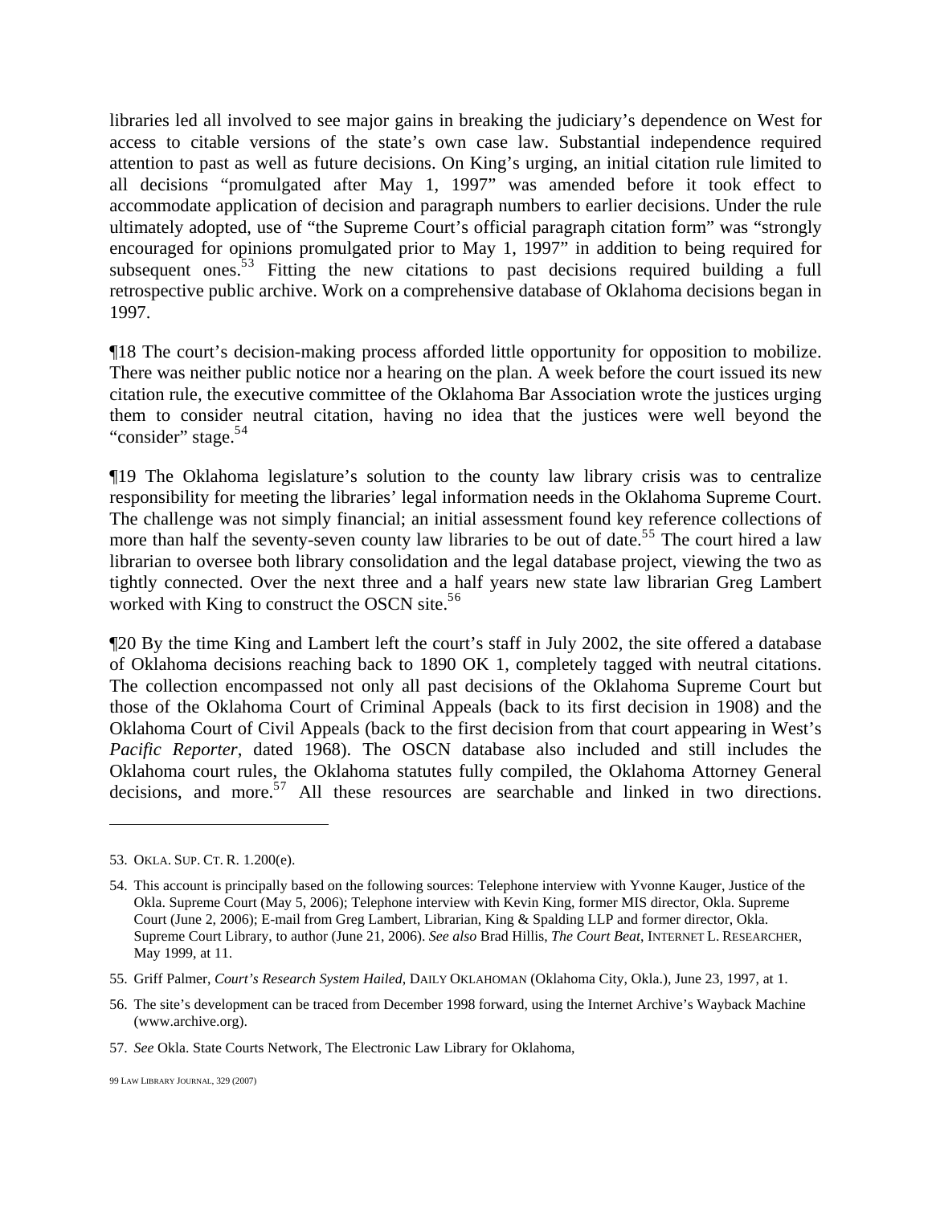libraries led all involved to see major gains in breaking the judiciary's dependence on West for access to citable versions of the state's own case law. Substantial independence required attention to past as well as future decisions. On King's urging, an initial citation rule limited to all decisions "promulgated after May 1, 1997" was amended before it took effect to accommodate application of decision and paragraph numbers to earlier decisions. Under the rule ultimately adopted, use of "the Supreme Court's official paragraph citation form" was "strongly encouraged for opinions promulgated prior to May 1, 1997" in addition to being required for subsequent ones.[53] Fitting the new citations to past decisions required building a full retrospective public archive. Work on a comprehensive database of Oklahoma decisions began in 1997.

¶18 The court's decision-making process afforded little opportunity for opposition to mobilize. There was neither public notice nor a hearing on the plan. A week before the court issued its new citation rule, the executive committee of the Oklahoma Bar Association wrote the justices urging them to consider neutral citation, having no idea that the justices were well beyond the "consider" stage.[54]

¶19 The Oklahoma legislature's solution to the county law library crisis was to centralize responsibility for meeting the libraries' legal information needs in the Oklahoma Supreme Court. The challenge was not simply financial; an initial assessment found key reference collections of more than half the seventy-seven county law libraries to be out of date.[55] The court hired a law librarian to oversee both library consolidation and the legal database project, viewing the two as tightly connected. Over the next three and a half years new state law librarian Greg Lambert worked with King to construct the OSCN site.[56]

¶20 By the time King and Lambert left the court's staff in July 2002, the site offered a database of Oklahoma decisions reaching back to 1890 OK 1, completely tagged with neutral citations. The collection encompassed not only all past decisions of the Oklahoma Supreme Court but those of the Oklahoma Court of Criminal Appeals (back to its first decision in 1908) and the Oklahoma Court of Civil Appeals (back to the first decision from that court appearing in West's *Pacific Reporter*, dated 1968). The OSCN database also included and still includes the Oklahoma court rules, the Oklahoma statutes fully compiled, the Oklahoma Attorney General decisions, and more.[57] All these resources are searchable and linked in two directions.

---

53. OKLA. SUP. CT. R. 1.200(e).

54. This account is principally based on the following sources: Telephone interview with Yvonne Kauger, Justice of the Okla. Supreme Court (May 5, 2006); Telephone interview with Kevin King, former MIS director, Okla. Supreme Court (June 2, 2006); E-mail from Greg Lambert, Librarian, King & Spalding LLP and former director, Okla. Supreme Court Library, to author (June 21, 2006). *See also* Brad Hillis, *The Court Beat*, INTERNET L. RESEARCHER, May 1999, at 11.

55. Griff Palmer, *Court's Research System Hailed*, DAILY OKLAHOMAN (Oklahoma City, Okla.), June 23, 1997, at 1.

56. The site's development can be traced from December 1998 forward, using the Internet Archive's Wayback Machine (www.archive.org).

57. *See* Okla. State Courts Network, The Electronic Law Library for Oklahoma,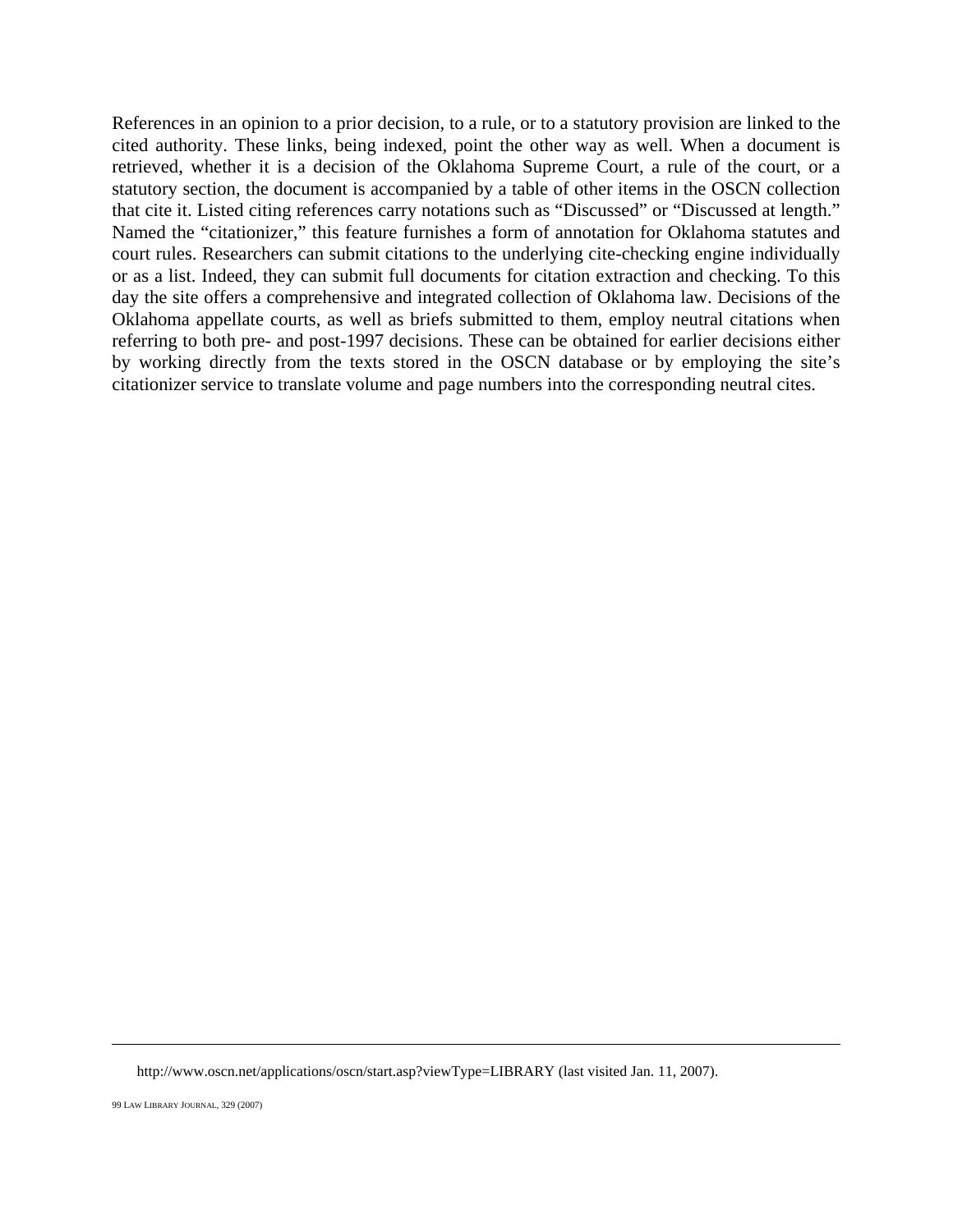References in an opinion to a prior decision, to a rule, or to a statutory provision are linked to the cited authority. These links, being indexed, point the other way as well. When a document is retrieved, whether it is a decision of the Oklahoma Supreme Court, a rule of the court, or a statutory section, the document is accompanied by a table of other items in the OSCN collection that cite it. Listed citing references carry notations such as "Discussed" or "Discussed at length." Named the "citationizer," this feature furnishes a form of annotation for Oklahoma statutes and court rules. Researchers can submit citations to the underlying cite-checking engine individually or as a list. Indeed, they can submit full documents for citation extraction and checking. To this day the site offers a comprehensive and integrated collection of Oklahoma law. Decisions of the Oklahoma appellate courts, as well as briefs submitted to them, employ neutral citations when referring to both pre- and post-1997 decisions. These can be obtained for earlier decisions either by working directly from the texts stored in the OSCN database or by employing the site's citationizer service to translate volume and page numbers into the corresponding neutral cites.

---

http://www.oscn.net/applications/oscn/start.asp?viewType=LIBRARY (last visited Jan. 11, 2007).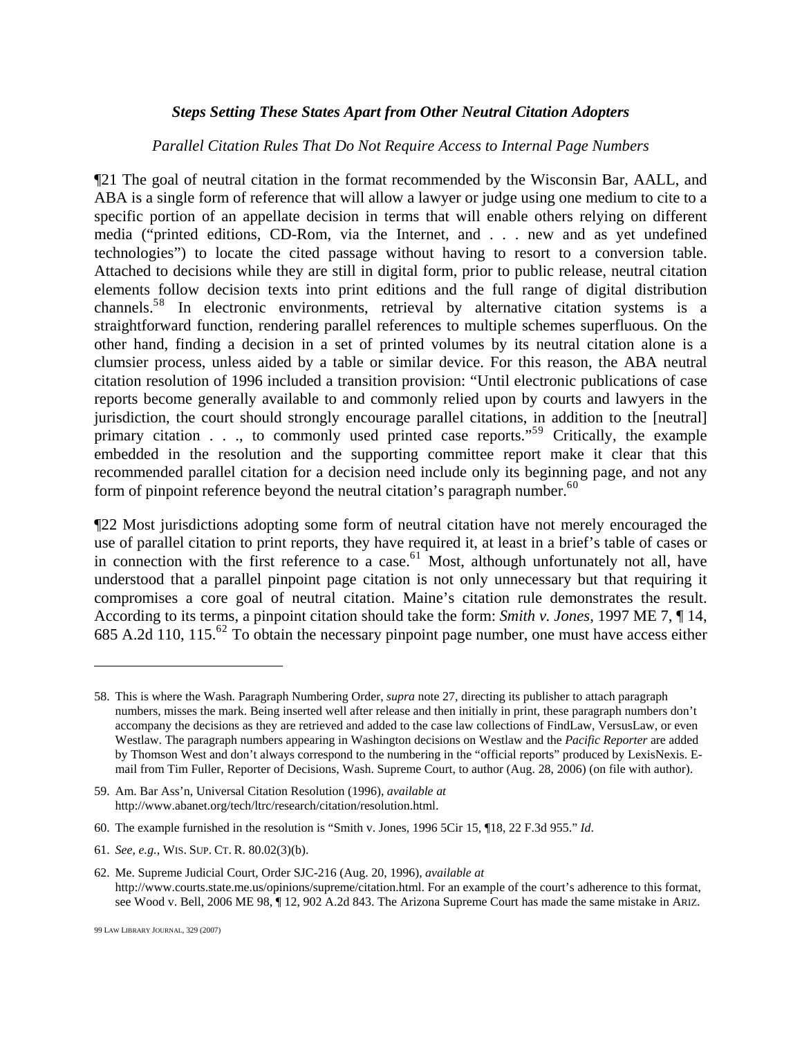### *Steps Setting These States Apart from Other Neutral Citation Adopters*

*Parallel Citation Rules That Do Not Require Access to Internal Page Numbers*

¶21 The goal of neutral citation in the format recommended by the Wisconsin Bar, AALL, and ABA is a single form of reference that will allow a lawyer or judge using one medium to cite to a specific portion of an appellate decision in terms that will enable others relying on different media ("printed editions, CD-Rom, via the Internet, and . . . new and as yet undefined technologies") to locate the cited passage without having to resort to a conversion table. Attached to decisions while they are still in digital form, prior to public release, neutral citation elements follow decision texts into print editions and the full range of digital distribution channels.[58] In electronic environments, retrieval by alternative citation systems is a straightforward function, rendering parallel references to multiple schemes superfluous. On the other hand, finding a decision in a set of printed volumes by its neutral citation alone is a clumsier process, unless aided by a table or similar device. For this reason, the ABA neutral citation resolution of 1996 included a transition provision: "Until electronic publications of case reports become generally available to and commonly relied upon by courts and lawyers in the jurisdiction, the court should strongly encourage parallel citations, in addition to the [neutral] primary citation . . ., to commonly used printed case reports."[59] Critically, the example embedded in the resolution and the supporting committee report make it clear that this recommended parallel citation for a decision need include only its beginning page, and not any form of pinpoint reference beyond the neutral citation's paragraph number.[60]

¶22 Most jurisdictions adopting some form of neutral citation have not merely encouraged the use of parallel citation to print reports, they have required it, at least in a brief's table of cases or in connection with the first reference to a case.[61] Most, although unfortunately not all, have understood that a parallel pinpoint page citation is not only unnecessary but that requiring it compromises a core goal of neutral citation. Maine's citation rule demonstrates the result. According to its terms, a pinpoint citation should take the form: *Smith v. Jones*, 1997 ME 7, ¶ 14, 685 A.2d 110, 115.[62] To obtain the necessary pinpoint page number, one must have access either

---

58. This is where the Wash. Paragraph Numbering Order, *supra* note 27, directing its publisher to attach paragraph numbers, misses the mark. Being inserted well after release and then initially in print, these paragraph numbers don't accompany the decisions as they are retrieved and added to the case law collections of FindLaw, VersusLaw, or even Westlaw. The paragraph numbers appearing in Washington decisions on Westlaw and the *Pacific Reporter* are added by Thomson West and don't always correspond to the numbering in the "official reports" produced by LexisNexis. E-mail from Tim Fuller, Reporter of Decisions, Wash. Supreme Court, to author (Aug. 28, 2006) (on file with author).

59. Am. Bar Ass'n, Universal Citation Resolution (1996), *available at* http://www.abanet.org/tech/ltrc/research/citation/resolution.html.

60. The example furnished in the resolution is "Smith v. Jones, 1996 5Cir 15, ¶18, 22 F.3d 955." *Id*.

61. *See, e.g.*, WIS. SUP. CT. R. 80.02(3)(b).

62. Me. Supreme Judicial Court, Order SJC-216 (Aug. 20, 1996), *available at* http://www.courts.state.me.us/opinions/supreme/citation.html. For an example of the court's adherence to this format, see Wood v. Bell, 2006 ME 98, ¶ 12, 902 A.2d 843. The Arizona Supreme Court has made the same mistake in ARIZ.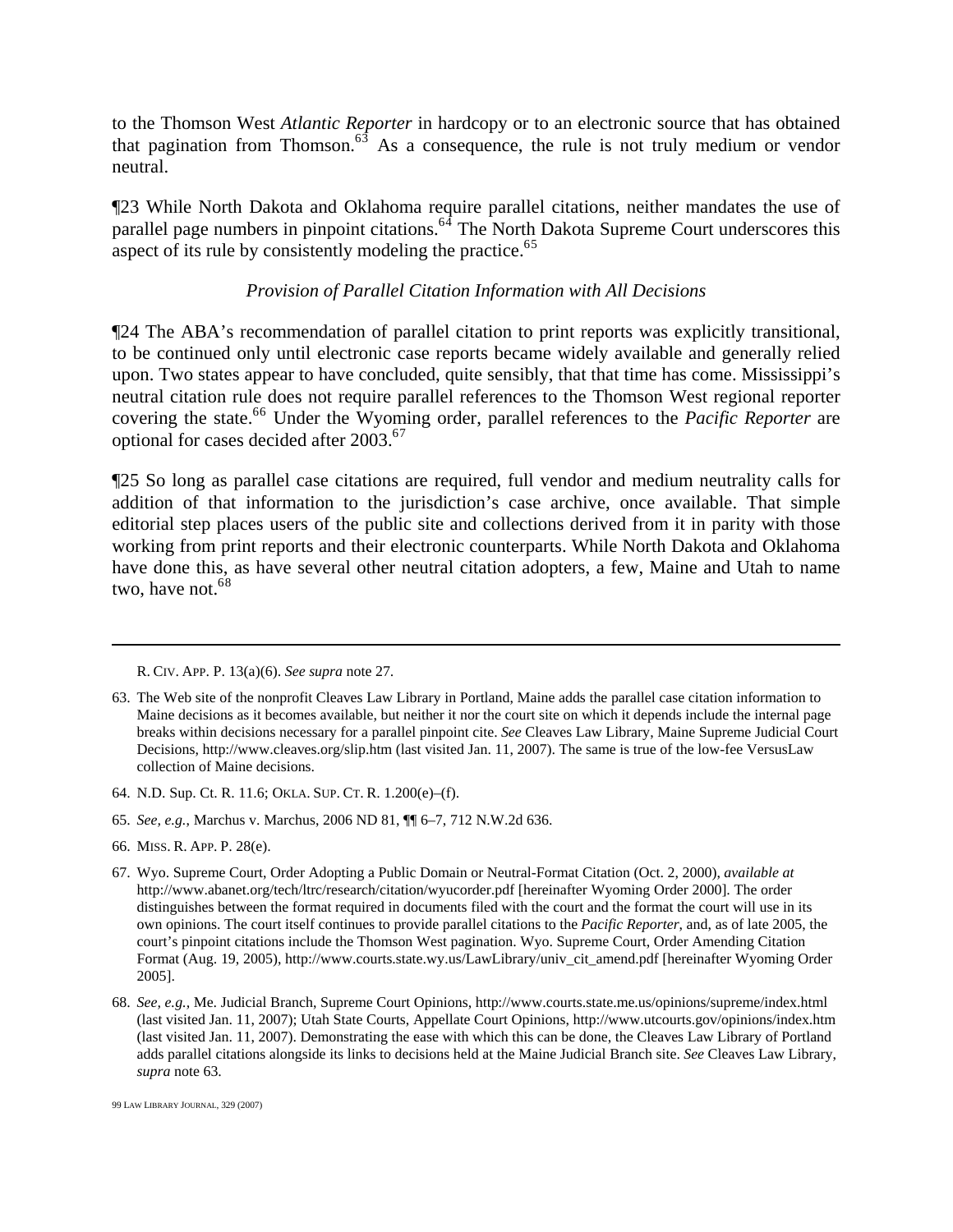to the Thomson West *Atlantic Reporter* in hardcopy or to an electronic source that has obtained that pagination from Thomson.[63] As a consequence, the rule is not truly medium or vendor neutral.

¶23 While North Dakota and Oklahoma require parallel citations, neither mandates the use of parallel page numbers in pinpoint citations.[64] The North Dakota Supreme Court underscores this aspect of its rule by consistently modeling the practice.[65]

*Provision of Parallel Citation Information with All Decisions*

¶24 The ABA's recommendation of parallel citation to print reports was explicitly transitional, to be continued only until electronic case reports became widely available and generally relied upon. Two states appear to have concluded, quite sensibly, that that time has come. Mississippi's neutral citation rule does not require parallel references to the Thomson West regional reporter covering the state.[66] Under the Wyoming order, parallel references to the *Pacific Reporter* are optional for cases decided after 2003.[67]

¶25 So long as parallel case citations are required, full vendor and medium neutrality calls for addition of that information to the jurisdiction's case archive, once available. That simple editorial step places users of the public site and collections derived from it in parity with those working from print reports and their electronic counterparts. While North Dakota and Oklahoma have done this, as have several other neutral citation adopters, a few, Maine and Utah to name two, have not.[68]

---

R. CIV. APP. P. 13(a)(6). *See supra* note 27.

63. The Web site of the nonprofit Cleaves Law Library in Portland, Maine adds the parallel case citation information to Maine decisions as it becomes available, but neither it nor the court site on which it depends include the internal page breaks within decisions necessary for a parallel pinpoint cite. *See* Cleaves Law Library, Maine Supreme Judicial Court Decisions, http://www.cleaves.org/slip.htm (last visited Jan. 11, 2007). The same is true of the low-fee VersusLaw collection of Maine decisions.

64. N.D. Sup. Ct. R. 11.6; OKLA. SUP. CT. R. 1.200(e)–(f).

65. *See, e.g.,* Marchus v. Marchus, 2006 ND 81, ¶¶ 6–7, 712 N.W.2d 636.

66. MISS. R. APP. P. 28(e).

67. Wyo. Supreme Court, Order Adopting a Public Domain or Neutral-Format Citation (Oct. 2, 2000), *available at* http://www.abanet.org/tech/ltrc/research/citation/wyucorder.pdf [hereinafter Wyoming Order 2000]. The order distinguishes between the format required in documents filed with the court and the format the court will use in its own opinions. The court itself continues to provide parallel citations to the *Pacific Reporter*, and, as of late 2005, the court's pinpoint citations include the Thomson West pagination. Wyo. Supreme Court, Order Amending Citation Format (Aug. 19, 2005), http://www.courts.state.wy.us/LawLibrary/univ_cit_amend.pdf [hereinafter Wyoming Order 2005].

68. *See, e.g.,* Me. Judicial Branch, Supreme Court Opinions, http://www.courts.state.me.us/opinions/supreme/index.html (last visited Jan. 11, 2007); Utah State Courts, Appellate Court Opinions, http://www.utcourts.gov/opinions/index.htm (last visited Jan. 11, 2007). Demonstrating the ease with which this can be done, the Cleaves Law Library of Portland adds parallel citations alongside its links to decisions held at the Maine Judicial Branch site. *See* Cleaves Law Library, *supra* note 63.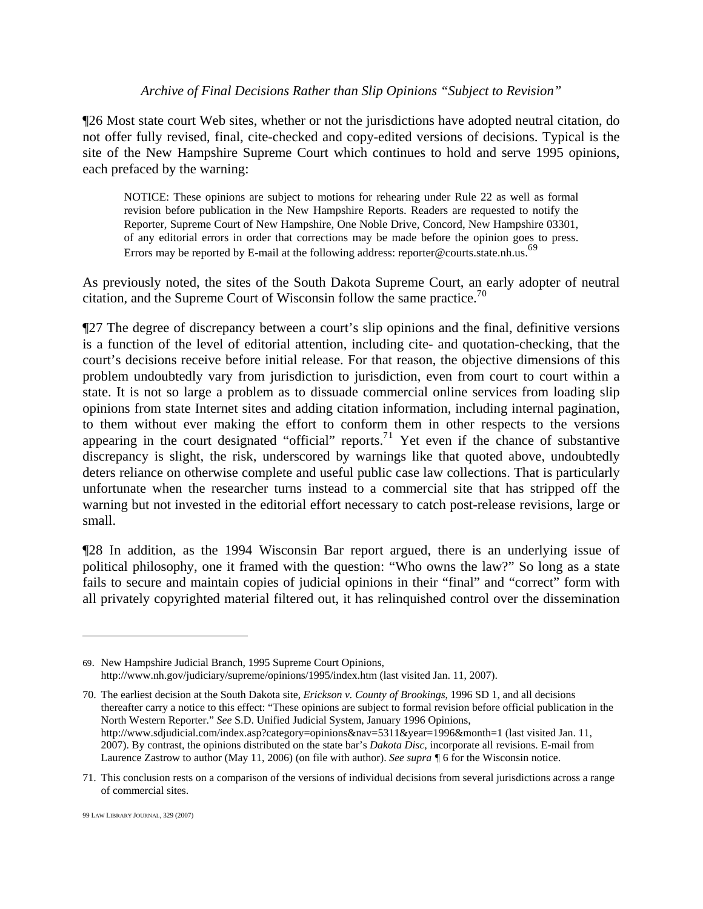*Archive of Final Decisions Rather than Slip Opinions "Subject to Revision"*

¶26 Most state court Web sites, whether or not the jurisdictions have adopted neutral citation, do not offer fully revised, final, cite-checked and copy-edited versions of decisions. Typical is the site of the New Hampshire Supreme Court which continues to hold and serve 1995 opinions, each prefaced by the warning:

> NOTICE: These opinions are subject to motions for rehearing under Rule 22 as well as formal revision before publication in the New Hampshire Reports. Readers are requested to notify the Reporter, Supreme Court of New Hampshire, One Noble Drive, Concord, New Hampshire 03301, of any editorial errors in order that corrections may be made before the opinion goes to press. Errors may be reported by E-mail at the following address: reporter@courts.state.nh.us.[69]

As previously noted, the sites of the South Dakota Supreme Court, an early adopter of neutral citation, and the Supreme Court of Wisconsin follow the same practice.[70]

¶27 The degree of discrepancy between a court's slip opinions and the final, definitive versions is a function of the level of editorial attention, including cite- and quotation-checking, that the court's decisions receive before initial release. For that reason, the objective dimensions of this problem undoubtedly vary from jurisdiction to jurisdiction, even from court to court within a state. It is not so large a problem as to dissuade commercial online services from loading slip opinions from state Internet sites and adding citation information, including internal pagination, to them without ever making the effort to conform them in other respects to the versions appearing in the court designated "official" reports.[71] Yet even if the chance of substantive discrepancy is slight, the risk, underscored by warnings like that quoted above, undoubtedly deters reliance on otherwise complete and useful public case law collections. That is particularly unfortunate when the researcher turns instead to a commercial site that has stripped off the warning but not invested in the editorial effort necessary to catch post-release revisions, large or small.

¶28 In addition, as the 1994 Wisconsin Bar report argued, there is an underlying issue of political philosophy, one it framed with the question: "Who owns the law?" So long as a state fails to secure and maintain copies of judicial opinions in their "final" and "correct" form with all privately copyrighted material filtered out, it has relinquished control over the dissemination

---

69. New Hampshire Judicial Branch, 1995 Supreme Court Opinions, http://www.nh.gov/judiciary/supreme/opinions/1995/index.htm (last visited Jan. 11, 2007).

70. The earliest decision at the South Dakota site, *Erickson v. County of Brookings*, 1996 SD 1, and all decisions thereafter carry a notice to this effect: "These opinions are subject to formal revision before official publication in the North Western Reporter." *See* S.D. Unified Judicial System, January 1996 Opinions, http://www.sdjudicial.com/index.asp?category=opinions&nav=5311&year=1996&month=1 (last visited Jan. 11, 2007). By contrast, the opinions distributed on the state bar's *Dakota Disc*, incorporate all revisions. E-mail from Laurence Zastrow to author (May 11, 2006) (on file with author). *See supra* ¶ 6 for the Wisconsin notice.

71. This conclusion rests on a comparison of the versions of individual decisions from several jurisdictions across a range of commercial sites.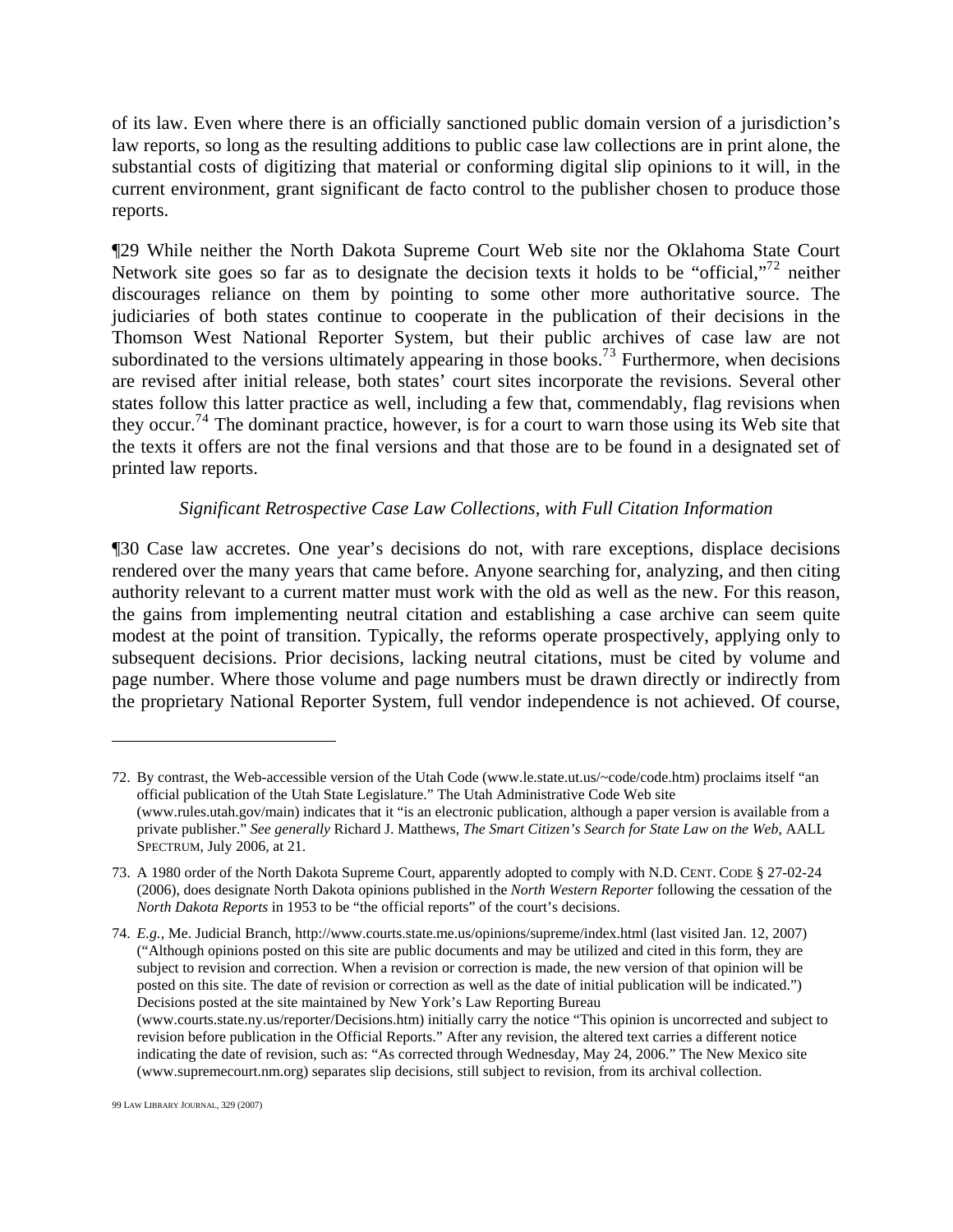of its law. Even where there is an officially sanctioned public domain version of a jurisdiction's law reports, so long as the resulting additions to public case law collections are in print alone, the substantial costs of digitizing that material or conforming digital slip opinions to it will, in the current environment, grant significant de facto control to the publisher chosen to produce those reports.

¶29 While neither the North Dakota Supreme Court Web site nor the Oklahoma State Court Network site goes so far as to designate the decision texts it holds to be "official,"[72] neither discourages reliance on them by pointing to some other more authoritative source. The judiciaries of both states continue to cooperate in the publication of their decisions in the Thomson West National Reporter System, but their public archives of case law are not subordinated to the versions ultimately appearing in those books.[73] Furthermore, when decisions are revised after initial release, both states' court sites incorporate the revisions. Several other states follow this latter practice as well, including a few that, commendably, flag revisions when they occur.[74] The dominant practice, however, is for a court to warn those using its Web site that the texts it offers are not the final versions and that those are to be found in a designated set of printed law reports.

*Significant Retrospective Case Law Collections, with Full Citation Information*

¶30 Case law accretes. One year's decisions do not, with rare exceptions, displace decisions rendered over the many years that came before. Anyone searching for, analyzing, and then citing authority relevant to a current matter must work with the old as well as the new. For this reason, the gains from implementing neutral citation and establishing a case archive can seem quite modest at the point of transition. Typically, the reforms operate prospectively, applying only to subsequent decisions. Prior decisions, lacking neutral citations, must be cited by volume and page number. Where those volume and page numbers must be drawn directly or indirectly from the proprietary National Reporter System, full vendor independence is not achieved. Of course,

---

72. By contrast, the Web-accessible version of the Utah Code (www.le.state.ut.us/~code/code.htm) proclaims itself "an official publication of the Utah State Legislature." The Utah Administrative Code Web site (www.rules.utah.gov/main) indicates that it "is an electronic publication, although a paper version is available from a private publisher." *See generally* Richard J. Matthews, *The Smart Citizen's Search for State Law on the Web*, AALL SPECTRUM, July 2006, at 21.

73. A 1980 order of the North Dakota Supreme Court, apparently adopted to comply with N.D. CENT. CODE § 27-02-24 (2006), does designate North Dakota opinions published in the *North Western Reporter* following the cessation of the *North Dakota Reports* in 1953 to be "the official reports" of the court's decisions.

74. *E.g.*, Me. Judicial Branch, http://www.courts.state.me.us/opinions/supreme/index.html (last visited Jan. 12, 2007) ("Although opinions posted on this site are public documents and may be utilized and cited in this form, they are subject to revision and correction. When a revision or correction is made, the new version of that opinion will be posted on this site. The date of revision or correction as well as the date of initial publication will be indicated.") Decisions posted at the site maintained by New York's Law Reporting Bureau (www.courts.state.ny.us/reporter/Decisions.htm) initially carry the notice "This opinion is uncorrected and subject to revision before publication in the Official Reports." After any revision, the altered text carries a different notice indicating the date of revision, such as: "As corrected through Wednesday, May 24, 2006." The New Mexico site (www.supremecourt.nm.org) separates slip decisions, still subject to revision, from its archival collection.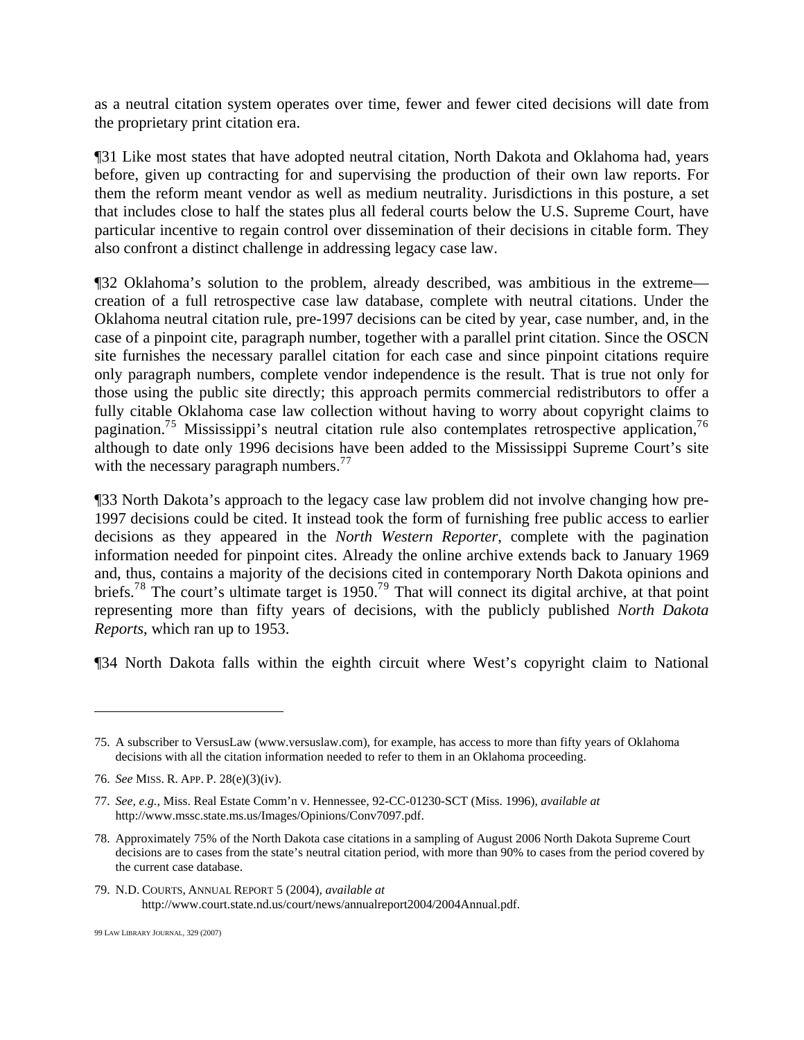as a neutral citation system operates over time, fewer and fewer cited decisions will date from the proprietary print citation era.

¶31 Like most states that have adopted neutral citation, North Dakota and Oklahoma had, years before, given up contracting for and supervising the production of their own law reports. For them the reform meant vendor as well as medium neutrality. Jurisdictions in this posture, a set that includes close to half the states plus all federal courts below the U.S. Supreme Court, have particular incentive to regain control over dissemination of their decisions in citable form. They also confront a distinct challenge in addressing legacy case law.

¶32 Oklahoma's solution to the problem, already described, was ambitious in the extreme—creation of a full retrospective case law database, complete with neutral citations. Under the Oklahoma neutral citation rule, pre-1997 decisions can be cited by year, case number, and, in the case of a pinpoint cite, paragraph number, together with a parallel print citation. Since the OSCN site furnishes the necessary parallel citation for each case and since pinpoint citations require only paragraph numbers, complete vendor independence is the result. That is true not only for those using the public site directly; this approach permits commercial redistributors to offer a fully citable Oklahoma case law collection without having to worry about copyright claims to pagination.[75] Mississippi's neutral citation rule also contemplates retrospective application,[76] although to date only 1996 decisions have been added to the Mississippi Supreme Court's site with the necessary paragraph numbers.[77]

¶33 North Dakota's approach to the legacy case law problem did not involve changing how pre-1997 decisions could be cited. It instead took the form of furnishing free public access to earlier decisions as they appeared in the *North Western Reporter*, complete with the pagination information needed for pinpoint cites. Already the online archive extends back to January 1969 and, thus, contains a majority of the decisions cited in contemporary North Dakota opinions and briefs.[78] The court's ultimate target is 1950.[79] That will connect its digital archive, at that point representing more than fifty years of decisions, with the publicly published *North Dakota Reports*, which ran up to 1953.

¶34 North Dakota falls within the eighth circuit where West's copyright claim to National

---

75. A subscriber to VersusLaw (www.versuslaw.com), for example, has access to more than fifty years of Oklahoma decisions with all the citation information needed to refer to them in an Oklahoma proceeding.

76. *See* MISS. R. APP. P. 28(e)(3)(iv).

77. *See, e.g.*, Miss. Real Estate Comm'n v. Hennessee, 92-CC-01230-SCT (Miss. 1996), *available at* http://www.mssc.state.ms.us/Images/Opinions/Conv7097.pdf.

78. Approximately 75% of the North Dakota case citations in a sampling of August 2006 North Dakota Supreme Court decisions are to cases from the state's neutral citation period, with more than 90% to cases from the period covered by the current case database.

79. N.D. COURTS, ANNUAL REPORT 5 (2004), *available at* http://www.court.state.nd.us/court/news/annualreport2004/2004Annual.pdf.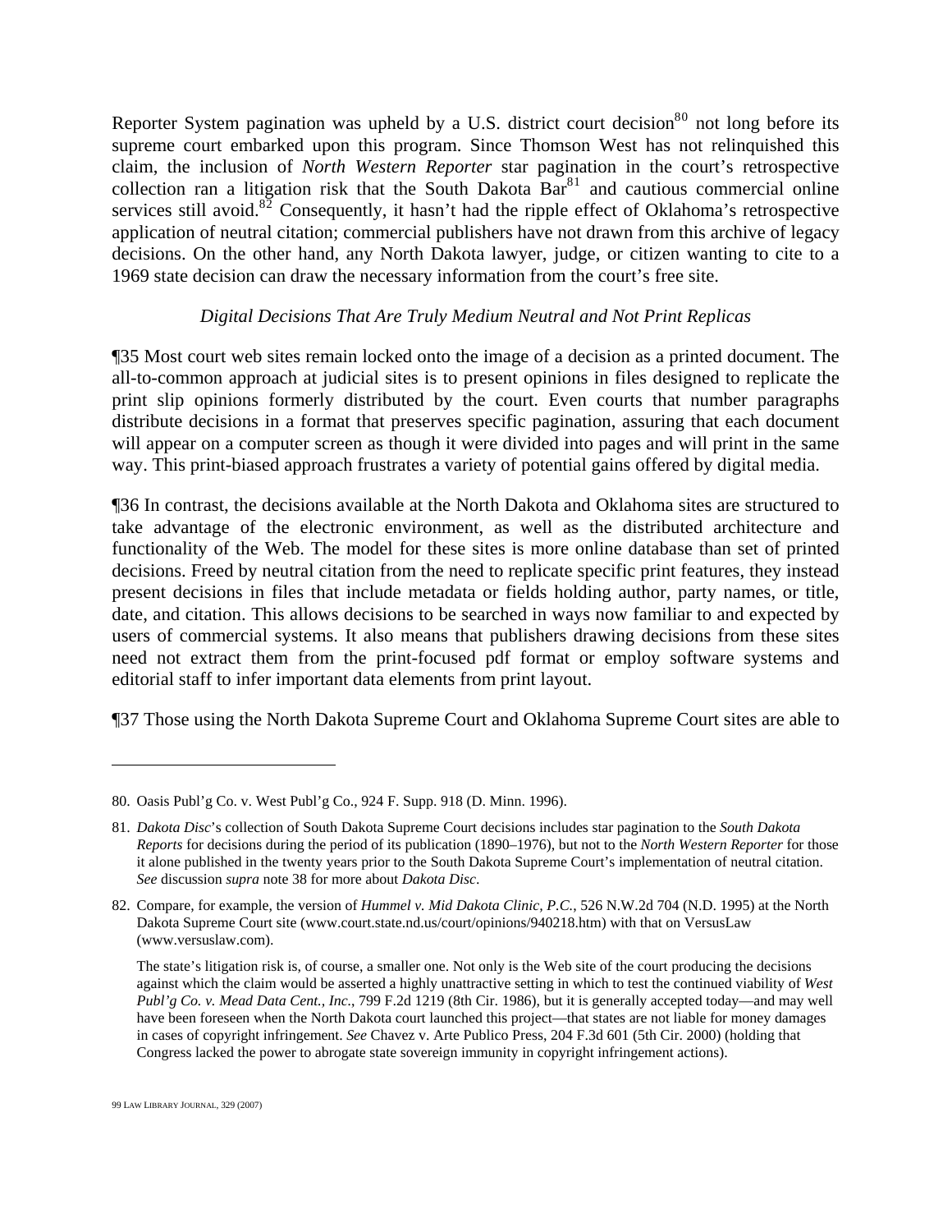Reporter System pagination was upheld by a U.S. district court decision[80] not long before its supreme court embarked upon this program. Since Thomson West has not relinquished this claim, the inclusion of *North Western Reporter* star pagination in the court's retrospective collection ran a litigation risk that the South Dakota Bar[81] and cautious commercial online services still avoid.[82] Consequently, it hasn't had the ripple effect of Oklahoma's retrospective application of neutral citation; commercial publishers have not drawn from this archive of legacy decisions. On the other hand, any North Dakota lawyer, judge, or citizen wanting to cite to a 1969 state decision can draw the necessary information from the court's free site.

### *Digital Decisions That Are Truly Medium Neutral and Not Print Replicas*

¶35 Most court web sites remain locked onto the image of a decision as a printed document. The all-to-common approach at judicial sites is to present opinions in files designed to replicate the print slip opinions formerly distributed by the court. Even courts that number paragraphs distribute decisions in a format that preserves specific pagination, assuring that each document will appear on a computer screen as though it were divided into pages and will print in the same way. This print-biased approach frustrates a variety of potential gains offered by digital media.

¶36 In contrast, the decisions available at the North Dakota and Oklahoma sites are structured to take advantage of the electronic environment, as well as the distributed architecture and functionality of the Web. The model for these sites is more online database than set of printed decisions. Freed by neutral citation from the need to replicate specific print features, they instead present decisions in files that include metadata or fields holding author, party names, or title, date, and citation. This allows decisions to be searched in ways now familiar to and expected by users of commercial systems. It also means that publishers drawing decisions from these sites need not extract them from the print-focused pdf format or employ software systems and editorial staff to infer important data elements from print layout.

¶37 Those using the North Dakota Supreme Court and Oklahoma Supreme Court sites are able to

---

80. Oasis Publ'g Co. v. West Publ'g Co., 924 F. Supp. 918 (D. Minn. 1996).

81. *Dakota Disc*'s collection of South Dakota Supreme Court decisions includes star pagination to the *South Dakota Reports* for decisions during the period of its publication (1890–1976), but not to the *North Western Reporter* for those it alone published in the twenty years prior to the South Dakota Supreme Court's implementation of neutral citation. *See* discussion *supra* note 38 for more about *Dakota Disc*.

82. Compare, for example, the version of *Hummel v. Mid Dakota Clinic, P.C.*, 526 N.W.2d 704 (N.D. 1995) at the North Dakota Supreme Court site (www.court.state.nd.us/court/opinions/940218.htm) with that on VersusLaw (www.versuslaw.com).

The state's litigation risk is, of course, a smaller one. Not only is the Web site of the court producing the decisions against which the claim would be asserted a highly unattractive setting in which to test the continued viability of *West Publ'g Co. v. Mead Data Cent., Inc.*, 799 F.2d 1219 (8th Cir. 1986), but it is generally accepted today—and may well have been foreseen when the North Dakota court launched this project—that states are not liable for money damages in cases of copyright infringement. *See* Chavez v. Arte Publico Press, 204 F.3d 601 (5th Cir. 2000) (holding that Congress lacked the power to abrogate state sovereign immunity in copyright infringement actions).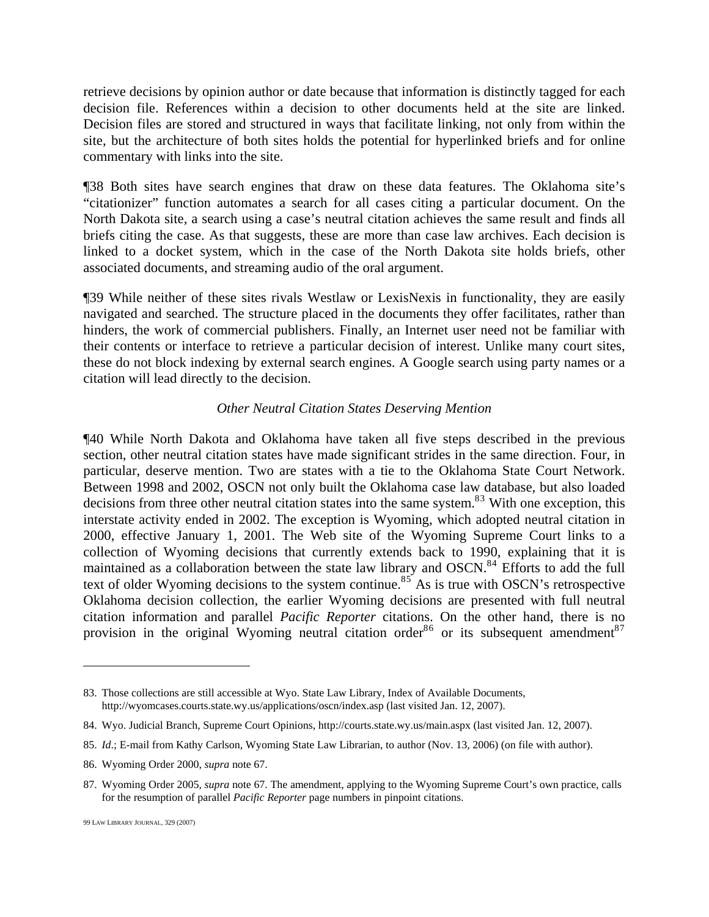retrieve decisions by opinion author or date because that information is distinctly tagged for each decision file. References within a decision to other documents held at the site are linked. Decision files are stored and structured in ways that facilitate linking, not only from within the site, but the architecture of both sites holds the potential for hyperlinked briefs and for online commentary with links into the site.

¶38 Both sites have search engines that draw on these data features. The Oklahoma site's "citationizer" function automates a search for all cases citing a particular document. On the North Dakota site, a search using a case's neutral citation achieves the same result and finds all briefs citing the case. As that suggests, these are more than case law archives. Each decision is linked to a docket system, which in the case of the North Dakota site holds briefs, other associated documents, and streaming audio of the oral argument.

¶39 While neither of these sites rivals Westlaw or LexisNexis in functionality, they are easily navigated and searched. The structure placed in the documents they offer facilitates, rather than hinders, the work of commercial publishers. Finally, an Internet user need not be familiar with their contents or interface to retrieve a particular decision of interest. Unlike many court sites, these do not block indexing by external search engines. A Google search using party names or a citation will lead directly to the decision.

*Other Neutral Citation States Deserving Mention*

¶40 While North Dakota and Oklahoma have taken all five steps described in the previous section, other neutral citation states have made significant strides in the same direction. Four, in particular, deserve mention. Two are states with a tie to the Oklahoma State Court Network. Between 1998 and 2002, OSCN not only built the Oklahoma case law database, but also loaded decisions from three other neutral citation states into the same system.[83] With one exception, this interstate activity ended in 2002. The exception is Wyoming, which adopted neutral citation in 2000, effective January 1, 2001. The Web site of the Wyoming Supreme Court links to a collection of Wyoming decisions that currently extends back to 1990, explaining that it is maintained as a collaboration between the state law library and OSCN.[84] Efforts to add the full text of older Wyoming decisions to the system continue.[85] As is true with OSCN's retrospective Oklahoma decision collection, the earlier Wyoming decisions are presented with full neutral citation information and parallel *Pacific Reporter* citations. On the other hand, there is no provision in the original Wyoming neutral citation order[86] or its subsequent amendment[87]

---

83. Those collections are still accessible at Wyo. State Law Library, Index of Available Documents, http://wyomcases.courts.state.wy.us/applications/oscn/index.asp (last visited Jan. 12, 2007).

84. Wyo. Judicial Branch, Supreme Court Opinions, http://courts.state.wy.us/main.aspx (last visited Jan. 12, 2007).

85. *Id*.; E-mail from Kathy Carlson, Wyoming State Law Librarian, to author (Nov. 13, 2006) (on file with author).

86. Wyoming Order 2000, *supra* note 67.

87. Wyoming Order 2005, *supra* note 67. The amendment, applying to the Wyoming Supreme Court's own practice, calls for the resumption of parallel *Pacific Reporter* page numbers in pinpoint citations.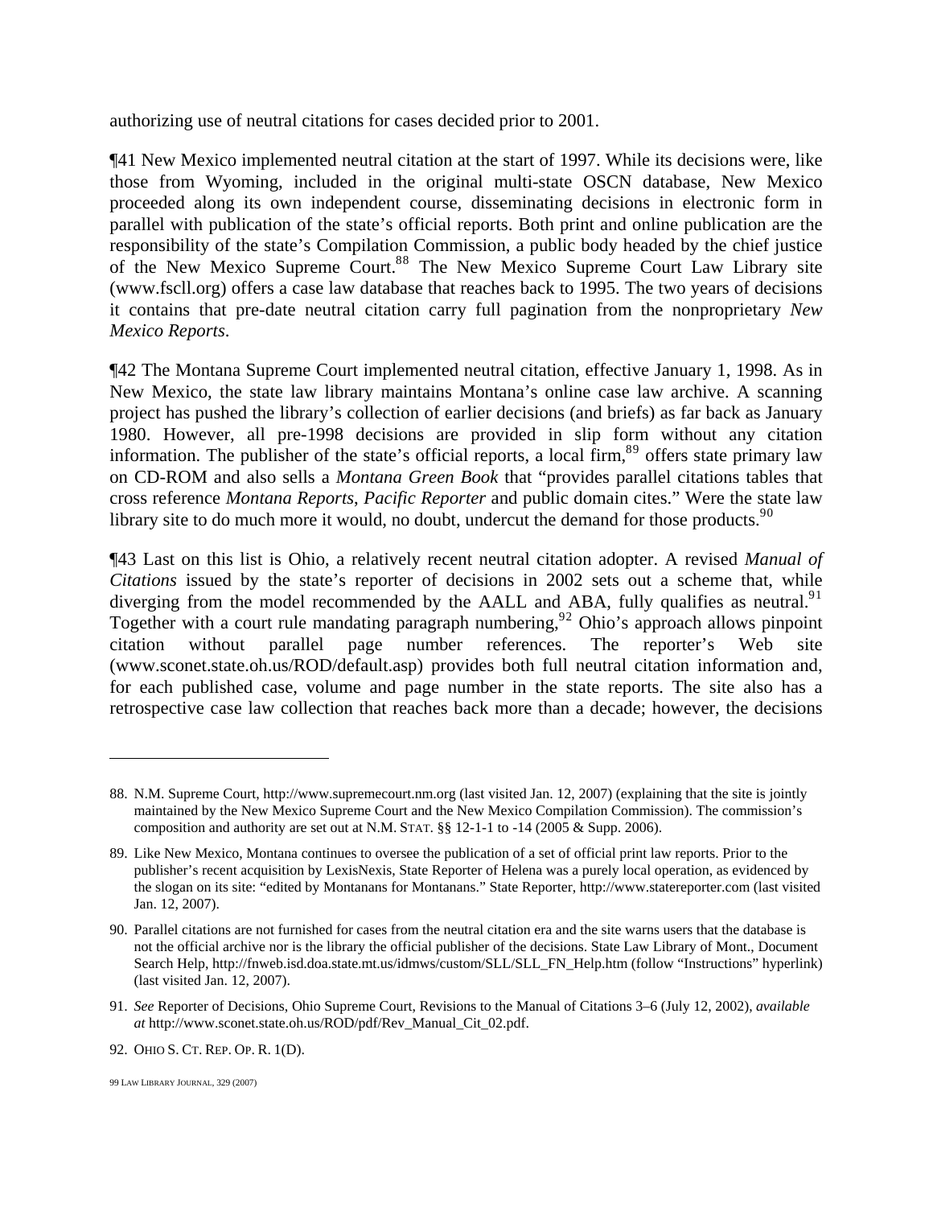authorizing use of neutral citations for cases decided prior to 2001.

¶41 New Mexico implemented neutral citation at the start of 1997. While its decisions were, like those from Wyoming, included in the original multi-state OSCN database, New Mexico proceeded along its own independent course, disseminating decisions in electronic form in parallel with publication of the state's official reports. Both print and online publication are the responsibility of the state's Compilation Commission, a public body headed by the chief justice of the New Mexico Supreme Court.[88] The New Mexico Supreme Court Law Library site (www.fscll.org) offers a case law database that reaches back to 1995. The two years of decisions it contains that pre-date neutral citation carry full pagination from the nonproprietary *New Mexico Reports*.

¶42 The Montana Supreme Court implemented neutral citation, effective January 1, 1998. As in New Mexico, the state law library maintains Montana's online case law archive. A scanning project has pushed the library's collection of earlier decisions (and briefs) as far back as January 1980. However, all pre-1998 decisions are provided in slip form without any citation information. The publisher of the state's official reports, a local firm,[89] offers state primary law on CD-ROM and also sells a *Montana Green Book* that "provides parallel citations tables that cross reference *Montana Reports*, *Pacific Reporter* and public domain cites." Were the state law library site to do much more it would, no doubt, undercut the demand for those products.[90]

¶43 Last on this list is Ohio, a relatively recent neutral citation adopter. A revised *Manual of Citations* issued by the state's reporter of decisions in 2002 sets out a scheme that, while diverging from the model recommended by the AALL and ABA, fully qualifies as neutral.[91] Together with a court rule mandating paragraph numbering,[92] Ohio's approach allows pinpoint citation without parallel page number references. The reporter's Web site (www.sconet.state.oh.us/ROD/default.asp) provides both full neutral citation information and, for each published case, volume and page number in the state reports. The site also has a retrospective case law collection that reaches back more than a decade; however, the decisions

---

88. N.M. Supreme Court, http://www.supremecourt.nm.org (last visited Jan. 12, 2007) (explaining that the site is jointly maintained by the New Mexico Supreme Court and the New Mexico Compilation Commission). The commission's composition and authority are set out at N.M. STAT. §§ 12-1-1 to -14 (2005 & Supp. 2006).

89. Like New Mexico, Montana continues to oversee the publication of a set of official print law reports. Prior to the publisher's recent acquisition by LexisNexis, State Reporter of Helena was a purely local operation, as evidenced by the slogan on its site: "edited by Montanans for Montanans." State Reporter, http://www.statereporter.com (last visited Jan. 12, 2007).

90. Parallel citations are not furnished for cases from the neutral citation era and the site warns users that the database is not the official archive nor is the library the official publisher of the decisions. State Law Library of Mont., Document Search Help, http://fnweb.isd.doa.state.mt.us/idmws/custom/SLL/SLL_FN_Help.htm (follow "Instructions" hyperlink) (last visited Jan. 12, 2007).

91. *See* Reporter of Decisions, Ohio Supreme Court, Revisions to the Manual of Citations 3–6 (July 12, 2002), *available at* http://www.sconet.state.oh.us/ROD/pdf/Rev_Manual_Cit_02.pdf.

92. OHIO S. CT. REP. OP. R. 1(D).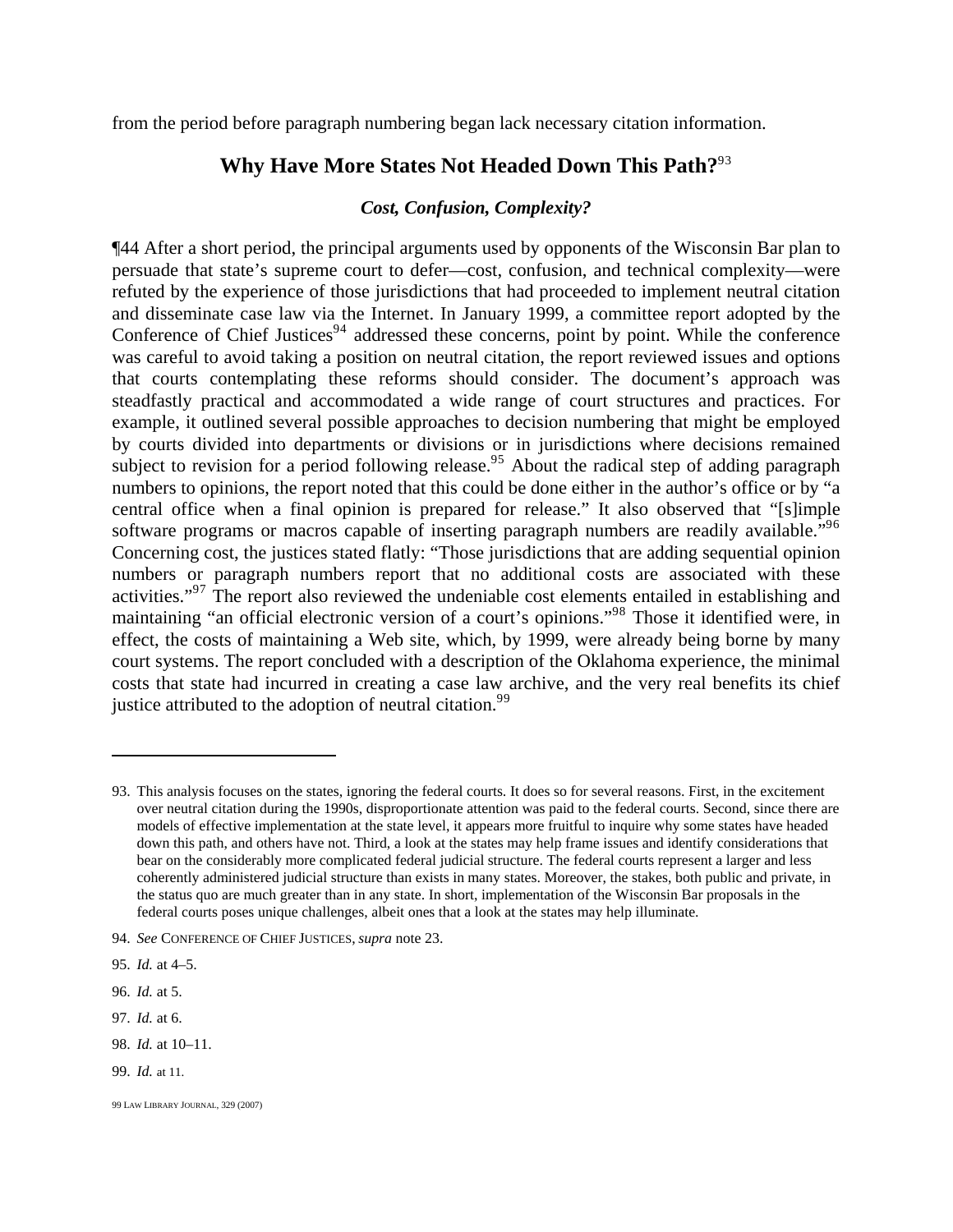from the period before paragraph numbering began lack necessary citation information.

## Why Have More States Not Headed Down This Path?[93]

### *Cost, Confusion, Complexity?*

¶44 After a short period, the principal arguments used by opponents of the Wisconsin Bar plan to persuade that state's supreme court to defer—cost, confusion, and technical complexity—were refuted by the experience of those jurisdictions that had proceeded to implement neutral citation and disseminate case law via the Internet. In January 1999, a committee report adopted by the Conference of Chief Justices[94] addressed these concerns, point by point. While the conference was careful to avoid taking a position on neutral citation, the report reviewed issues and options that courts contemplating these reforms should consider. The document's approach was steadfastly practical and accommodated a wide range of court structures and practices. For example, it outlined several possible approaches to decision numbering that might be employed by courts divided into departments or divisions or in jurisdictions where decisions remained subject to revision for a period following release.[95] About the radical step of adding paragraph numbers to opinions, the report noted that this could be done either in the author's office or by "a central office when a final opinion is prepared for release." It also observed that "[s]imple software programs or macros capable of inserting paragraph numbers are readily available."[96] Concerning cost, the justices stated flatly: "Those jurisdictions that are adding sequential opinion numbers or paragraph numbers report that no additional costs are associated with these activities."[97] The report also reviewed the undeniable cost elements entailed in establishing and maintaining "an official electronic version of a court's opinions."[98] Those it identified were, in effect, the costs of maintaining a Web site, which, by 1999, were already being borne by many court systems. The report concluded with a description of the Oklahoma experience, the minimal costs that state had incurred in creating a case law archive, and the very real benefits its chief justice attributed to the adoption of neutral citation.[99]

---

93. This analysis focuses on the states, ignoring the federal courts. It does so for several reasons. First, in the excitement over neutral citation during the 1990s, disproportionate attention was paid to the federal courts. Second, since there are models of effective implementation at the state level, it appears more fruitful to inquire why some states have headed down this path, and others have not. Third, a look at the states may help frame issues and identify considerations that bear on the considerably more complicated federal judicial structure. The federal courts represent a larger and less coherently administered judicial structure than exists in many states. Moreover, the stakes, both public and private, in the status quo are much greater than in any state. In short, implementation of the Wisconsin Bar proposals in the federal courts poses unique challenges, albeit ones that a look at the states may help illuminate.

94. *See* CONFERENCE OF CHIEF JUSTICES, *supra* note 23.

95. *Id.* at 4–5.

96. *Id.* at 5.

97. *Id.* at 6.

98. *Id.* at 10–11.

99. *Id.* at 11.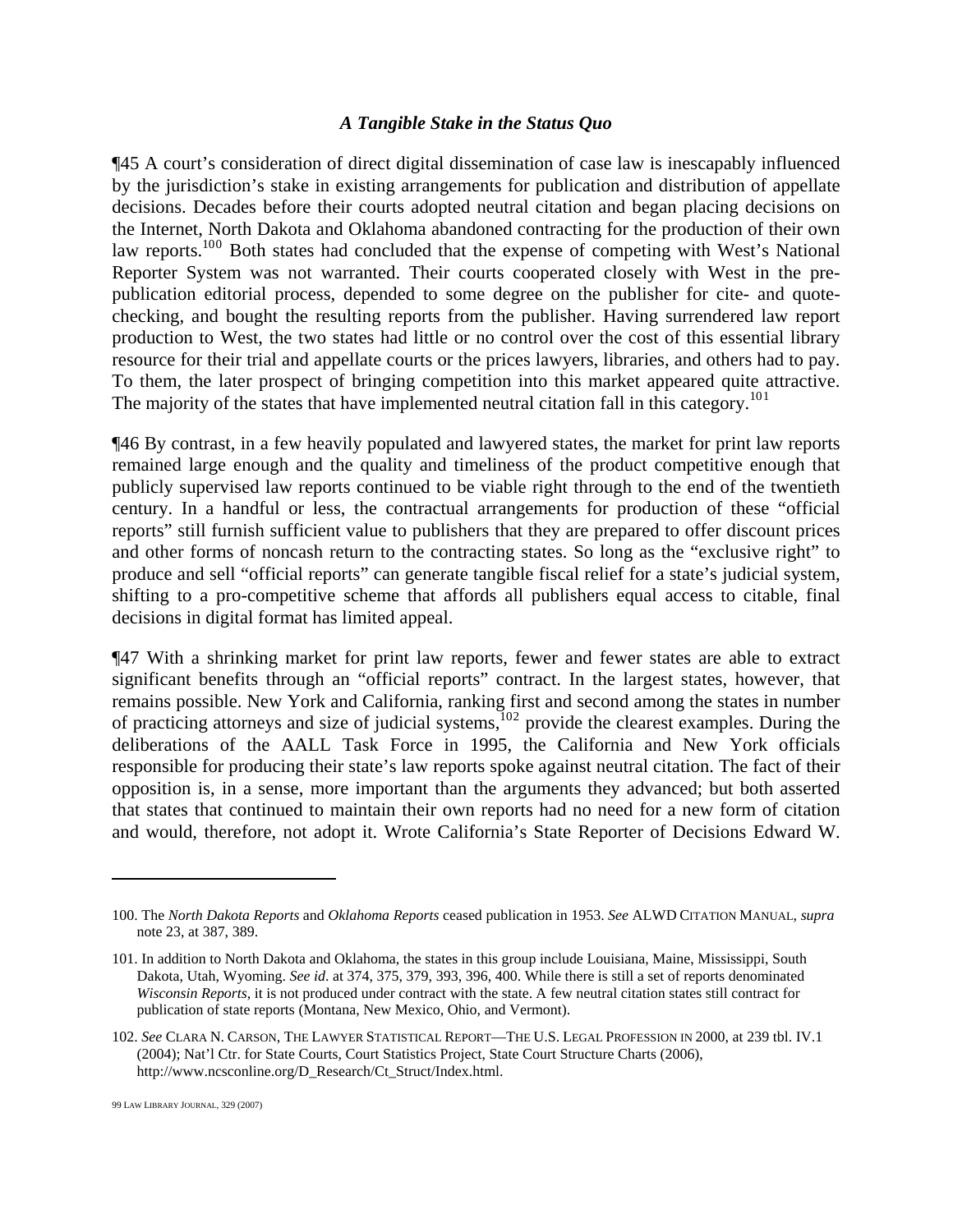### *A Tangible Stake in the Status Quo*

¶45 A court's consideration of direct digital dissemination of case law is inescapably influenced by the jurisdiction's stake in existing arrangements for publication and distribution of appellate decisions. Decades before their courts adopted neutral citation and began placing decisions on the Internet, North Dakota and Oklahoma abandoned contracting for the production of their own law reports.[100] Both states had concluded that the expense of competing with West's National Reporter System was not warranted. Their courts cooperated closely with West in the pre-publication editorial process, depended to some degree on the publisher for cite- and quote-checking, and bought the resulting reports from the publisher. Having surrendered law report production to West, the two states had little or no control over the cost of this essential library resource for their trial and appellate courts or the prices lawyers, libraries, and others had to pay. To them, the later prospect of bringing competition into this market appeared quite attractive. The majority of the states that have implemented neutral citation fall in this category.[101]

¶46 By contrast, in a few heavily populated and lawyered states, the market for print law reports remained large enough and the quality and timeliness of the product competitive enough that publicly supervised law reports continued to be viable right through to the end of the twentieth century. In a handful or less, the contractual arrangements for production of these "official reports" still furnish sufficient value to publishers that they are prepared to offer discount prices and other forms of noncash return to the contracting states. So long as the "exclusive right" to produce and sell "official reports" can generate tangible fiscal relief for a state's judicial system, shifting to a pro-competitive scheme that affords all publishers equal access to citable, final decisions in digital format has limited appeal.

¶47 With a shrinking market for print law reports, fewer and fewer states are able to extract significant benefits through an "official reports" contract. In the largest states, however, that remains possible. New York and California, ranking first and second among the states in number of practicing attorneys and size of judicial systems,[102] provide the clearest examples. During the deliberations of the AALL Task Force in 1995, the California and New York officials responsible for producing their state's law reports spoke against neutral citation. The fact of their opposition is, in a sense, more important than the arguments they advanced; but both asserted that states that continued to maintain their own reports had no need for a new form of citation and would, therefore, not adopt it. Wrote California's State Reporter of Decisions Edward W.

---

100. The *North Dakota Reports* and *Oklahoma Reports* ceased publication in 1953. *See* ALWD CITATION MANUAL, *supra* note 23, at 387, 389.

101. In addition to North Dakota and Oklahoma, the states in this group include Louisiana, Maine, Mississippi, South Dakota, Utah, Wyoming. *See id*. at 374, 375, 379, 393, 396, 400. While there is still a set of reports denominated *Wisconsin Reports*, it is not produced under contract with the state. A few neutral citation states still contract for publication of state reports (Montana, New Mexico, Ohio, and Vermont).

102. *See* CLARA N. CARSON, THE LAWYER STATISTICAL REPORT—THE U.S. LEGAL PROFESSION IN 2000, at 239 tbl. IV.1 (2004); Nat'l Ctr. for State Courts, Court Statistics Project, State Court Structure Charts (2006), http://www.ncsconline.org/D_Research/Ct_Struct/Index.html.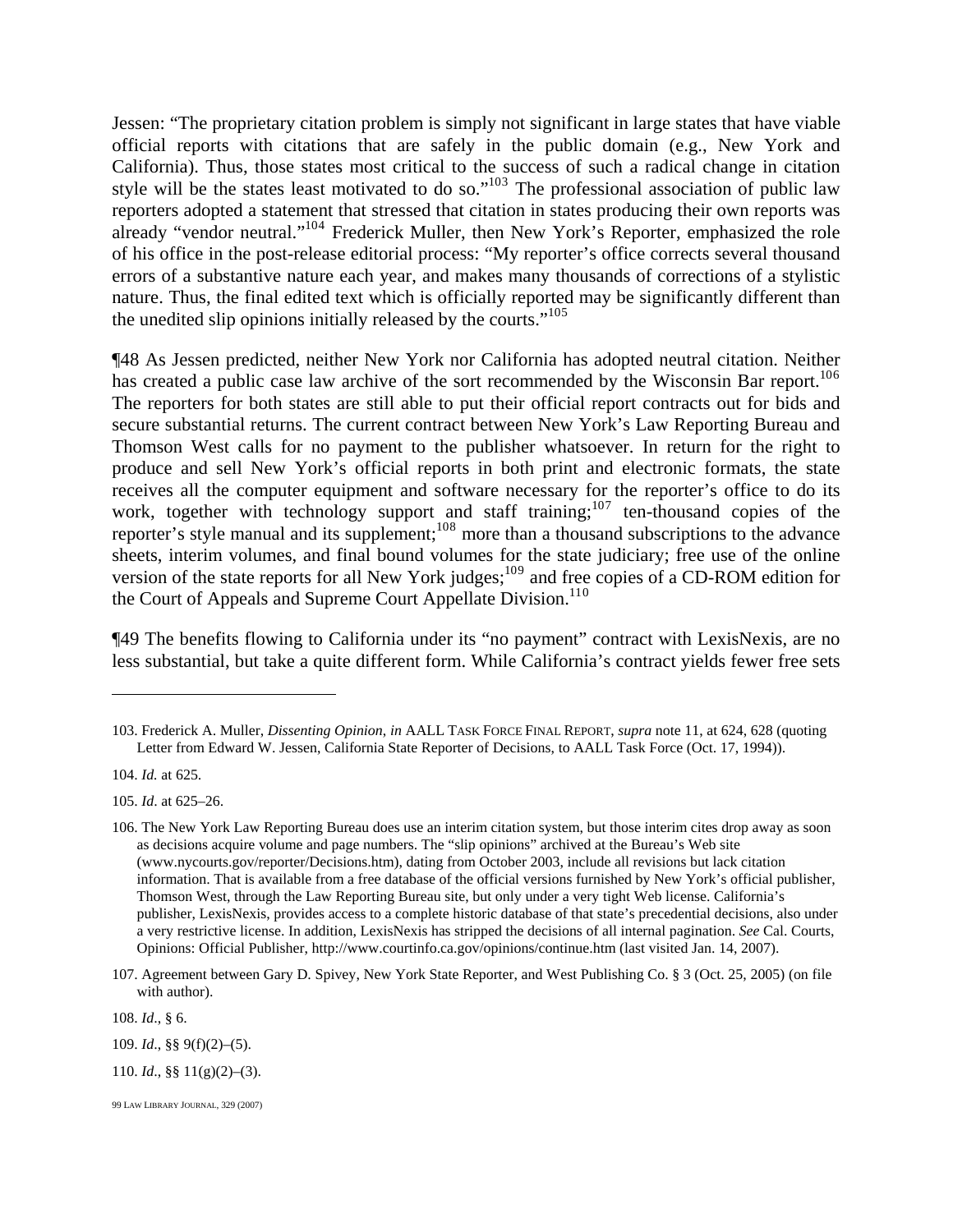Jessen: "The proprietary citation problem is simply not significant in large states that have viable official reports with citations that are safely in the public domain (e.g., New York and California). Thus, those states most critical to the success of such a radical change in citation style will be the states least motivated to do so."[103] The professional association of public law reporters adopted a statement that stressed that citation in states producing their own reports was already "vendor neutral."[104] Frederick Muller, then New York's Reporter, emphasized the role of his office in the post-release editorial process: "My reporter's office corrects several thousand errors of a substantive nature each year, and makes many thousands of corrections of a stylistic nature. Thus, the final edited text which is officially reported may be significantly different than the unedited slip opinions initially released by the courts."[105]

¶48 As Jessen predicted, neither New York nor California has adopted neutral citation. Neither has created a public case law archive of the sort recommended by the Wisconsin Bar report.[106] The reporters for both states are still able to put their official report contracts out for bids and secure substantial returns. The current contract between New York's Law Reporting Bureau and Thomson West calls for no payment to the publisher whatsoever. In return for the right to produce and sell New York's official reports in both print and electronic formats, the state receives all the computer equipment and software necessary for the reporter's office to do its work, together with technology support and staff training;[107] ten-thousand copies of the reporter's style manual and its supplement;[108] more than a thousand subscriptions to the advance sheets, interim volumes, and final bound volumes for the state judiciary; free use of the online version of the state reports for all New York judges;[109] and free copies of a CD-ROM edition for the Court of Appeals and Supreme Court Appellate Division.[110]

¶49 The benefits flowing to California under its "no payment" contract with LexisNexis, are no less substantial, but take a quite different form. While California's contract yields fewer free sets

---

103. Frederick A. Muller, *Dissenting Opinion*, *in* AALL TASK FORCE FINAL REPORT, *supra* note 11, at 624, 628 (quoting Letter from Edward W. Jessen, California State Reporter of Decisions, to AALL Task Force (Oct. 17, 1994)).

104. *Id.* at 625.

105. *Id*. at 625–26.

106. The New York Law Reporting Bureau does use an interim citation system, but those interim cites drop away as soon as decisions acquire volume and page numbers. The "slip opinions" archived at the Bureau's Web site (www.nycourts.gov/reporter/Decisions.htm), dating from October 2003, include all revisions but lack citation information. That is available from a free database of the official versions furnished by New York's official publisher, Thomson West, through the Law Reporting Bureau site, but only under a very tight Web license. California's publisher, LexisNexis, provides access to a complete historic database of that state's precedential decisions, also under a very restrictive license. In addition, LexisNexis has stripped the decisions of all internal pagination. *See* Cal. Courts, Opinions: Official Publisher, http://www.courtinfo.ca.gov/opinions/continue.htm (last visited Jan. 14, 2007).

107. Agreement between Gary D. Spivey, New York State Reporter, and West Publishing Co. § 3 (Oct. 25, 2005) (on file with author).

108. *Id*., § 6.

109. *Id*., §§ 9(f)(2)–(5).

110. *Id*., §§ 11(g)(2)–(3).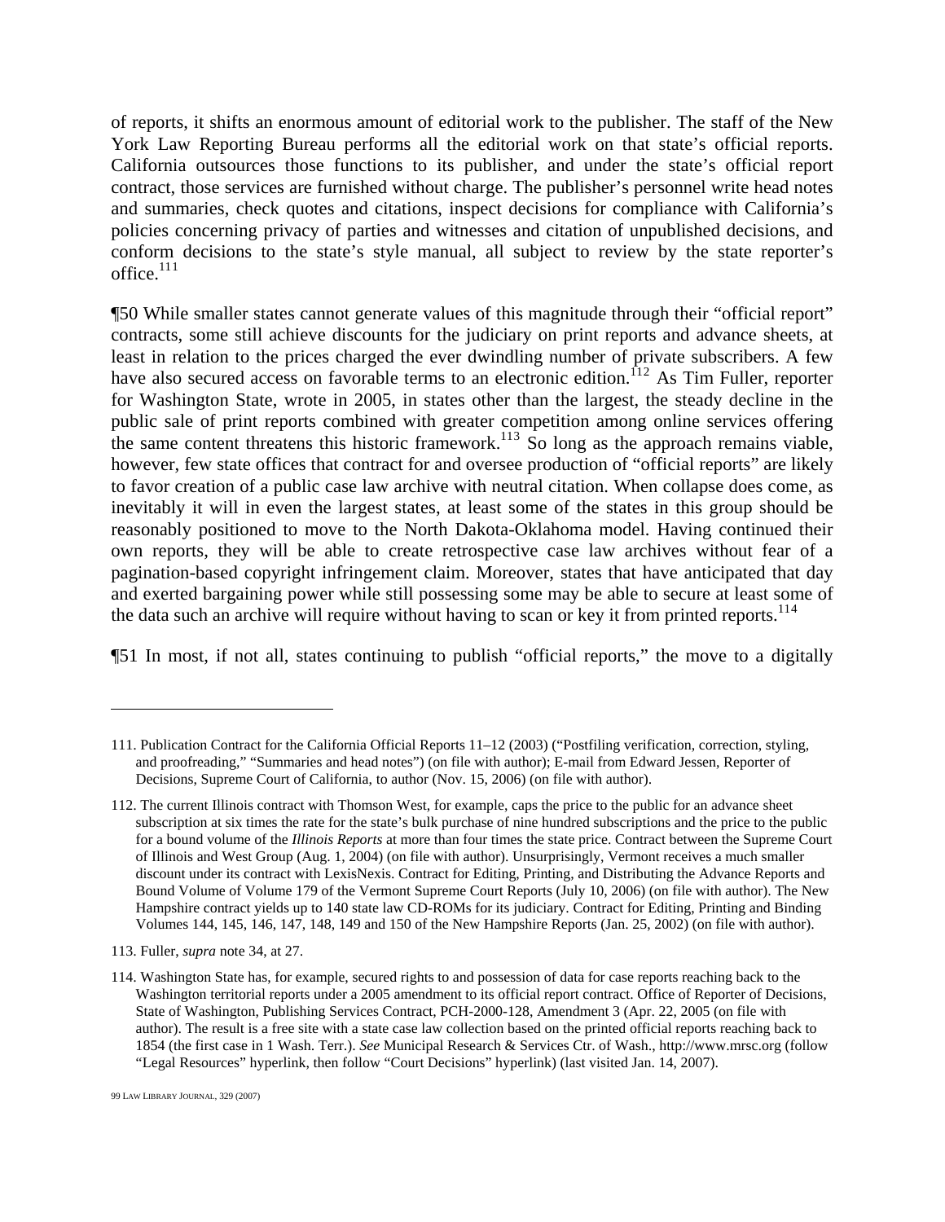of reports, it shifts an enormous amount of editorial work to the publisher. The staff of the New York Law Reporting Bureau performs all the editorial work on that state's official reports. California outsources those functions to its publisher, and under the state's official report contract, those services are furnished without charge. The publisher's personnel write head notes and summaries, check quotes and citations, inspect decisions for compliance with California's policies concerning privacy of parties and witnesses and citation of unpublished decisions, and conform decisions to the state's style manual, all subject to review by the state reporter's office.[111]

¶50 While smaller states cannot generate values of this magnitude through their "official report" contracts, some still achieve discounts for the judiciary on print reports and advance sheets, at least in relation to the prices charged the ever dwindling number of private subscribers. A few have also secured access on favorable terms to an electronic edition.[112] As Tim Fuller, reporter for Washington State, wrote in 2005, in states other than the largest, the steady decline in the public sale of print reports combined with greater competition among online services offering the same content threatens this historic framework.[113] So long as the approach remains viable, however, few state offices that contract for and oversee production of "official reports" are likely to favor creation of a public case law archive with neutral citation. When collapse does come, as inevitably it will in even the largest states, at least some of the states in this group should be reasonably positioned to move to the North Dakota-Oklahoma model. Having continued their own reports, they will be able to create retrospective case law archives without fear of a pagination-based copyright infringement claim. Moreover, states that have anticipated that day and exerted bargaining power while still possessing some may be able to secure at least some of the data such an archive will require without having to scan or key it from printed reports.[114]

¶51 In most, if not all, states continuing to publish "official reports," the move to a digitally

---

111. Publication Contract for the California Official Reports 11–12 (2003) ("Postfiling verification, correction, styling, and proofreading," "Summaries and head notes") (on file with author); E-mail from Edward Jessen, Reporter of Decisions, Supreme Court of California, to author (Nov. 15, 2006) (on file with author).

112. The current Illinois contract with Thomson West, for example, caps the price to the public for an advance sheet subscription at six times the rate for the state's bulk purchase of nine hundred subscriptions and the price to the public for a bound volume of the *Illinois Reports* at more than four times the state price. Contract between the Supreme Court of Illinois and West Group (Aug. 1, 2004) (on file with author). Unsurprisingly, Vermont receives a much smaller discount under its contract with LexisNexis. Contract for Editing, Printing, and Distributing the Advance Reports and Bound Volume of Volume 179 of the Vermont Supreme Court Reports (July 10, 2006) (on file with author). The New Hampshire contract yields up to 140 state law CD-ROMs for its judiciary. Contract for Editing, Printing and Binding Volumes 144, 145, 146, 147, 148, 149 and 150 of the New Hampshire Reports (Jan. 25, 2002) (on file with author).

113. Fuller, *supra* note 34, at 27.

114. Washington State has, for example, secured rights to and possession of data for case reports reaching back to the Washington territorial reports under a 2005 amendment to its official report contract. Office of Reporter of Decisions, State of Washington, Publishing Services Contract, PCH-2000-128, Amendment 3 (Apr. 22, 2005 (on file with author). The result is a free site with a state case law collection based on the printed official reports reaching back to 1854 (the first case in 1 Wash. Terr.). *See* Municipal Research & Services Ctr. of Wash., http://www.mrsc.org (follow "Legal Resources" hyperlink, then follow "Court Decisions" hyperlink) (last visited Jan. 14, 2007).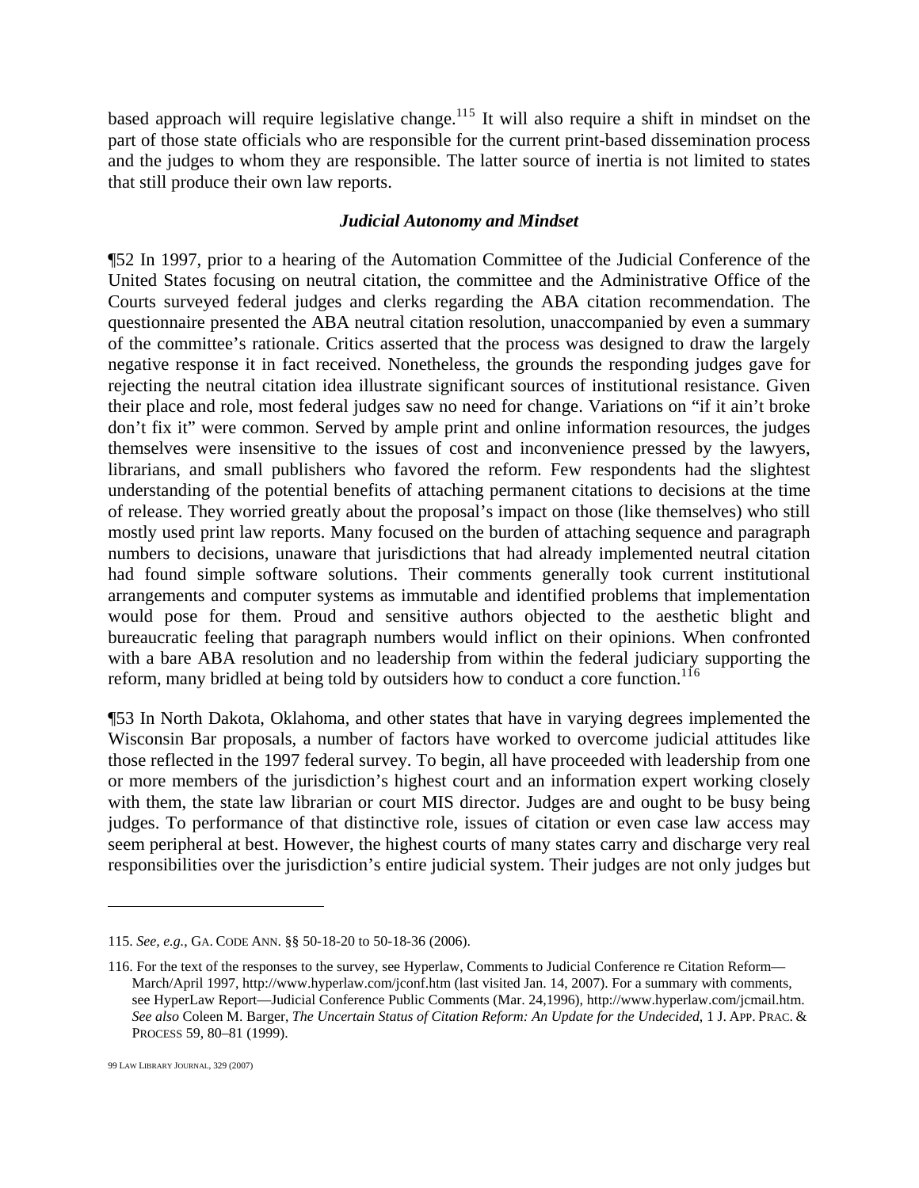based approach will require legislative change.[115] It will also require a shift in mindset on the part of those state officials who are responsible for the current print-based dissemination process and the judges to whom they are responsible. The latter source of inertia is not limited to states that still produce their own law reports.

### *Judicial Autonomy and Mindset*

¶52 In 1997, prior to a hearing of the Automation Committee of the Judicial Conference of the United States focusing on neutral citation, the committee and the Administrative Office of the Courts surveyed federal judges and clerks regarding the ABA citation recommendation. The questionnaire presented the ABA neutral citation resolution, unaccompanied by even a summary of the committee's rationale. Critics asserted that the process was designed to draw the largely negative response it in fact received. Nonetheless, the grounds the responding judges gave for rejecting the neutral citation idea illustrate significant sources of institutional resistance. Given their place and role, most federal judges saw no need for change. Variations on "if it ain't broke don't fix it" were common. Served by ample print and online information resources, the judges themselves were insensitive to the issues of cost and inconvenience pressed by the lawyers, librarians, and small publishers who favored the reform. Few respondents had the slightest understanding of the potential benefits of attaching permanent citations to decisions at the time of release. They worried greatly about the proposal's impact on those (like themselves) who still mostly used print law reports. Many focused on the burden of attaching sequence and paragraph numbers to decisions, unaware that jurisdictions that had already implemented neutral citation had found simple software solutions. Their comments generally took current institutional arrangements and computer systems as immutable and identified problems that implementation would pose for them. Proud and sensitive authors objected to the aesthetic blight and bureaucratic feeling that paragraph numbers would inflict on their opinions. When confronted with a bare ABA resolution and no leadership from within the federal judiciary supporting the reform, many bridled at being told by outsiders how to conduct a core function.[116]

¶53 In North Dakota, Oklahoma, and other states that have in varying degrees implemented the Wisconsin Bar proposals, a number of factors have worked to overcome judicial attitudes like those reflected in the 1997 federal survey. To begin, all have proceeded with leadership from one or more members of the jurisdiction's highest court and an information expert working closely with them, the state law librarian or court MIS director. Judges are and ought to be busy being judges. To performance of that distinctive role, issues of citation or even case law access may seem peripheral at best. However, the highest courts of many states carry and discharge very real responsibilities over the jurisdiction's entire judicial system. Their judges are not only judges but

---

115. *See, e.g.*, GA. CODE ANN. §§ 50-18-20 to 50-18-36 (2006).

116. For the text of the responses to the survey, see Hyperlaw, Comments to Judicial Conference re Citation Reform—March/April 1997, http://www.hyperlaw.com/jconf.htm (last visited Jan. 14, 2007). For a summary with comments, see HyperLaw Report—Judicial Conference Public Comments (Mar. 24,1996), http://www.hyperlaw.com/jcmail.htm. *See also* Coleen M. Barger, *The Uncertain Status of Citation Reform: An Update for the Undecided*, 1 J. APP. PRAC. & PROCESS 59, 80–81 (1999).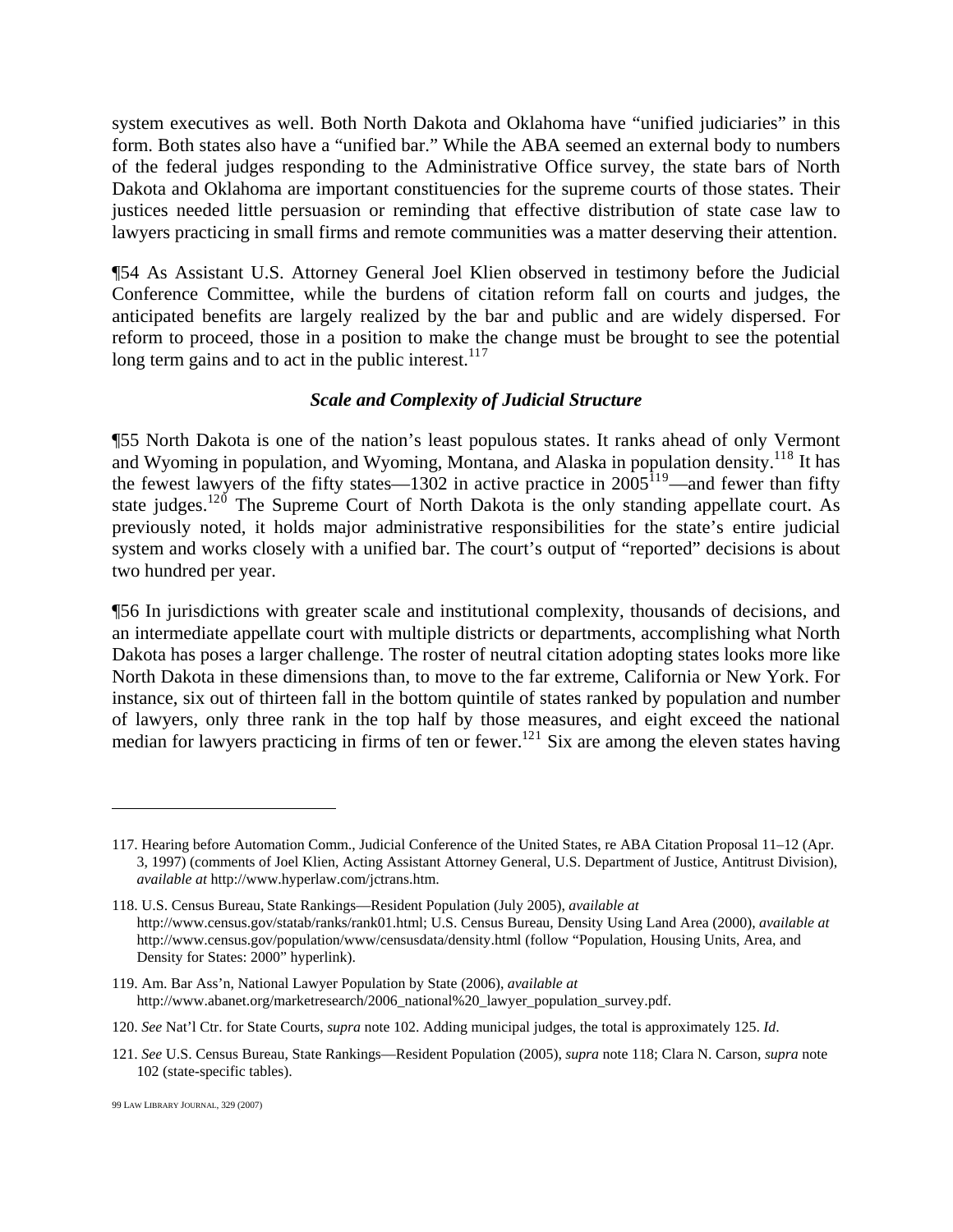system executives as well. Both North Dakota and Oklahoma have "unified judiciaries" in this form. Both states also have a "unified bar." While the ABA seemed an external body to numbers of the federal judges responding to the Administrative Office survey, the state bars of North Dakota and Oklahoma are important constituencies for the supreme courts of those states. Their justices needed little persuasion or reminding that effective distribution of state case law to lawyers practicing in small firms and remote communities was a matter deserving their attention.

¶54 As Assistant U.S. Attorney General Joel Klien observed in testimony before the Judicial Conference Committee, while the burdens of citation reform fall on courts and judges, the anticipated benefits are largely realized by the bar and public and are widely dispersed. For reform to proceed, those in a position to make the change must be brought to see the potential long term gains and to act in the public interest.[117]

### *Scale and Complexity of Judicial Structure*

¶55 North Dakota is one of the nation's least populous states. It ranks ahead of only Vermont and Wyoming in population, and Wyoming, Montana, and Alaska in population density.[118] It has the fewest lawyers of the fifty states—1302 in active practice in 2005[119]—and fewer than fifty state judges.[120] The Supreme Court of North Dakota is the only standing appellate court. As previously noted, it holds major administrative responsibilities for the state's entire judicial system and works closely with a unified bar. The court's output of "reported" decisions is about two hundred per year.

¶56 In jurisdictions with greater scale and institutional complexity, thousands of decisions, and an intermediate appellate court with multiple districts or departments, accomplishing what North Dakota has poses a larger challenge. The roster of neutral citation adopting states looks more like North Dakota in these dimensions than, to move to the far extreme, California or New York. For instance, six out of thirteen fall in the bottom quintile of states ranked by population and number of lawyers, only three rank in the top half by those measures, and eight exceed the national median for lawyers practicing in firms of ten or fewer.[121] Six are among the eleven states having

---

117. Hearing before Automation Comm., Judicial Conference of the United States, re ABA Citation Proposal 11–12 (Apr. 3, 1997) (comments of Joel Klien, Acting Assistant Attorney General, U.S. Department of Justice, Antitrust Division), *available at* http://www.hyperlaw.com/jctrans.htm.

118. U.S. Census Bureau, State Rankings—Resident Population (July 2005), *available at* http://www.census.gov/statab/ranks/rank01.html; U.S. Census Bureau, Density Using Land Area (2000), *available at* http://www.census.gov/population/www/censusdata/density.html (follow "Population, Housing Units, Area, and Density for States: 2000" hyperlink).

119. Am. Bar Ass'n, National Lawyer Population by State (2006), *available at* http://www.abanet.org/marketresearch/2006_national%20_lawyer_population_survey.pdf.

120. *See* Nat'l Ctr. for State Courts, *supra* note 102. Adding municipal judges, the total is approximately 125. *Id*.

121. *See* U.S. Census Bureau, State Rankings—Resident Population (2005), *supra* note 118; Clara N. Carson, *supra* note 102 (state-specific tables).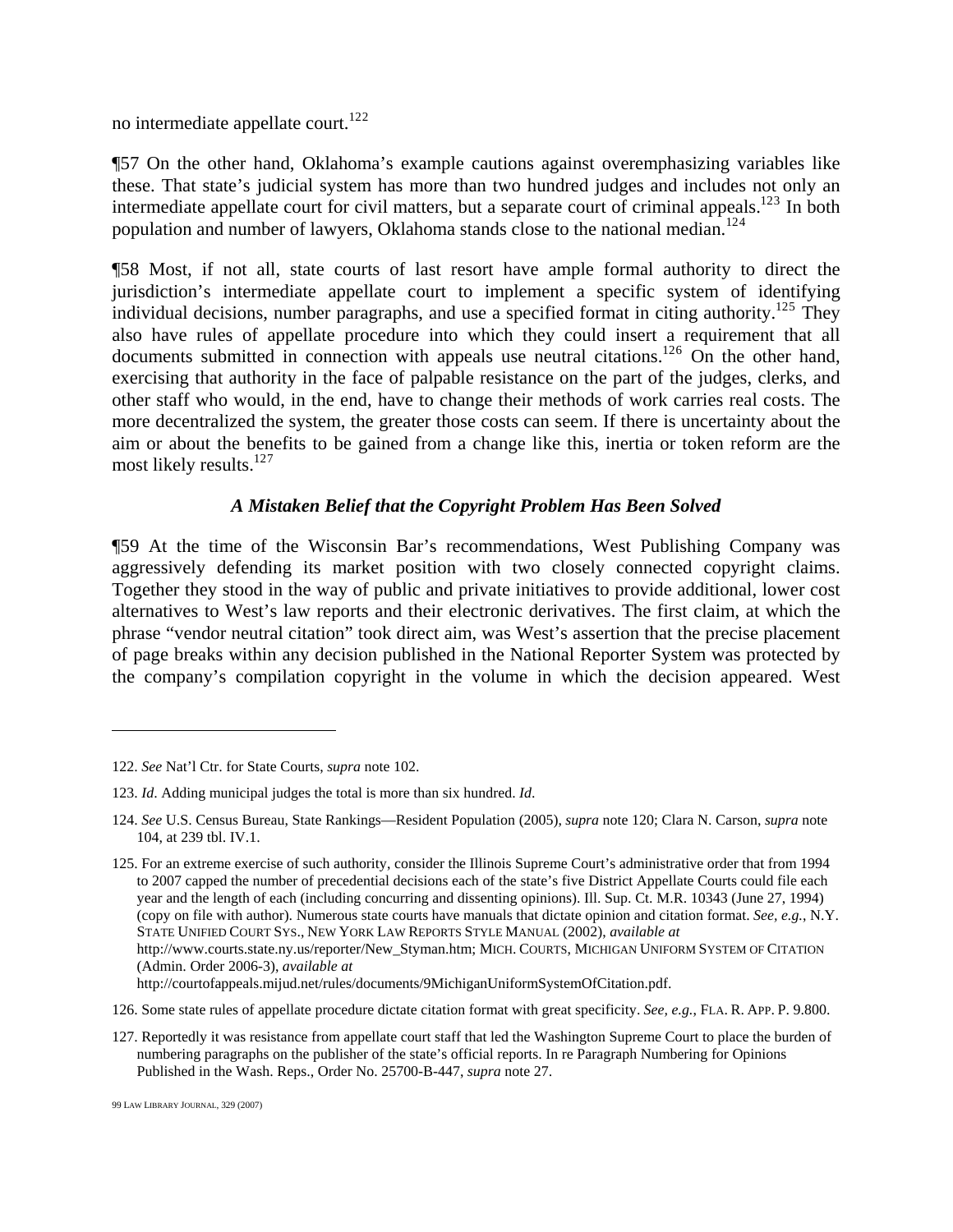no intermediate appellate court.[122]

¶57 On the other hand, Oklahoma's example cautions against overemphasizing variables like these. That state's judicial system has more than two hundred judges and includes not only an intermediate appellate court for civil matters, but a separate court of criminal appeals.[123] In both population and number of lawyers, Oklahoma stands close to the national median.[124]

¶58 Most, if not all, state courts of last resort have ample formal authority to direct the jurisdiction's intermediate appellate court to implement a specific system of identifying individual decisions, number paragraphs, and use a specified format in citing authority.[125] They also have rules of appellate procedure into which they could insert a requirement that all documents submitted in connection with appeals use neutral citations.[126] On the other hand, exercising that authority in the face of palpable resistance on the part of the judges, clerks, and other staff who would, in the end, have to change their methods of work carries real costs. The more decentralized the system, the greater those costs can seem. If there is uncertainty about the aim or about the benefits to be gained from a change like this, inertia or token reform are the most likely results.[127]

### *A Mistaken Belief that the Copyright Problem Has Been Solved*

¶59 At the time of the Wisconsin Bar's recommendations, West Publishing Company was aggressively defending its market position with two closely connected copyright claims. Together they stood in the way of public and private initiatives to provide additional, lower cost alternatives to West's law reports and their electronic derivatives. The first claim, at which the phrase "vendor neutral citation" took direct aim, was West's assertion that the precise placement of page breaks within any decision published in the National Reporter System was protected by the company's compilation copyright in the volume in which the decision appeared. West

---

122. *See* Nat'l Ctr. for State Courts, *supra* note 102.

123. *Id*. Adding municipal judges the total is more than six hundred. *Id*.

124. *See* U.S. Census Bureau, State Rankings—Resident Population (2005), *supra* note 120; Clara N. Carson, *supra* note 104, at 239 tbl. IV.1.

125. For an extreme exercise of such authority, consider the Illinois Supreme Court's administrative order that from 1994 to 2007 capped the number of precedential decisions each of the state's five District Appellate Courts could file each year and the length of each (including concurring and dissenting opinions). Ill. Sup. Ct. M.R. 10343 (June 27, 1994) (copy on file with author). Numerous state courts have manuals that dictate opinion and citation format. *See, e.g.*, N.Y. STATE UNIFIED COURT SYS., NEW YORK LAW REPORTS STYLE MANUAL (2002), *available at* http://www.courts.state.ny.us/reporter/New_Styman.htm; MICH. COURTS, MICHIGAN UNIFORM SYSTEM OF CITATION (Admin. Order 2006-3), *available at* http://courtofappeals.mijud.net/rules/documents/9MichiganUniformSystemOfCitation.pdf.

126. Some state rules of appellate procedure dictate citation format with great specificity. *See, e.g.*, FLA. R. APP. P. 9.800.

127. Reportedly it was resistance from appellate court staff that led the Washington Supreme Court to place the burden of numbering paragraphs on the publisher of the state's official reports. In re Paragraph Numbering for Opinions Published in the Wash. Reps., Order No. 25700-B-447, *supra* note 27.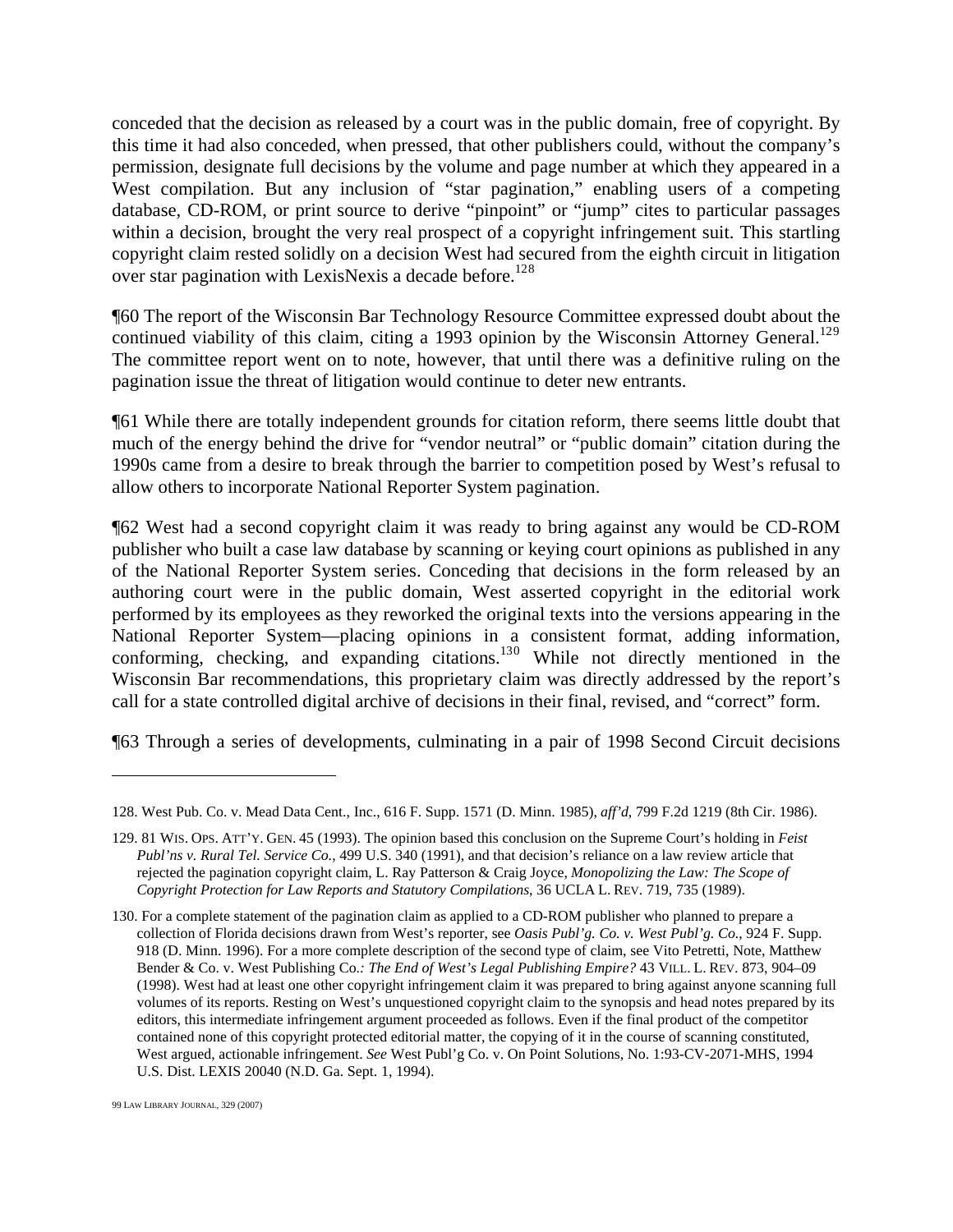conceded that the decision as released by a court was in the public domain, free of copyright. By this time it had also conceded, when pressed, that other publishers could, without the company's permission, designate full decisions by the volume and page number at which they appeared in a West compilation. But any inclusion of "star pagination," enabling users of a competing database, CD-ROM, or print source to derive "pinpoint" or "jump" cites to particular passages within a decision, brought the very real prospect of a copyright infringement suit. This startling copyright claim rested solidly on a decision West had secured from the eighth circuit in litigation over star pagination with LexisNexis a decade before.[128]

¶60 The report of the Wisconsin Bar Technology Resource Committee expressed doubt about the continued viability of this claim, citing a 1993 opinion by the Wisconsin Attorney General.[129] The committee report went on to note, however, that until there was a definitive ruling on the pagination issue the threat of litigation would continue to deter new entrants.

¶61 While there are totally independent grounds for citation reform, there seems little doubt that much of the energy behind the drive for "vendor neutral" or "public domain" citation during the 1990s came from a desire to break through the barrier to competition posed by West's refusal to allow others to incorporate National Reporter System pagination.

¶62 West had a second copyright claim it was ready to bring against any would be CD-ROM publisher who built a case law database by scanning or keying court opinions as published in any of the National Reporter System series. Conceding that decisions in the form released by an authoring court were in the public domain, West asserted copyright in the editorial work performed by its employees as they reworked the original texts into the versions appearing in the National Reporter System—placing opinions in a consistent format, adding information, conforming, checking, and expanding citations.[130] While not directly mentioned in the Wisconsin Bar recommendations, this proprietary claim was directly addressed by the report's call for a state controlled digital archive of decisions in their final, revised, and "correct" form.

¶63 Through a series of developments, culminating in a pair of 1998 Second Circuit decisions

---

128. West Pub. Co. v. Mead Data Cent., Inc., 616 F. Supp. 1571 (D. Minn. 1985), *aff'd*, 799 F.2d 1219 (8th Cir. 1986).

129. 81 WIS. OPS. ATT'Y. GEN. 45 (1993). The opinion based this conclusion on the Supreme Court's holding in *Feist Publ'ns v. Rural Tel. Service Co.*, 499 U.S. 340 (1991), and that decision's reliance on a law review article that rejected the pagination copyright claim, L. Ray Patterson & Craig Joyce, *Monopolizing the Law: The Scope of Copyright Protection for Law Reports and Statutory Compilations*, 36 UCLA L. REV. 719, 735 (1989).

130. For a complete statement of the pagination claim as applied to a CD-ROM publisher who planned to prepare a collection of Florida decisions drawn from West's reporter, see *Oasis Publ'g. Co. v. West Publ'g. Co.*, 924 F. Supp. 918 (D. Minn. 1996). For a more complete description of the second type of claim, see Vito Petretti, Note, Matthew Bender & Co. v. West Publishing Co.*: The End of West's Legal Publishing Empire?* 43 VILL. L. REV. 873, 904–09 (1998). West had at least one other copyright infringement claim it was prepared to bring against anyone scanning full volumes of its reports. Resting on West's unquestioned copyright claim to the synopsis and head notes prepared by its editors, this intermediate infringement argument proceeded as follows. Even if the final product of the competitor contained none of this copyright protected editorial matter, the copying of it in the course of scanning constituted, West argued, actionable infringement. *See* West Publ'g Co. v. On Point Solutions, No. 1:93-CV-2071-MHS, 1994 U.S. Dist. LEXIS 20040 (N.D. Ga. Sept. 1, 1994).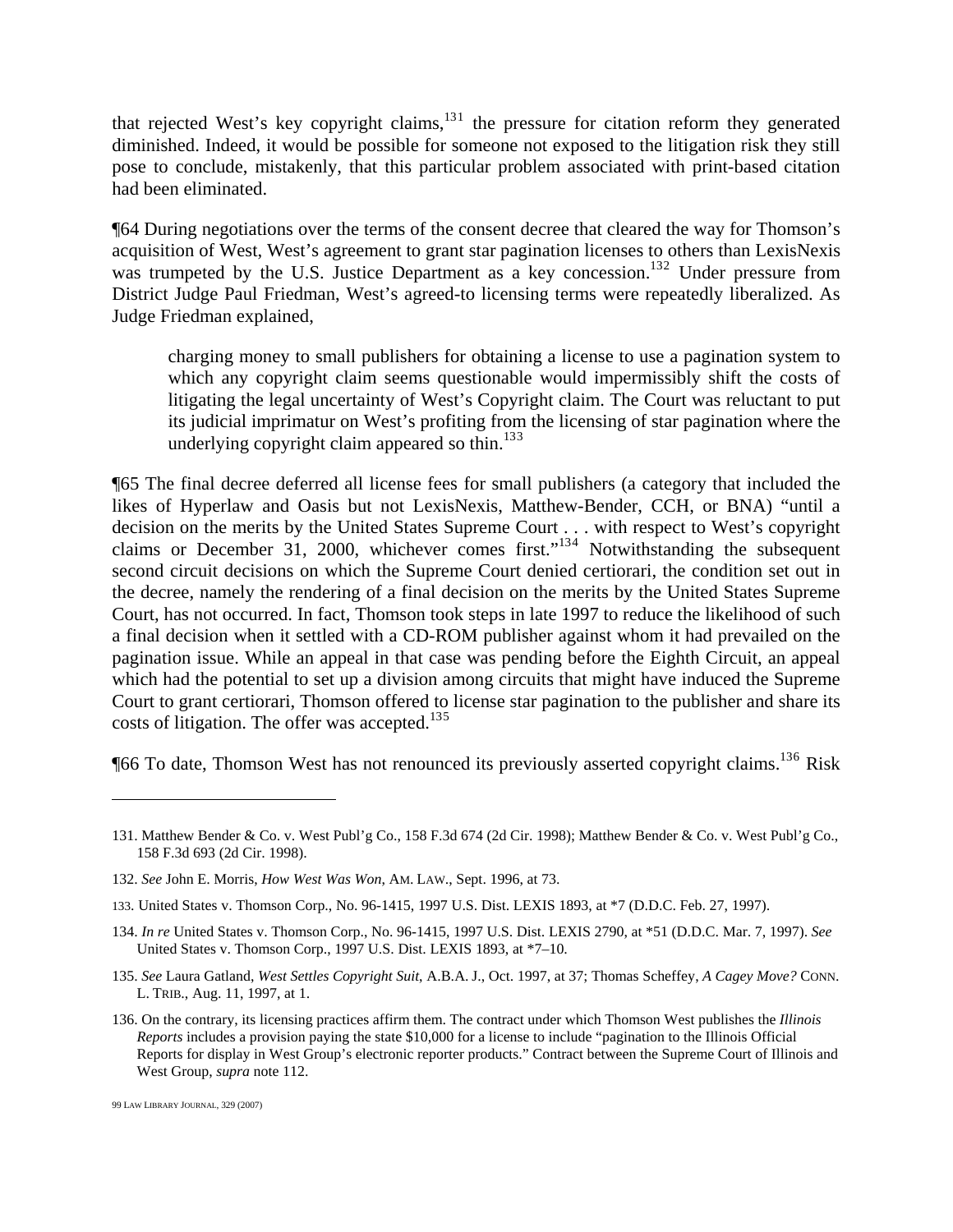that rejected West's key copyright claims,[131] the pressure for citation reform they generated diminished. Indeed, it would be possible for someone not exposed to the litigation risk they still pose to conclude, mistakenly, that this particular problem associated with print-based citation had been eliminated.

¶64 During negotiations over the terms of the consent decree that cleared the way for Thomson's acquisition of West, West's agreement to grant star pagination licenses to others than LexisNexis was trumpeted by the U.S. Justice Department as a key concession.[132] Under pressure from District Judge Paul Friedman, West's agreed-to licensing terms were repeatedly liberalized. As Judge Friedman explained,

> charging money to small publishers for obtaining a license to use a pagination system to which any copyright claim seems questionable would impermissibly shift the costs of litigating the legal uncertainty of West's Copyright claim. The Court was reluctant to put its judicial imprimatur on West's profiting from the licensing of star pagination where the underlying copyright claim appeared so thin.[133]

¶65 The final decree deferred all license fees for small publishers (a category that included the likes of Hyperlaw and Oasis but not LexisNexis, Matthew-Bender, CCH, or BNA) "until a decision on the merits by the United States Supreme Court . . . with respect to West's copyright claims or December 31, 2000, whichever comes first."[134] Notwithstanding the subsequent second circuit decisions on which the Supreme Court denied certiorari, the condition set out in the decree, namely the rendering of a final decision on the merits by the United States Supreme Court, has not occurred. In fact, Thomson took steps in late 1997 to reduce the likelihood of such a final decision when it settled with a CD-ROM publisher against whom it had prevailed on the pagination issue. While an appeal in that case was pending before the Eighth Circuit, an appeal which had the potential to set up a division among circuits that might have induced the Supreme Court to grant certiorari, Thomson offered to license star pagination to the publisher and share its costs of litigation. The offer was accepted.[135]

¶66 To date, Thomson West has not renounced its previously asserted copyright claims.[136] Risk

---

131. Matthew Bender & Co. v. West Publ'g Co., 158 F.3d 674 (2d Cir. 1998); Matthew Bender & Co. v. West Publ'g Co., 158 F.3d 693 (2d Cir. 1998).

132. *See* John E. Morris, *How West Was Won*, AM. LAW., Sept. 1996, at 73.

133. United States v. Thomson Corp., No. 96-1415, 1997 U.S. Dist. LEXIS 1893, at *7 (D.D.C. Feb. 27, 1997).

134. *In re* United States v. Thomson Corp., No. 96-1415, 1997 U.S. Dist. LEXIS 2790, at *51 (D.D.C. Mar. 7, 1997). *See* United States v. Thomson Corp., 1997 U.S. Dist. LEXIS 1893, at *7–10.

135. *See* Laura Gatland, *West Settles Copyright Suit*, A.B.A. J., Oct. 1997, at 37; Thomas Scheffey, *A Cagey Move?* CONN. L. TRIB., Aug. 11, 1997, at 1.

136. On the contrary, its licensing practices affirm them. The contract under which Thomson West publishes the *Illinois Reports* includes a provision paying the state $10,000 for a license to include "pagination to the Illinois Official Reports for display in West Group's electronic reporter products." Contract between the Supreme Court of Illinois and West Group, *supra* note 112.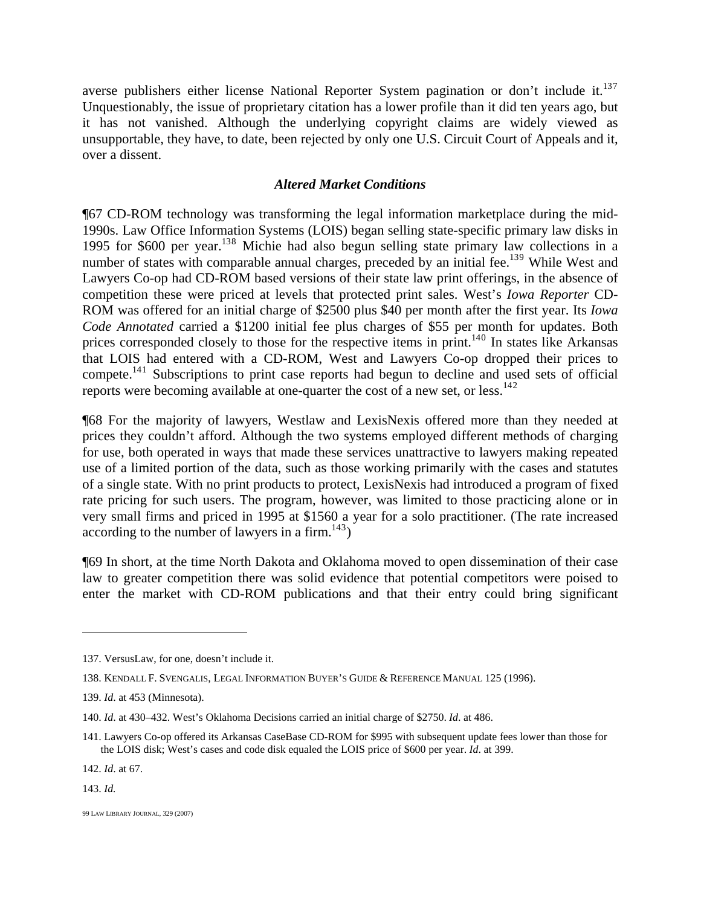averse publishers either license National Reporter System pagination or don't include it.[137] Unquestionably, the issue of proprietary citation has a lower profile than it did ten years ago, but it has not vanished. Although the underlying copyright claims are widely viewed as unsupportable, they have, to date, been rejected by only one U.S. Circuit Court of Appeals and it, over a dissent.

### *Altered Market Conditions*

¶67 CD-ROM technology was transforming the legal information marketplace during the mid-1990s. Law Office Information Systems (LOIS) began selling state-specific primary law disks in 1995 for $600 per year.[138] Michie had also begun selling state primary law collections in a number of states with comparable annual charges, preceded by an initial fee.[139] While West and Lawyers Co-op had CD-ROM based versions of their state law print offerings, in the absence of competition these were priced at levels that protected print sales. West's *Iowa Reporter* CD-ROM was offered for an initial charge of $2500 plus $40 per month after the first year. Its *Iowa Code Annotated* carried a $1200 initial fee plus charges of $55 per month for updates. Both prices corresponded closely to those for the respective items in print.[140] In states like Arkansas that LOIS had entered with a CD-ROM, West and Lawyers Co-op dropped their prices to compete.[141] Subscriptions to print case reports had begun to decline and used sets of official reports were becoming available at one-quarter the cost of a new set, or less.[142]

¶68 For the majority of lawyers, Westlaw and LexisNexis offered more than they needed at prices they couldn't afford. Although the two systems employed different methods of charging for use, both operated in ways that made these services unattractive to lawyers making repeated use of a limited portion of the data, such as those working primarily with the cases and statutes of a single state. With no print products to protect, LexisNexis had introduced a program of fixed rate pricing for such users. The program, however, was limited to those practicing alone or in very small firms and priced in 1995 at $1560 a year for a solo practitioner. (The rate increased according to the number of lawyers in a firm.[143])

¶69 In short, at the time North Dakota and Oklahoma moved to open dissemination of their case law to greater competition there was solid evidence that potential competitors were poised to enter the market with CD-ROM publications and that their entry could bring significant

---

137. VersusLaw, for one, doesn't include it.

138. Kendall F. Svengalis, Legal Information Buyer's Guide & Reference Manual 125 (1996).

139. *Id*. at 453 (Minnesota).

140. *Id*. at 430–432. West's Oklahoma Decisions carried an initial charge of $2750. *Id*. at 486.

141. Lawyers Co-op offered its Arkansas CaseBase CD-ROM for $995 with subsequent update fees lower than those for the LOIS disk; West's cases and code disk equaled the LOIS price of $600 per year. *Id*. at 399.

142. *Id*. at 67.

143. *Id.*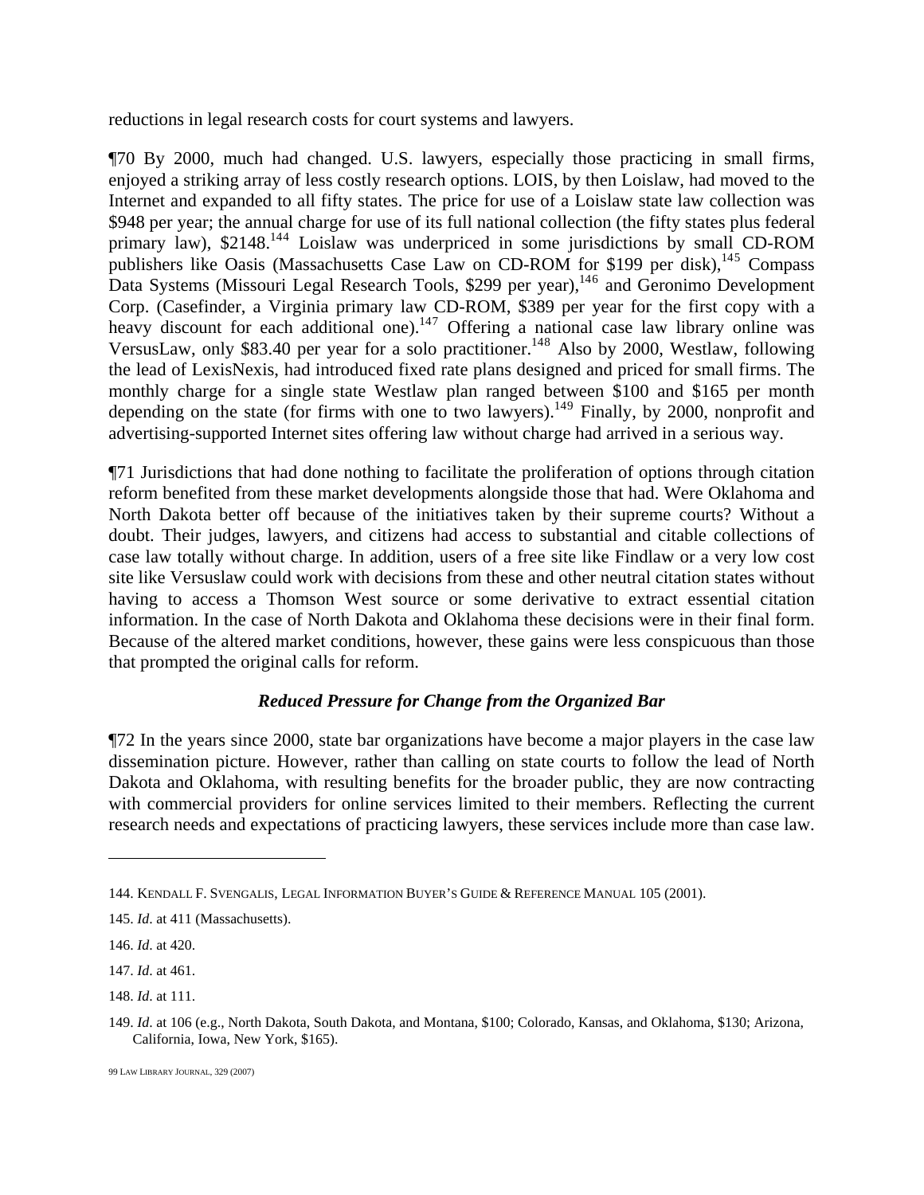reductions in legal research costs for court systems and lawyers.

¶70 By 2000, much had changed. U.S. lawyers, especially those practicing in small firms, enjoyed a striking array of less costly research options. LOIS, by then Loislaw, had moved to the Internet and expanded to all fifty states. The price for use of a Loislaw state law collection was $948 per year; the annual charge for use of its full national collection (the fifty states plus federal primary law), $2148.[144] Loislaw was underpriced in some jurisdictions by small CD-ROM publishers like Oasis (Massachusetts Case Law on CD-ROM for $199 per disk),[145] Compass Data Systems (Missouri Legal Research Tools, $299 per year),[146] and Geronimo Development Corp. (Casefinder, a Virginia primary law CD-ROM, $389 per year for the first copy with a heavy discount for each additional one).[147] Offering a national case law library online was VersusLaw, only $83.40 per year for a solo practitioner.[148] Also by 2000, Westlaw, following the lead of LexisNexis, had introduced fixed rate plans designed and priced for small firms. The monthly charge for a single state Westlaw plan ranged between $100 and $165 per month depending on the state (for firms with one to two lawyers).[149] Finally, by 2000, nonprofit and advertising-supported Internet sites offering law without charge had arrived in a serious way.

¶71 Jurisdictions that had done nothing to facilitate the proliferation of options through citation reform benefited from these market developments alongside those that had. Were Oklahoma and North Dakota better off because of the initiatives taken by their supreme courts? Without a doubt. Their judges, lawyers, and citizens had access to substantial and citable collections of case law totally without charge. In addition, users of a free site like Findlaw or a very low cost site like Versuslaw could work with decisions from these and other neutral citation states without having to access a Thomson West source or some derivative to extract essential citation information. In the case of North Dakota and Oklahoma these decisions were in their final form. Because of the altered market conditions, however, these gains were less conspicuous than those that prompted the original calls for reform.

### *Reduced Pressure for Change from the Organized Bar*

¶72 In the years since 2000, state bar organizations have become a major players in the case law dissemination picture. However, rather than calling on state courts to follow the lead of North Dakota and Oklahoma, with resulting benefits for the broader public, they are now contracting with commercial providers for online services limited to their members. Reflecting the current research needs and expectations of practicing lawyers, these services include more than case law.

---

144. KENDALL F. SVENGALIS, LEGAL INFORMATION BUYER'S GUIDE & REFERENCE MANUAL 105 (2001).

145. *Id*. at 411 (Massachusetts).

146. *Id*. at 420.

147. *Id*. at 461.

148. *Id*. at 111.

149. *Id*. at 106 (e.g., North Dakota, South Dakota, and Montana, $100; Colorado, Kansas, and Oklahoma, $130; Arizona, California, Iowa, New York, $165).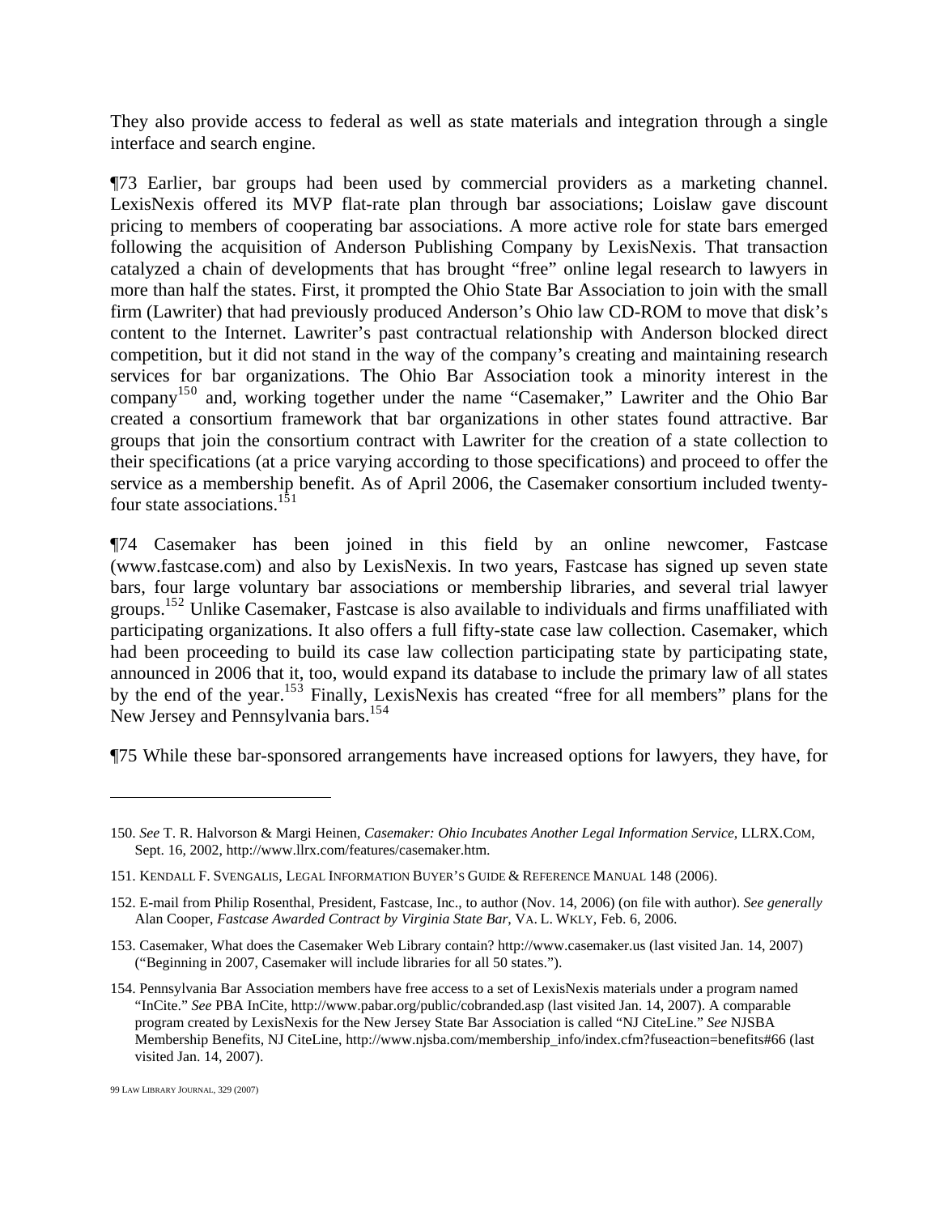They also provide access to federal as well as state materials and integration through a single interface and search engine.

¶73 Earlier, bar groups had been used by commercial providers as a marketing channel. LexisNexis offered its MVP flat-rate plan through bar associations; Loislaw gave discount pricing to members of cooperating bar associations. A more active role for state bars emerged following the acquisition of Anderson Publishing Company by LexisNexis. That transaction catalyzed a chain of developments that has brought "free" online legal research to lawyers in more than half the states. First, it prompted the Ohio State Bar Association to join with the small firm (Lawriter) that had previously produced Anderson's Ohio law CD-ROM to move that disk's content to the Internet. Lawriter's past contractual relationship with Anderson blocked direct competition, but it did not stand in the way of the company's creating and maintaining research services for bar organizations. The Ohio Bar Association took a minority interest in the company[150] and, working together under the name "Casemaker," Lawriter and the Ohio Bar created a consortium framework that bar organizations in other states found attractive. Bar groups that join the consortium contract with Lawriter for the creation of a state collection to their specifications (at a price varying according to those specifications) and proceed to offer the service as a membership benefit. As of April 2006, the Casemaker consortium included twenty-four state associations.[151]

¶74 Casemaker has been joined in this field by an online newcomer, Fastcase (www.fastcase.com) and also by LexisNexis. In two years, Fastcase has signed up seven state bars, four large voluntary bar associations or membership libraries, and several trial lawyer groups.[152] Unlike Casemaker, Fastcase is also available to individuals and firms unaffiliated with participating organizations. It also offers a full fifty-state case law collection. Casemaker, which had been proceeding to build its case law collection participating state by participating state, announced in 2006 that it, too, would expand its database to include the primary law of all states by the end of the year.[153] Finally, LexisNexis has created "free for all members" plans for the New Jersey and Pennsylvania bars.[154]

¶75 While these bar-sponsored arrangements have increased options for lawyers, they have, for

---

150. *See* T. R. Halvorson & Margi Heinen, *Casemaker: Ohio Incubates Another Legal Information Service*, LLRX.COM, Sept. 16, 2002, http://www.llrx.com/features/casemaker.htm.

151. KENDALL F. SVENGALIS, LEGAL INFORMATION BUYER'S GUIDE & REFERENCE MANUAL 148 (2006).

152. E-mail from Philip Rosenthal, President, Fastcase, Inc., to author (Nov. 14, 2006) (on file with author). *See generally* Alan Cooper, *Fastcase Awarded Contract by Virginia State Bar*, VA. L. WKLY, Feb. 6, 2006.

153. Casemaker, What does the Casemaker Web Library contain? http://www.casemaker.us (last visited Jan. 14, 2007) ("Beginning in 2007, Casemaker will include libraries for all 50 states.").

154. Pennsylvania Bar Association members have free access to a set of LexisNexis materials under a program named "InCite." *See* PBA InCite, http://www.pabar.org/public/cobranded.asp (last visited Jan. 14, 2007). A comparable program created by LexisNexis for the New Jersey State Bar Association is called "NJ CiteLine." *See* NJSBA Membership Benefits, NJ CiteLine, http://www.njsba.com/membership_info/index.cfm?fuseaction=benefits#66 (last visited Jan. 14, 2007).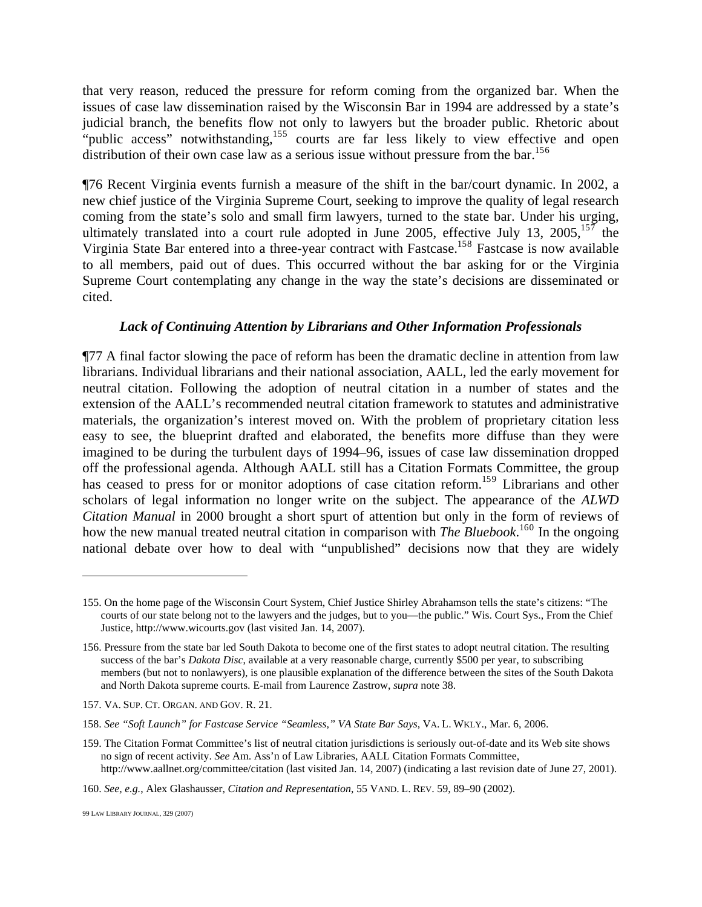that very reason, reduced the pressure for reform coming from the organized bar. When the issues of case law dissemination raised by the Wisconsin Bar in 1994 are addressed by a state's judicial branch, the benefits flow not only to lawyers but the broader public. Rhetoric about "public access" notwithstanding,[155] courts are far less likely to view effective and open distribution of their own case law as a serious issue without pressure from the bar.[156]

¶76 Recent Virginia events furnish a measure of the shift in the bar/court dynamic. In 2002, a new chief justice of the Virginia Supreme Court, seeking to improve the quality of legal research coming from the state's solo and small firm lawyers, turned to the state bar. Under his urging, ultimately translated into a court rule adopted in June 2005, effective July 13, 2005,[157] the Virginia State Bar entered into a three-year contract with Fastcase.[158] Fastcase is now available to all members, paid out of dues. This occurred without the bar asking for or the Virginia Supreme Court contemplating any change in the way the state's decisions are disseminated or cited.

### *Lack of Continuing Attention by Librarians and Other Information Professionals*

¶77 A final factor slowing the pace of reform has been the dramatic decline in attention from law librarians. Individual librarians and their national association, AALL, led the early movement for neutral citation. Following the adoption of neutral citation in a number of states and the extension of the AALL's recommended neutral citation framework to statutes and administrative materials, the organization's interest moved on. With the problem of proprietary citation less easy to see, the blueprint drafted and elaborated, the benefits more diffuse than they were imagined to be during the turbulent days of 1994–96, issues of case law dissemination dropped off the professional agenda. Although AALL still has a Citation Formats Committee, the group has ceased to press for or monitor adoptions of case citation reform.[159] Librarians and other scholars of legal information no longer write on the subject. The appearance of the *ALWD Citation Manual* in 2000 brought a short spurt of attention but only in the form of reviews of how the new manual treated neutral citation in comparison with *The Bluebook*.[160] In the ongoing national debate over how to deal with "unpublished" decisions now that they are widely

---

155. On the home page of the Wisconsin Court System, Chief Justice Shirley Abrahamson tells the state's citizens: "The courts of our state belong not to the lawyers and the judges, but to you—the public." Wis. Court Sys., From the Chief Justice, http://www.wicourts.gov (last visited Jan. 14, 2007).

156. Pressure from the state bar led South Dakota to become one of the first states to adopt neutral citation. The resulting success of the bar's *Dakota Disc*, available at a very reasonable charge, currently $500 per year, to subscribing members (but not to nonlawyers), is one plausible explanation of the difference between the sites of the South Dakota and North Dakota supreme courts. E-mail from Laurence Zastrow, *supra* note 38.

157. VA. SUP. CT. ORGAN. AND GOV. R. 21.

158. *See "Soft Launch" for Fastcase Service "Seamless," VA State Bar Says*, VA. L. WKLY., Mar. 6, 2006.

159. The Citation Format Committee's list of neutral citation jurisdictions is seriously out-of-date and its Web site shows no sign of recent activity. *See* Am. Ass'n of Law Libraries, AALL Citation Formats Committee, http://www.aallnet.org/committee/citation (last visited Jan. 14, 2007) (indicating a last revision date of June 27, 2001).

160. *See, e.g.*, Alex Glashausser, *Citation and Representation*, 55 VAND. L. REV. 59, 89–90 (2002).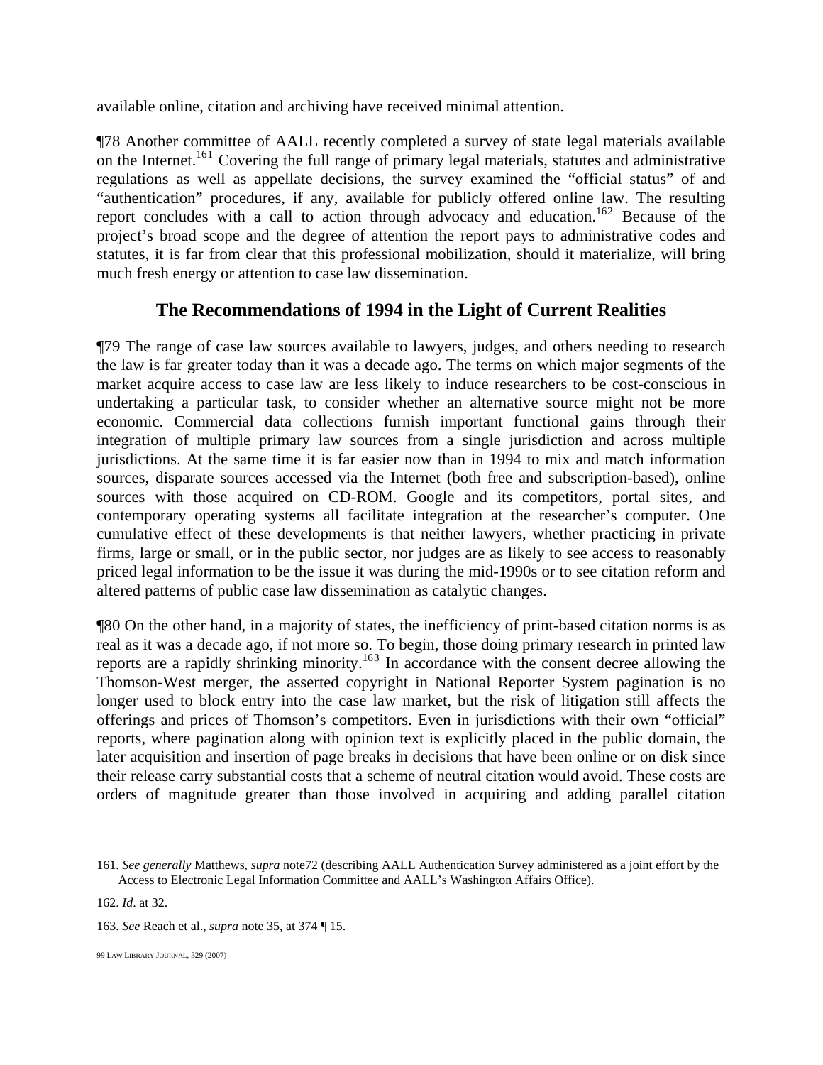available online, citation and archiving have received minimal attention.

¶78 Another committee of AALL recently completed a survey of state legal materials available on the Internet.[161] Covering the full range of primary legal materials, statutes and administrative regulations as well as appellate decisions, the survey examined the "official status" of and "authentication" procedures, if any, available for publicly offered online law. The resulting report concludes with a call to action through advocacy and education.[162] Because of the project's broad scope and the degree of attention the report pays to administrative codes and statutes, it is far from clear that this professional mobilization, should it materialize, will bring much fresh energy or attention to case law dissemination.

## The Recommendations of 1994 in the Light of Current Realities

¶79 The range of case law sources available to lawyers, judges, and others needing to research the law is far greater today than it was a decade ago. The terms on which major segments of the market acquire access to case law are less likely to induce researchers to be cost-conscious in undertaking a particular task, to consider whether an alternative source might not be more economic. Commercial data collections furnish important functional gains through their integration of multiple primary law sources from a single jurisdiction and across multiple jurisdictions. At the same time it is far easier now than in 1994 to mix and match information sources, disparate sources accessed via the Internet (both free and subscription-based), online sources with those acquired on CD-ROM. Google and its competitors, portal sites, and contemporary operating systems all facilitate integration at the researcher's computer. One cumulative effect of these developments is that neither lawyers, whether practicing in private firms, large or small, or in the public sector, nor judges are as likely to see access to reasonably priced legal information to be the issue it was during the mid-1990s or to see citation reform and altered patterns of public case law dissemination as catalytic changes.

¶80 On the other hand, in a majority of states, the inefficiency of print-based citation norms is as real as it was a decade ago, if not more so. To begin, those doing primary research in printed law reports are a rapidly shrinking minority.[163] In accordance with the consent decree allowing the Thomson-West merger, the asserted copyright in National Reporter System pagination is no longer used to block entry into the case law market, but the risk of litigation still affects the offerings and prices of Thomson's competitors. Even in jurisdictions with their own "official" reports, where pagination along with opinion text is explicitly placed in the public domain, the later acquisition and insertion of page breaks in decisions that have been online or on disk since their release carry substantial costs that a scheme of neutral citation would avoid. These costs are orders of magnitude greater than those involved in acquiring and adding parallel citation

---

161. *See generally* Matthews, *supra* note72 (describing AALL Authentication Survey administered as a joint effort by the Access to Electronic Legal Information Committee and AALL's Washington Affairs Office).

162. *Id*. at 32.

163. *See* Reach et al., *supra* note 35, at 374 ¶ 15.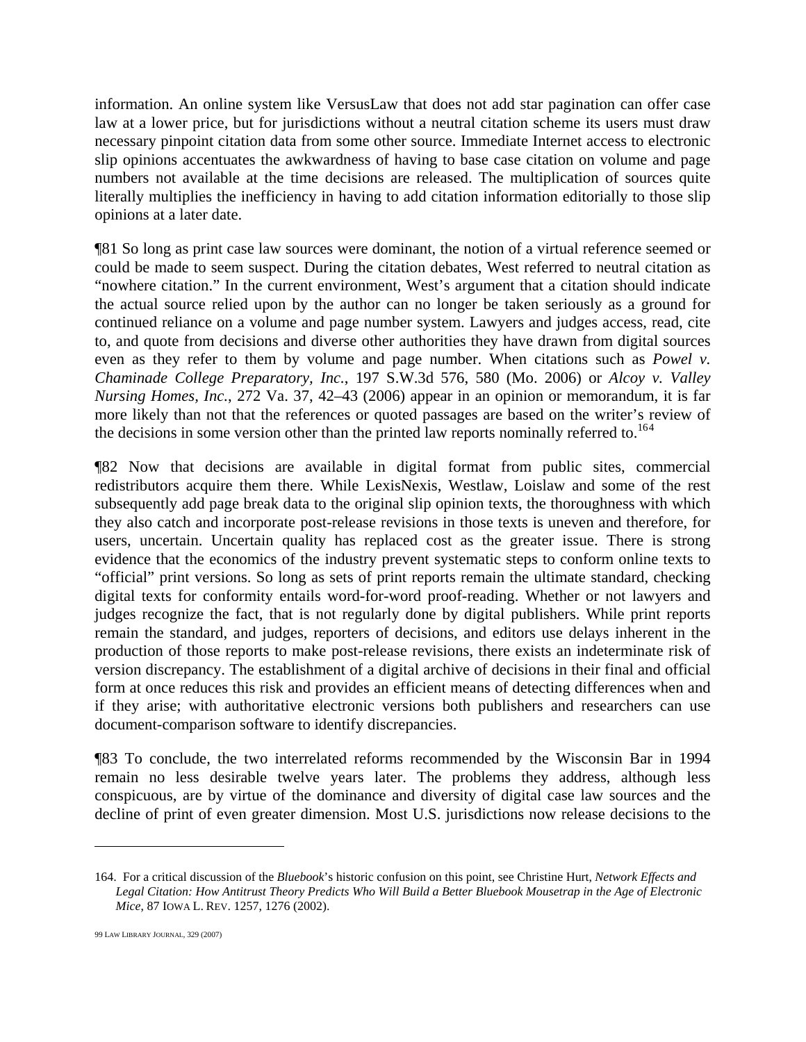information. An online system like VersusLaw that does not add star pagination can offer case law at a lower price, but for jurisdictions without a neutral citation scheme its users must draw necessary pinpoint citation data from some other source. Immediate Internet access to electronic slip opinions accentuates the awkwardness of having to base case citation on volume and page numbers not available at the time decisions are released. The multiplication of sources quite literally multiplies the inefficiency in having to add citation information editorially to those slip opinions at a later date.

¶81 So long as print case law sources were dominant, the notion of a virtual reference seemed or could be made to seem suspect. During the citation debates, West referred to neutral citation as "nowhere citation." In the current environment, West's argument that a citation should indicate the actual source relied upon by the author can no longer be taken seriously as a ground for continued reliance on a volume and page number system. Lawyers and judges access, read, cite to, and quote from decisions and diverse other authorities they have drawn from digital sources even as they refer to them by volume and page number. When citations such as *Powel v. Chaminade College Preparatory, Inc.*, 197 S.W.3d 576, 580 (Mo. 2006) or *Alcoy v. Valley Nursing Homes, Inc.*, 272 Va. 37, 42–43 (2006) appear in an opinion or memorandum, it is far more likely than not that the references or quoted passages are based on the writer's review of the decisions in some version other than the printed law reports nominally referred to.[164]

¶82 Now that decisions are available in digital format from public sites, commercial redistributors acquire them there. While LexisNexis, Westlaw, Loislaw and some of the rest subsequently add page break data to the original slip opinion texts, the thoroughness with which they also catch and incorporate post-release revisions in those texts is uneven and therefore, for users, uncertain. Uncertain quality has replaced cost as the greater issue. There is strong evidence that the economics of the industry prevent systematic steps to conform online texts to "official" print versions. So long as sets of print reports remain the ultimate standard, checking digital texts for conformity entails word-for-word proof-reading. Whether or not lawyers and judges recognize the fact, that is not regularly done by digital publishers. While print reports remain the standard, and judges, reporters of decisions, and editors use delays inherent in the production of those reports to make post-release revisions, there exists an indeterminate risk of version discrepancy. The establishment of a digital archive of decisions in their final and official form at once reduces this risk and provides an efficient means of detecting differences when and if they arise; with authoritative electronic versions both publishers and researchers can use document-comparison software to identify discrepancies.

¶83 To conclude, the two interrelated reforms recommended by the Wisconsin Bar in 1994 remain no less desirable twelve years later. The problems they address, although less conspicuous, are by virtue of the dominance and diversity of digital case law sources and the decline of print of even greater dimension. Most U.S. jurisdictions now release decisions to the

---

164. For a critical discussion of the *Bluebook*'s historic confusion on this point, see Christine Hurt, *Network Effects and Legal Citation: How Antitrust Theory Predicts Who Will Build a Better Bluebook Mousetrap in the Age of Electronic Mice*, 87 IOWA L. REV. 1257, 1276 (2002).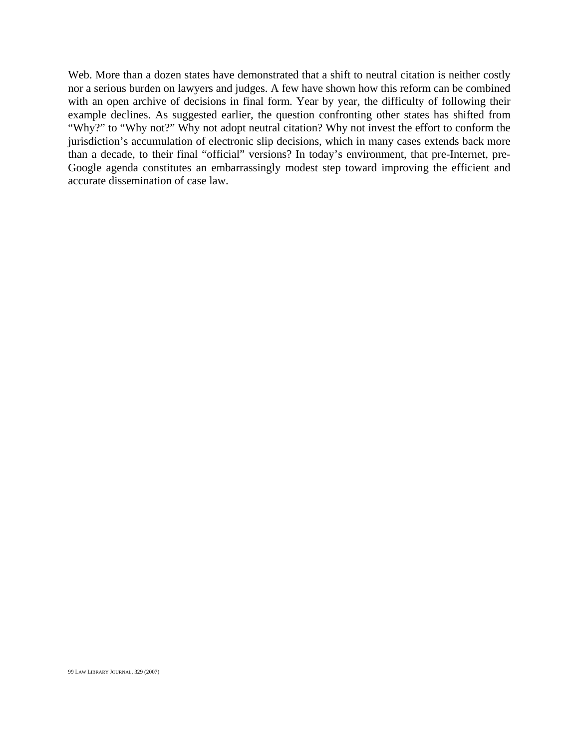Web. More than a dozen states have demonstrated that a shift to neutral citation is neither costly nor a serious burden on lawyers and judges. A few have shown how this reform can be combined with an open archive of decisions in final form. Year by year, the difficulty of following their example declines. As suggested earlier, the question confronting other states has shifted from "Why?" to "Why not?" Why not adopt neutral citation? Why not invest the effort to conform the jurisdiction's accumulation of electronic slip decisions, which in many cases extends back more than a decade, to their final "official" versions? In today's environment, that pre-Internet, pre-Google agenda constitutes an embarrassingly modest step toward improving the efficient and accurate dissemination of case law.